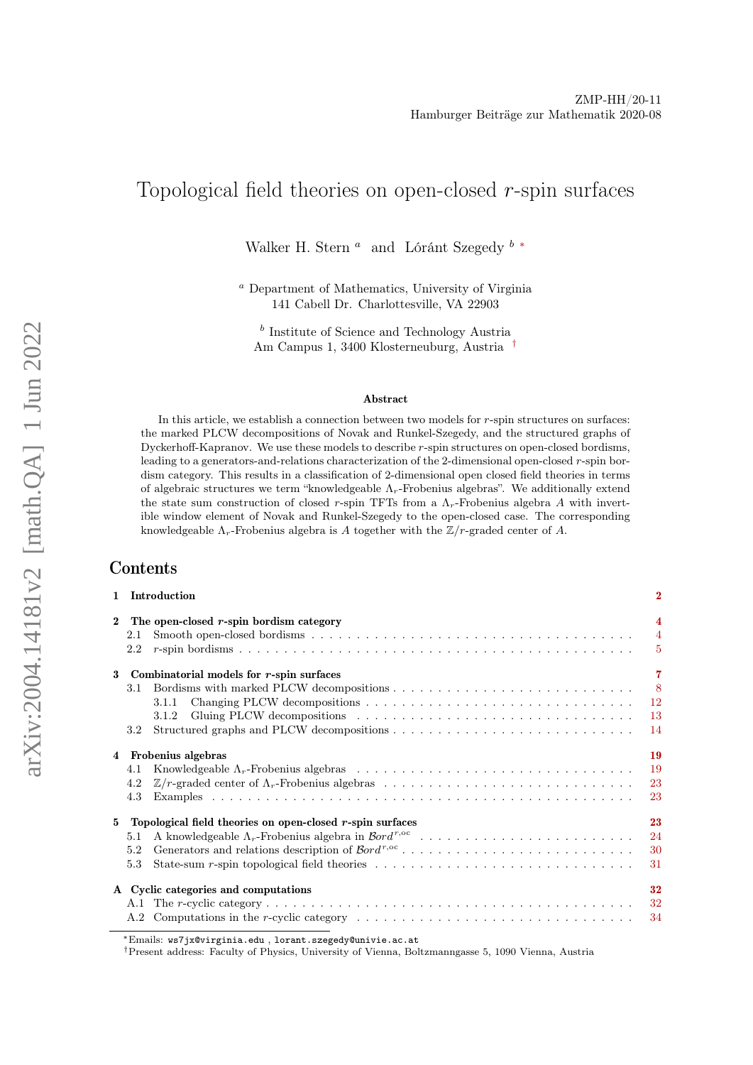ZMP-HH/20-11
Hamburger Beiträge zur Mathematik 2020-08

# Topological field theories on open-closed $r$-spin surfaces

Walker H. Stern [a] and Lóránt Szegedy [b] [*]

[a] Department of Mathematics, University of Virginia
141 Cabell Dr. Charlottesville, VA 22903

[b] Institute of Science and Technology Austria
Am Campus 1, 3400 Klosterneuburg, Austria [†]

### Abstract

In this article, we establish a connection between two models for $r$-spin structures on surfaces: the marked PLCW decompositions of Novak and Runkel-Szegedy, and the structured graphs of Dyckerhoff-Kapranov. We use these models to describe $r$-spin structures on open-closed bordisms, leading to a generators-and-relations characterization of the 2-dimensional open-closed $r$-spin bordism category. This results in a classification of 2-dimensional open closed field theories in terms of algebraic structures we term "knowledgeable $\Lambda_r$-Frobenius algebras". We additionally extend the state sum construction of closed $r$-spin TFTs from a $\Lambda_r$-Frobenius algebra $A$ with invertible window element of Novak and Runkel-Szegedy to the open-closed case. The corresponding knowledgeable $\Lambda_r$-Frobenius algebra is $A$ together with the $\mathbb{Z}/r$-graded center of $A$.

## Contents

- **1 Introduction** — 2
- **2 The open-closed $r$-spin bordism category** — 4
  - 2.1 Smooth open-closed bordisms — 4
  - 2.2 $r$-spin bordisms — 5
- **3 Combinatorial models for $r$-spin surfaces** — 7
  - 3.1 Bordisms with marked PLCW decompositions — 8
    - 3.1.1 Changing PLCW decompositions — 12
    - 3.1.2 Gluing PLCW decompositions — 13
  - 3.2 Structured graphs and PLCW decompositions — 14
- **4 Frobenius algebras** — 19
  - 4.1 Knowledgeable $\Lambda_r$-Frobenius algebras — 19
  - 4.2 $\mathbb{Z}/r$-graded center of $\Lambda_r$-Frobenius algebras — 23
  - 4.3 Examples — 23
- **5 Topological field theories on open-closed $r$-spin surfaces** — 23
  - 5.1 A knowledgeable $\Lambda_r$-Frobenius algebra in $\mathcal{B}ord^{r,oc}$ — 24
  - 5.2 Generators and relations description of $\mathcal{B}ord^{r,oc}$ — 30
  - 5.3 State-sum $r$-spin topological field theories — 31
- **A Cyclic categories and computations** — 32
  - A.1 The $r$-cyclic category — 32
  - A.2 Computations in the $r$-cyclic category — 34

[*] Emails: ws7jx@virginia.edu , lorant.szegedy@univie.ac.at
[†] Present address: Faculty of Physics, University of Vienna, Boltzmanngasse 5, 1090 Vienna, Austria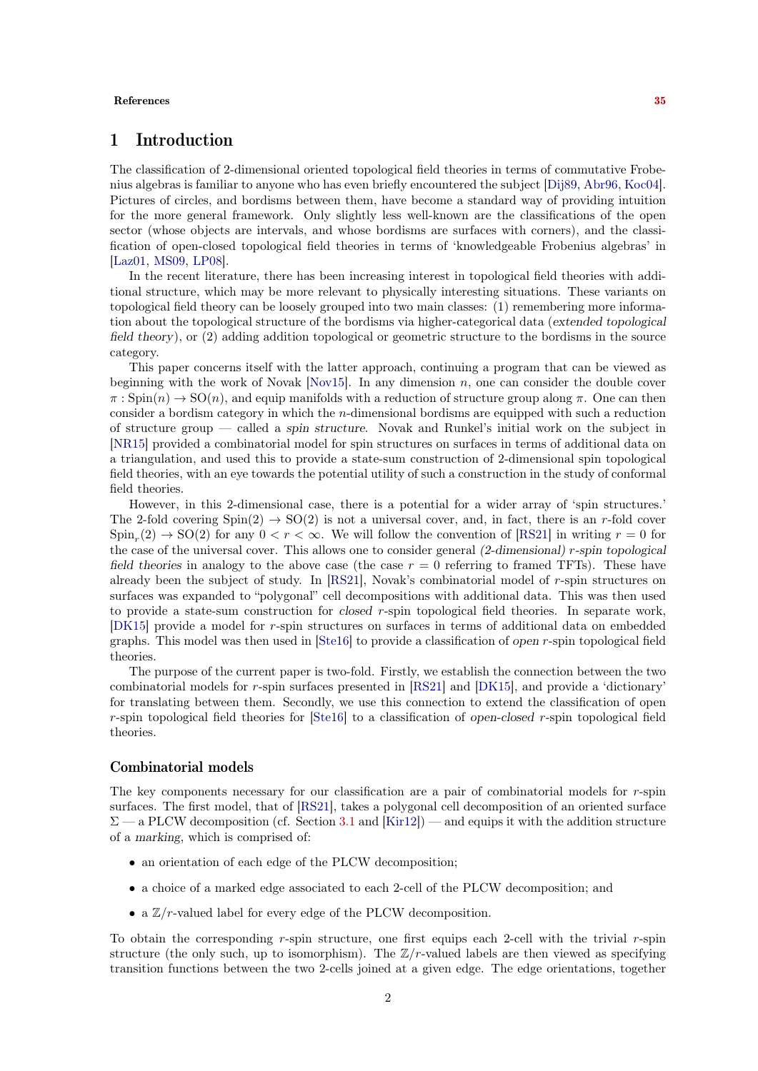# 1 Introduction

The classification of 2-dimensional oriented topological field theories in terms of commutative Frobenius algebras is familiar to anyone who has even briefly encountered the subject [Dij89, Abr96, Koc04]. Pictures of circles, and bordisms between them, have become a standard way of providing intuition for the more general framework. Only slightly less well-known are the classifications of the open sector (whose objects are intervals, and whose bordisms are surfaces with corners), and the classification of open-closed topological field theories in terms of 'knowledgeable Frobenius algebras' in [Laz01, MS09, LP08].

In the recent literature, there has been increasing interest in topological field theories with additional structure, which may be more relevant to physically interesting situations. These variants on topological field theory can be loosely grouped into two main classes: (1) remembering more information about the topological structure of the bordisms via higher-categorical data (*extended topological field theory*), or (2) adding addition topological or geometric structure to the bordisms in the source category.

This paper concerns itself with the latter approach, continuing a program that can be viewed as beginning with the work of Novak [Nov15]. In any dimension $n$, one can consider the double cover $\pi : \mathrm{Spin}(n) \to \mathrm{SO}(n)$, and equip manifolds with a reduction of structure group along $\pi$. One can then consider a bordism category in which the $n$-dimensional bordisms are equipped with such a reduction of structure group — called a *spin structure*. Novak and Runkel's initial work on the subject in [NR15] provided a combinatorial model for spin structures on surfaces in terms of additional data on a triangulation, and used this to provide a state-sum construction of 2-dimensional spin topological field theories, with an eye towards the potential utility of such a construction in the study of conformal field theories.

However, in this 2-dimensional case, there is a potential for a wider array of 'spin structures.' The 2-fold covering $\mathrm{Spin}(2) \to \mathrm{SO}(2)$ is not a universal cover, and, in fact, there is an $r$-fold cover $\mathrm{Spin}_r(2) \to \mathrm{SO}(2)$ for any $0 < r < \infty$. We will follow the convention of [RS21] in writing $r = 0$ for the case of the universal cover. This allows one to consider general *(2-dimensional) $r$-spin topological field theories* in analogy to the above case (the case $r = 0$ referring to framed TFTs). These have already been the subject of study. In [RS21], Novak's combinatorial model of $r$-spin structures on surfaces was expanded to "polygonal" cell decompositions with additional data. This was then used to provide a state-sum construction for *closed* $r$-spin topological field theories. In separate work, [DK15] provide a model for $r$-spin structures on surfaces in terms of additional data on embedded graphs. This model was then used in [Ste16] to provide a classification of *open* $r$-spin topological field theories.

The purpose of the current paper is two-fold. Firstly, we establish the connection between the two combinatorial models for $r$-spin surfaces presented in [RS21] and [DK15], and provide a 'dictionary' for translating between them. Secondly, we use this connection to extend the classification of open $r$-spin topological field theories for [Ste16] to a classification of *open-closed* $r$-spin topological field theories.

### Combinatorial models

The key components necessary for our classification are a pair of combinatorial models for $r$-spin surfaces. The first model, that of [RS21], takes a polygonal cell decomposition of an oriented surface $\Sigma$ — a PLCW decomposition (cf. Section 3.1 and [Kir12]) — and equips it with the addition structure of a *marking*, which is comprised of:

- an orientation of each edge of the PLCW decomposition;
- a choice of a marked edge associated to each 2-cell of the PLCW decomposition; and
- a $\mathbb{Z}/r$-valued label for every edge of the PLCW decomposition.

To obtain the corresponding $r$-spin structure, one first equips each 2-cell with the trivial $r$-spin structure (the only such, up to isomorphism). The $\mathbb{Z}/r$-valued labels are then viewed as specifying transition functions between the two 2-cells joined at a given edge. The edge orientations, together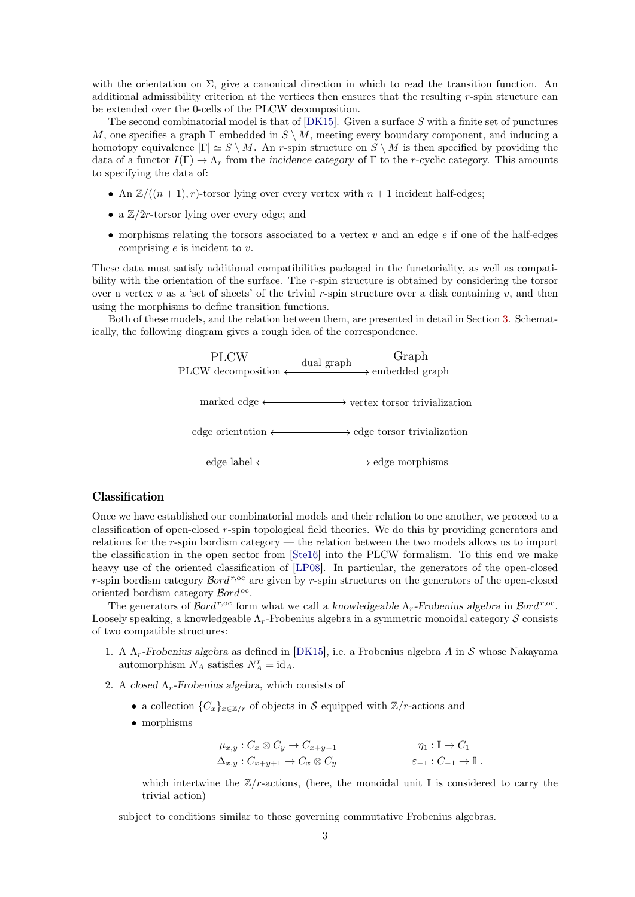with the orientation on $\Sigma$, give a canonical direction in which to read the transition function. An additional admissibility criterion at the vertices then ensures that the resulting $r$-spin structure can be extended over the 0-cells of the PLCW decomposition.

The second combinatorial model is that of [DK15]. Given a surface $S$ with a finite set of punctures $M$, one specifies a graph $\Gamma$ embedded in $S \setminus M$, meeting every boundary component, and inducing a homotopy equivalence $|\Gamma| \simeq S \setminus M$. An $r$-spin structure on $S \setminus M$ is then specified by providing the data of a functor $I(\Gamma) \to \Lambda_r$ from the *incidence category* of $\Gamma$ to the $r$-cyclic category. This amounts to specifying the data of:

- An $\mathbb{Z}/((n+1), r)$-torsor lying over every vertex with $n+1$ incident half-edges;
- a $\mathbb{Z}/2r$-torsor lying over every edge; and
- morphisms relating the torsors associated to a vertex $v$ and an edge $e$ if one of the half-edges comprising $e$ is incident to $v$.

These data must satisfy additional compatibilities packaged in the functoriality, as well as compatibility with the orientation of the surface. The $r$-spin structure is obtained by considering the torsor over a vertex $v$ as a 'set of sheets' of the trivial $r$-spin structure over a disk containing $v$, and then using the morphisms to define transition functions.

Both of these models, and the relation between them, are presented in detail in Section 3. Schematically, the following diagram gives a rough idea of the correspondence.

| PLCW | | Graph |
|---|---|---|
| PLCW decomposition | $\xleftrightarrow{\text{dual graph}}$ | embedded graph |
| marked edge | $\longleftrightarrow$ | vertex torsor trivialization |
| edge orientation | $\longleftrightarrow$ | edge torsor trivialization |
| edge label | $\longleftrightarrow$ | edge morphisms |

## Classification

Once we have established our combinatorial models and their relation to one another, we proceed to a classification of open-closed $r$-spin topological field theories. We do this by providing generators and relations for the $r$-spin bordism category — the relation between the two models allows us to import the classification in the open sector from [Ste16] into the PLCW formalism. To this end we make heavy use of the oriented classification of [LP08]. In particular, the generators of the open-closed $r$-spin bordism category $\mathcal{B}ord^{r,\mathrm{oc}}$ are given by $r$-spin structures on the generators of the open-closed oriented bordism category $\mathcal{B}ord^{\mathrm{oc}}$.

The generators of $\mathcal{B}ord^{r,\mathrm{oc}}$ form what we call a *knowledgeable* $\Lambda_r$*-Frobenius algebra* in $\mathcal{B}ord^{r,\mathrm{oc}}$. Loosely speaking, a knowledgeable $\Lambda_r$-Frobenius algebra in a symmetric monoidal category $\mathcal{S}$ consists of two compatible structures:

1. A $\Lambda_r$*-Frobenius algebra* as defined in [DK15], i.e. a Frobenius algebra $A$ in $\mathcal{S}$ whose Nakayama automorphism $N_A$ satisfies $N_A^r = \mathrm{id}_A$.
2. A *closed* $\Lambda_r$*-Frobenius algebra*, which consists of
   - a collection $\{C_x\}_{x \in \mathbb{Z}/r}$ of objects in $\mathcal{S}$ equipped with $\mathbb{Z}/r$-actions and
   - morphisms

   $$\mu_{x,y} : C_x \otimes C_y \to C_{x+y-1} \qquad\qquad \eta_1 : \mathbb{I} \to C_1$$
   $$\Delta_{x,y} : C_{x+y+1} \to C_x \otimes C_y \qquad\qquad \varepsilon_{-1} : C_{-1} \to \mathbb{I}\ .$$

   which intertwine the $\mathbb{Z}/r$-actions, (here, the monoidal unit $\mathbb{I}$ is considered to carry the trivial action)

   subject to conditions similar to those governing commutative Frobenius algebras.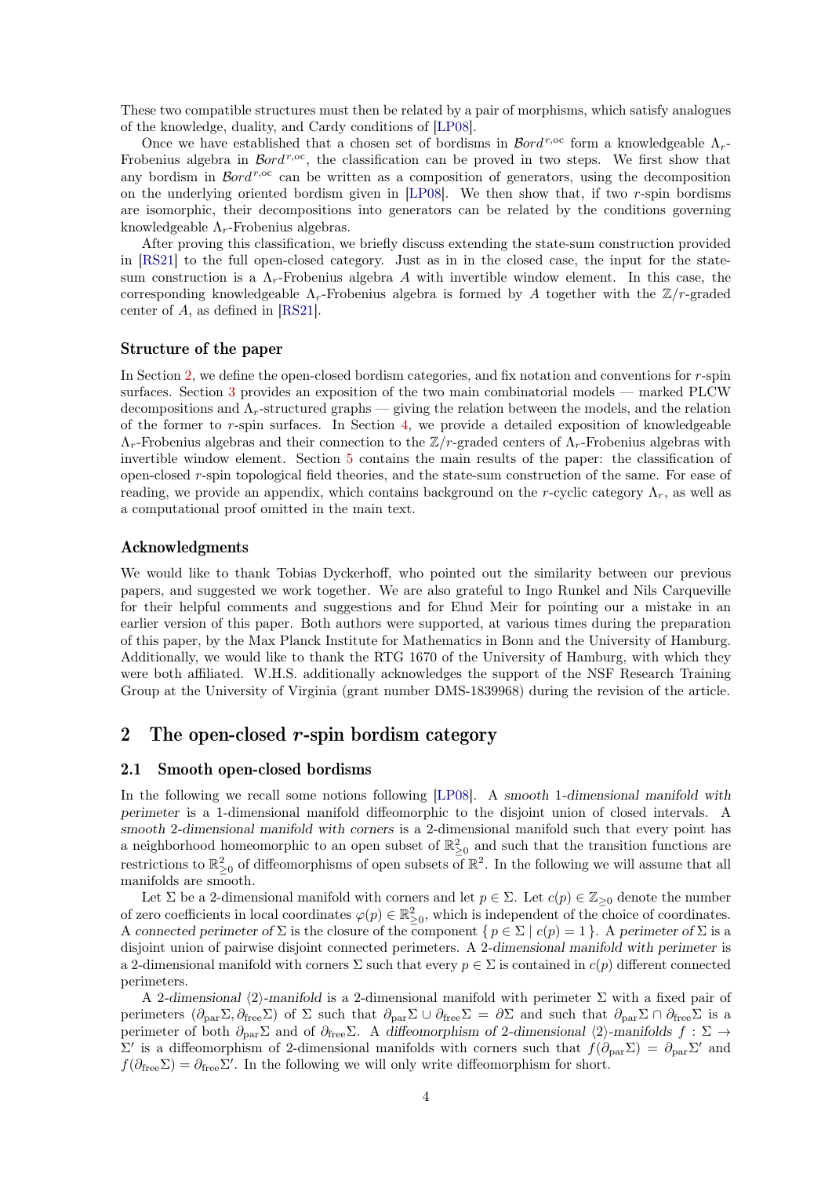These two compatible structures must then be related by a pair of morphisms, which satisfy analogues of the knowledge, duality, and Cardy conditions of [LP08].

Once we have established that a chosen set of bordisms in $\mathcal{B}ord^{r,\mathrm{oc}}$ form a knowledgeable $\Lambda_r$-Frobenius algebra in $\mathcal{B}ord^{r,\mathrm{oc}}$, the classification can be proved in two steps. We first show that any bordism in $\mathcal{B}ord^{r,\mathrm{oc}}$ can be written as a composition of generators, using the decomposition on the underlying oriented bordism given in [LP08]. We then show that, if two $r$-spin bordisms are isomorphic, their decompositions into generators can be related by the conditions governing knowledgeable $\Lambda_r$-Frobenius algebras.

After proving this classification, we briefly discuss extending the state-sum construction provided in [RS21] to the full open-closed category. Just as in in the closed case, the input for the state-sum construction is a $\Lambda_r$-Frobenius algebra $A$ with invertible window element. In this case, the corresponding knowledgeable $\Lambda_r$-Frobenius algebra is formed by $A$ together with the $\mathbb{Z}/r$-graded center of $A$, as defined in [RS21].

### Structure of the paper

In Section 2, we define the open-closed bordism categories, and fix notation and conventions for $r$-spin surfaces. Section 3 provides an exposition of the two main combinatorial models — marked PLCW decompositions and $\Lambda_r$-structured graphs — giving the relation between the models, and the relation of the former to $r$-spin surfaces. In Section 4, we provide a detailed exposition of knowledgeable $\Lambda_r$-Frobenius algebras and their connection to the $\mathbb{Z}/r$-graded centers of $\Lambda_r$-Frobenius algebras with invertible window element. Section 5 contains the main results of the paper: the classification of open-closed $r$-spin topological field theories, and the state-sum construction of the same. For ease of reading, we provide an appendix, which contains background on the $r$-cyclic category $\Lambda_r$, as well as a computational proof omitted in the main text.

### Acknowledgments

We would like to thank Tobias Dyckerhoff, who pointed out the similarity between our previous papers, and suggested we work together. We are also grateful to Ingo Runkel and Nils Carqueville for their helpful comments and suggestions and for Ehud Meir for pointing our a mistake in an earlier version of this paper. Both authors were supported, at various times during the preparation of this paper, by the Max Planck Institute for Mathematics in Bonn and the University of Hamburg. Additionally, we would like to thank the RTG 1670 of the University of Hamburg, with which they were both affiliated. W.H.S. additionally acknowledges the support of the NSF Research Training Group at the University of Virginia (grant number DMS-1839968) during the revision of the article.

## 2 The open-closed $r$-spin bordism category

### 2.1 Smooth open-closed bordisms

In the following we recall some notions following [LP08]. A *smooth 1-dimensional manifold with perimeter* is a 1-dimensional manifold diffeomorphic to the disjoint union of closed intervals. A *smooth 2-dimensional manifold with corners* is a 2-dimensional manifold such that every point has a neighborhood homeomorphic to an open subset of $\mathbb{R}^2_{\geq 0}$ and such that the transition functions are restrictions to $\mathbb{R}^2_{\geq 0}$ of diffeomorphisms of open subsets of $\mathbb{R}^2$. In the following we will assume that all manifolds are smooth.

Let $\Sigma$ be a 2-dimensional manifold with corners and let $p \in \Sigma$. Let $c(p) \in \mathbb{Z}_{\geq 0}$ denote the number of zero coefficients in local coordinates $\varphi(p) \in \mathbb{R}^2_{\geq 0}$, which is independent of the choice of coordinates. A *connected perimeter of* $\Sigma$ is the closure of the component $\{\, p \in \Sigma \mid c(p) = 1 \,\}$. A *perimeter of* $\Sigma$ is a disjoint union of pairwise disjoint connected perimeters. A *2-dimensional manifold with perimeter* is a 2-dimensional manifold with corners $\Sigma$ such that every $p \in \Sigma$ is contained in $c(p)$ different connected perimeters.

A *2-dimensional $\langle 2 \rangle$-manifold* is a 2-dimensional manifold with perimeter $\Sigma$ with a fixed pair of perimeters $(\partial_{\mathrm{par}}\Sigma, \partial_{\mathrm{free}}\Sigma)$ of $\Sigma$ such that $\partial_{\mathrm{par}}\Sigma \cup \partial_{\mathrm{free}}\Sigma = \partial\Sigma$ and such that $\partial_{\mathrm{par}}\Sigma \cap \partial_{\mathrm{free}}\Sigma$ is a perimeter of both $\partial_{\mathrm{par}}\Sigma$ and of $\partial_{\mathrm{free}}\Sigma$. A *diffeomorphism of 2-dimensional $\langle 2 \rangle$-manifolds* $f : \Sigma \to \Sigma'$ is a diffeomorphism of 2-dimensional manifolds with corners such that $f(\partial_{\mathrm{par}}\Sigma) = \partial_{\mathrm{par}}\Sigma'$ and $f(\partial_{\mathrm{free}}\Sigma) = \partial_{\mathrm{free}}\Sigma'$. In the following we will only write diffeomorphism for short.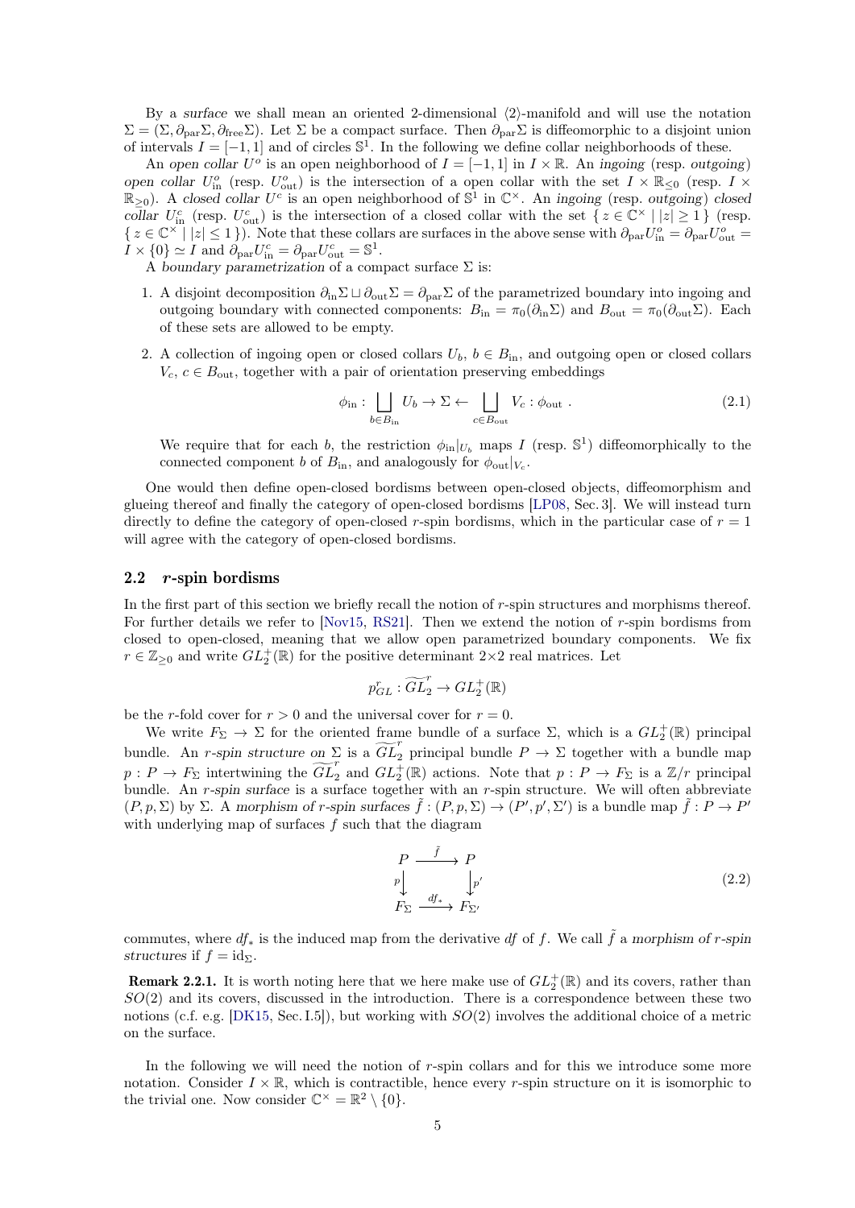By a *surface* we shall mean an oriented 2-dimensional $\langle 2\rangle$-manifold and will use the notation $\Sigma = (\Sigma, \partial_{\rm par}\Sigma, \partial_{\rm free}\Sigma)$. Let $\Sigma$ be a compact surface. Then $\partial_{\rm par}\Sigma$ is diffeomorphic to a disjoint union of intervals $I = [-1, 1]$ and of circles $\mathbb{S}^1$. In the following we define collar neighborhoods of these.

An *open collar* $U^o$ is an open neighborhood of $I = [-1, 1]$ in $I \times \mathbb{R}$. An *ingoing* (resp. *outgoing*) *open collar* $U^o_{\rm in}$ (resp. $U^o_{\rm out}$) is the intersection of a open collar with the set $I \times \mathbb{R}_{\leq 0}$ (resp. $I \times \mathbb{R}_{\geq 0}$). A *closed collar* $U^c$ is an open neighborhood of $\mathbb{S}^1$ in $\mathbb{C}^\times$. An *ingoing* (resp. *outgoing*) *closed collar* $U^c_{\rm in}$ (resp. $U^c_{\rm out}$) is the intersection of a closed collar with the set $\{\, z \in \mathbb{C}^\times \mid |z| \geq 1 \,\}$ (resp. $\{\, z \in \mathbb{C}^\times \mid |z| \leq 1 \,\}$). Note that these collars are surfaces in the above sense with $\partial_{\rm par}U^o_{\rm in} = \partial_{\rm par}U^o_{\rm out} = I \times \{0\} \simeq I$ and $\partial_{\rm par}U^c_{\rm in} = \partial_{\rm par}U^c_{\rm out} = \mathbb{S}^1$.

A *boundary parametrization* of a compact surface $\Sigma$ is:

1. A disjoint decomposition $\partial_{\rm in}\Sigma \sqcup \partial_{\rm out}\Sigma = \partial_{\rm par}\Sigma$ of the parametrized boundary into ingoing and outgoing boundary with connected components: $B_{\rm in} = \pi_0(\partial_{\rm in}\Sigma)$ and $B_{\rm out} = \pi_0(\partial_{\rm out}\Sigma)$. Each of these sets are allowed to be empty.

2. A collection of ingoing open or closed collars $U_b$, $b \in B_{\rm in}$, and outgoing open or closed collars $V_c$, $c \in B_{\rm out}$, together with a pair of orientation preserving embeddings
$$\phi_{\rm in} : \bigsqcup_{b \in B_{\rm in}} U_b \to \Sigma \leftarrow \bigsqcup_{c \in B_{\rm out}} V_c : \phi_{\rm out} \,. \tag{2.1}$$
We require that for each $b$, the restriction $\phi_{\rm in}|_{U_b}$ maps $I$ (resp. $\mathbb{S}^1$) diffeomorphically to the connected component $b$ of $B_{\rm in}$, and analogously for $\phi_{\rm out}|_{V_c}$.

One would then define open-closed bordisms between open-closed objects, diffeomorphism and glueing thereof and finally the category of open-closed bordisms [LP08, Sec. 3]. We will instead turn directly to define the category of open-closed $r$-spin bordisms, which in the particular case of $r = 1$ will agree with the category of open-closed bordisms.

## 2.2 $r$-spin bordisms

In the first part of this section we briefly recall the notion of $r$-spin structures and morphisms thereof. For further details we refer to [Nov15, RS21]. Then we extend the notion of $r$-spin bordisms from closed to open-closed, meaning that we allow open parametrized boundary components. We fix $r \in \mathbb{Z}_{\geq 0}$ and write $GL_2^+(\mathbb{R})$ for the positive determinant $2\times 2$ real matrices. Let
$$p^r_{GL} : \widetilde{GL}_2^r \to GL_2^+(\mathbb{R})$$
be the $r$-fold cover for $r > 0$ and the universal cover for $r = 0$.

We write $F_\Sigma \to \Sigma$ for the oriented frame bundle of a surface $\Sigma$, which is a $GL_2^+(\mathbb{R})$ principal bundle. An *$r$-spin structure on* $\Sigma$ is a $\widetilde{GL}_2^r$ principal bundle $P \to \Sigma$ together with a bundle map $p : P \to F_\Sigma$ intertwining the $\widetilde{GL}_2^r$ and $GL_2^+(\mathbb{R})$ actions. Note that $p : P \to F_\Sigma$ is a $\mathbb{Z}/r$ principal bundle. An *$r$-spin surface* is a surface together with an $r$-spin structure. We will often abbreviate $(P, p, \Sigma)$ by $\Sigma$. A *morphism of $r$-spin surfaces* $\tilde{f} : (P, p, \Sigma) \to (P', p', \Sigma')$ is a bundle map $\tilde{f} : P \to P'$ with underlying map of surfaces $f$ such that the diagram
$$\begin{array}{ccc} P & \xrightarrow{\tilde{f}} & P \\ {\scriptstyle p}\downarrow & & \downarrow{\scriptstyle p'} \\ F_\Sigma & \xrightarrow{df_*} & F_{\Sigma'} \end{array} \tag{2.2}$$
commutes, where $df_*$ is the induced map from the derivative $df$ of $f$. We call $\tilde{f}$ a *morphism of $r$-spin structures* if $f = \mathrm{id}_\Sigma$.

**Remark 2.2.1.** It is worth noting here that we here make use of $GL_2^+(\mathbb{R})$ and its covers, rather than $SO(2)$ and its covers, discussed in the introduction. There is a correspondence between these two notions (c.f. e.g. [DK15, Sec. I.5]), but working with $SO(2)$ involves the additional choice of a metric on the surface.

In the following we will need the notion of $r$-spin collars and for this we introduce some more notation. Consider $I \times \mathbb{R}$, which is contractible, hence every $r$-spin structure on it is isomorphic to the trivial one. Now consider $\mathbb{C}^\times = \mathbb{R}^2 \setminus \{0\}$.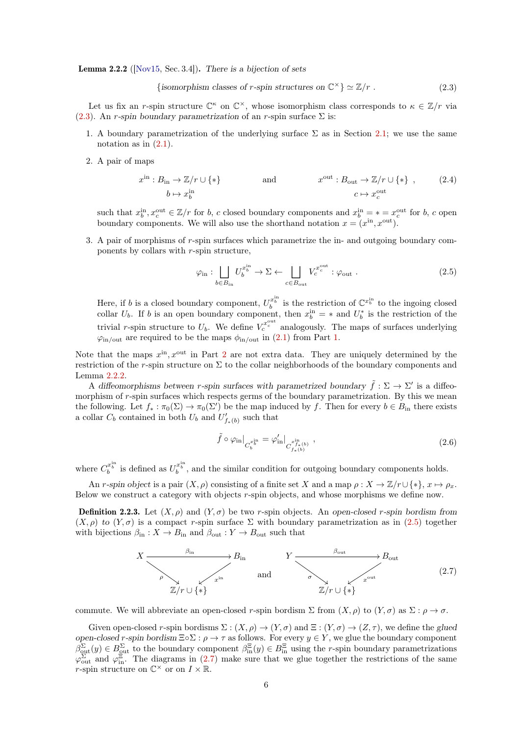**Lemma 2.2.2** ([Nov15, Sec. 3.4]). *There is a bijection of sets*

$$\{\text{isomorphism classes of } r\text{-spin structures on } \mathbb{C}^\times\} \simeq \mathbb{Z}/r \ . \tag{2.3}$$

Let us fix an $r$-spin structure $\mathbb{C}^\kappa$ on $\mathbb{C}^\times$, whose isomorphism class corresponds to $\kappa \in \mathbb{Z}/r$ via (2.3). An *$r$-spin boundary parametrization* of an $r$-spin surface $\Sigma$ is:

1. A boundary parametrization of the underlying surface $\Sigma$ as in Section 2.1; we use the same notation as in (2.1).

2. A pair of maps

$$x^{\text{in}} : B_{\text{in}} \to \mathbb{Z}/r \cup \{*\} \qquad \text{and} \qquad x^{\text{out}} : B_{\text{out}} \to \mathbb{Z}/r \cup \{*\} \ , \tag{2.4}$$
$$b \mapsto x^{\text{in}}_b \qquad\qquad\qquad\qquad c \mapsto x^{\text{out}}_c$$

   such that $x^{\text{in}}_b, x^{\text{out}}_c \in \mathbb{Z}/r$ for $b$, $c$ closed boundary components and $x^{\text{in}}_b = * = x^{\text{out}}_c$ for $b$, $c$ open boundary components. We will also use the shorthand notation $x = (x^{\text{in}}, x^{\text{out}})$.

3. A pair of morphisms of $r$-spin surfaces which parametrize the in- and outgoing boundary components by collars with $r$-spin structure,

$$\varphi_{\text{in}} : \bigsqcup_{b \in B_{\text{in}}} U_b^{x_b^{\text{in}}} \to \Sigma \leftarrow \bigsqcup_{c \in B_{\text{out}}} V_c^{x_c^{\text{out}}} : \varphi_{\text{out}} \ . \tag{2.5}$$

   Here, if $b$ is a closed boundary component, $U_b^{x_b^{\text{in}}}$ is the restriction of $\mathbb{C}^{x_b^{\text{in}}}$ to the ingoing closed collar $U_b$. If $b$ is an open boundary component, then $x_b^{\text{in}} = *$ and $U_b^*$ is the restriction of the trivial $r$-spin structure to $U_b$. We define $V_c^{x_c^{\text{out}}}$ analogously. The maps of surfaces underlying $\varphi_{\text{in/out}}$ are required to be the maps $\phi_{\text{in/out}}$ in (2.1) from Part 1.

Note that the maps $x^{\text{in}}, x^{\text{out}}$ in Part 2 are not extra data. They are uniquely determined by the restriction of the $r$-spin structure on $\Sigma$ to the collar neighborhoods of the boundary components and Lemma 2.2.2.

A *diffeomorphisms between $r$-spin surfaces with parametrized boundary* $\tilde{f} : \Sigma \to \Sigma'$ is a diffeomorphism of $r$-spin surfaces which respects germs of the boundary parametrization. By this we mean the following. Let $f_* : \pi_0(\Sigma) \to \pi_0(\Sigma')$ be the map induced by $f$. Then for every $b \in B_{\text{in}}$ there exists a collar $C_b$ contained in both $U_b$ and $U'_{f_*(b)}$ such that

$$\tilde{f} \circ \varphi_{\text{in}}|_{C_b^{x_b^{\text{in}}}} = \varphi'_{\text{in}}|_{C_{f_*(b)}^{x_{f_*(b)}^{\text{in}}}} \ , \tag{2.6}$$

where $C_b^{x_b^{\text{in}}}$ is defined as $U_b^{x_b^{\text{in}}}$, and the similar condition for outgoing boundary components holds.

An *$r$-spin object* is a pair $(X, \rho)$ consisting of a finite set $X$ and a map $\rho : X \to \mathbb{Z}/r \cup \{*\}$, $x \mapsto \rho_x$. Below we construct a category with objects $r$-spin objects, and whose morphisms we define now.

**Definition 2.2.3.** Let $(X, \rho)$ and $(Y, \sigma)$ be two $r$-spin objects. An *open-closed $r$-spin bordism from $(X, \rho)$ to $(Y, \sigma)$* is a compact $r$-spin surface $\Sigma$ with boundary parametrization as in (2.5) together with bijections $\beta_{\text{in}} : X \to B_{\text{in}}$ and $\beta_{\text{out}} : Y \to B_{\text{out}}$ such that

$$\begin{array}{ccc} X & \xrightarrow{\ \beta_{\text{in}}\ } & B_{\text{in}} \\ & {\scriptstyle\rho}\searrow \quad \swarrow{\scriptstyle x^{\text{in}}} & \\ & \mathbb{Z}/r \cup \{*\} & \end{array} \qquad \text{and} \qquad \begin{array}{ccc} Y & \xrightarrow{\ \beta_{\text{out}}\ } & B_{\text{out}} \\ & {\scriptstyle\sigma}\searrow \quad \swarrow{\scriptstyle x^{\text{out}}} & \\ & \mathbb{Z}/r \cup \{*\} & \end{array} \tag{2.7}$$

commute. We will abbreviate an open-closed $r$-spin bordism $\Sigma$ from $(X, \rho)$ to $(Y, \sigma)$ as $\Sigma : \rho \to \sigma$.

Given open-closed $r$-spin bordisms $\Sigma : (X, \rho) \to (Y, \sigma)$ and $\Xi : (Y, \sigma) \to (Z, \tau)$, we define the *glued open-closed $r$-spin bordism* $\Xi \circ \Sigma : \rho \to \tau$ as follows. For every $y \in Y$, we glue the boundary component $\beta^{\Sigma}_{\text{out}}(y) \in B^{\Sigma}_{\text{out}}$ to the boundary component $\beta^{\Xi}_{\text{in}}(y) \in B^{\Xi}_{\text{in}}$ using the $r$-spin boundary parametrizations $\varphi^{\Sigma}_{\text{out}}$ and $\varphi^{\Xi}_{\text{in}}$. The diagrams in (2.7) make sure that we glue together the restrictions of the same $r$-spin structure on $\mathbb{C}^\times$ or on $I \times \mathbb{R}$.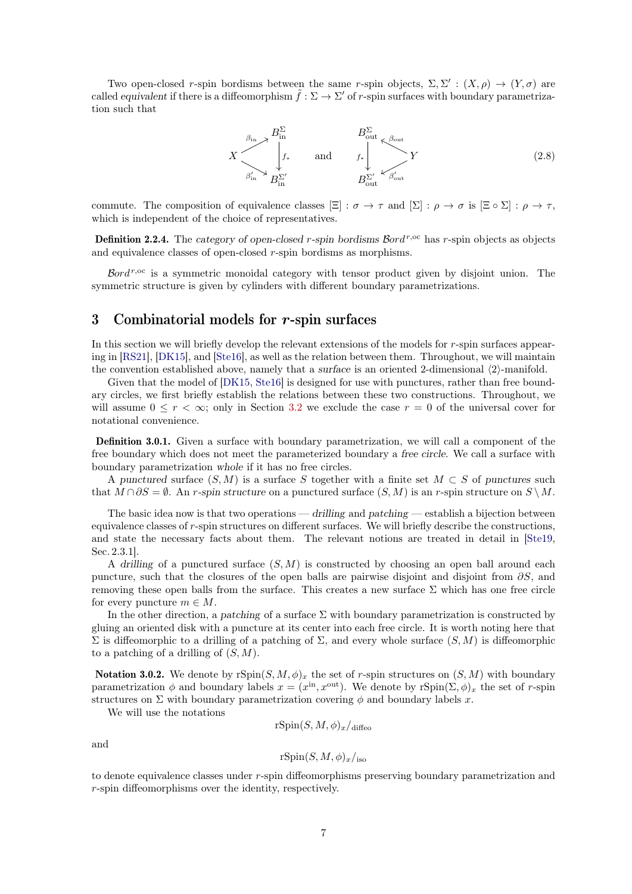Two open-closed $r$-spin bordisms between the same $r$-spin objects, $\Sigma, \Sigma' : (X,\rho) \to (Y,\sigma)$ are called *equivalent* if there is a diffeomorphism $\tilde{f} : \Sigma \to \Sigma'$ of $r$-spin surfaces with boundary parametrization such that

$$
\begin{array}{ccc}
 & & B_{\text{in}}^{\Sigma} \\
 & \overset{\beta_{\text{in}}}{\nearrow} & \\
X & & \big\downarrow f_* \\
 & \underset{\beta'_{\text{in}}}{\searrow} & \\
 & & B_{\text{in}}^{\Sigma'}
\end{array}
\qquad \text{and} \qquad
\begin{array}{ccc}
B_{\text{out}}^{\Sigma} & & \\
 & \overset{\beta_{\text{out}}}{\nwarrow} & \\
f_* \big\downarrow & & Y \\
 & \underset{\beta'_{\text{out}}}{\swarrow} & \\
B_{\text{out}}^{\Sigma'} & &
\end{array}
\tag{2.8}
$$

commute. The composition of equivalence classes $[\Xi] : \sigma \to \tau$ and $[\Sigma] : \rho \to \sigma$ is $[\Xi \circ \Sigma] : \rho \to \tau$, which is independent of the choice of representatives.

**Definition 2.2.4.** The *category of open-closed $r$-spin bordisms $\mathcal{B}ord^{r,\text{oc}}$* has $r$-spin objects as objects and equivalence classes of open-closed $r$-spin bordisms as morphisms.

$\mathcal{B}ord^{r,\text{oc}}$ is a symmetric monoidal category with tensor product given by disjoint union. The symmetric structure is given by cylinders with different boundary parametrizations.

# 3 Combinatorial models for $r$-spin surfaces

In this section we will briefly develop the relevant extensions of the models for $r$-spin surfaces appearing in [RS21], [DK15], and [Ste16], as well as the relation between them. Throughout, we will maintain the convention established above, namely that a *surface* is an oriented 2-dimensional $\langle 2 \rangle$-manifold.

Given that the model of [DK15, Ste16] is designed for use with punctures, rather than free boundary circles, we first briefly establish the relations between these two constructions. Throughout, we will assume $0 \le r < \infty$; only in Section 3.2 we exclude the case $r = 0$ of the universal cover for notational convenience.

**Definition 3.0.1.** Given a surface with boundary parametrization, we will call a component of the free boundary which does not meet the parameterized boundary a *free circle*. We call a surface with boundary parametrization *whole* if it has no free circles.

A *punctured* surface $(S, M)$ is a surface $S$ together with a finite set $M \subset S$ of *punctures* such that $M \cap \partial S = \emptyset$. An *$r$-spin structure* on a punctured surface $(S, M)$ is an $r$-spin structure on $S \setminus M$.

The basic idea now is that two operations — *drilling* and *patching* — establish a bijection between equivalence classes of $r$-spin structures on different surfaces. We will briefly describe the constructions, and state the necessary facts about them. The relevant notions are treated in detail in [Ste19, Sec. 2.3.1].

A *drilling* of a punctured surface $(S, M)$ is constructed by choosing an open ball around each puncture, such that the closures of the open balls are pairwise disjoint and disjoint from $\partial S$, and removing these open balls from the surface. This creates a new surface $\Sigma$ which has one free circle for every puncture $m \in M$.

In the other direction, a *patching* of a surface $\Sigma$ with boundary parametrization is constructed by gluing an oriented disk with a puncture at its center into each free circle. It is worth noting here that $\Sigma$ is diffeomorphic to a drilling of a patching of $\Sigma$, and every whole surface $(S, M)$ is diffeomorphic to a patching of a drilling of $(S, M)$.

**Notation 3.0.2.** We denote by $\text{rSpin}(S, M, \phi)_x$ the set of $r$-spin structures on $(S, M)$ with boundary parametrization $\phi$ and boundary labels $x = (x^{\text{in}}, x^{\text{out}})$. We denote by $\text{rSpin}(\Sigma, \phi)_x$ the set of $r$-spin structures on $\Sigma$ with boundary parametrization covering $\phi$ and boundary labels $x$.

We will use the notations

$$\text{rSpin}(S, M, \phi)_x/_{\text{diffeo}}$$

and

$$\text{rSpin}(S, M, \phi)_x/_{\text{iso}}$$

to denote equivalence classes under $r$-spin diffeomorphisms preserving boundary parametrization and $r$-spin diffeomorphisms over the identity, respectively.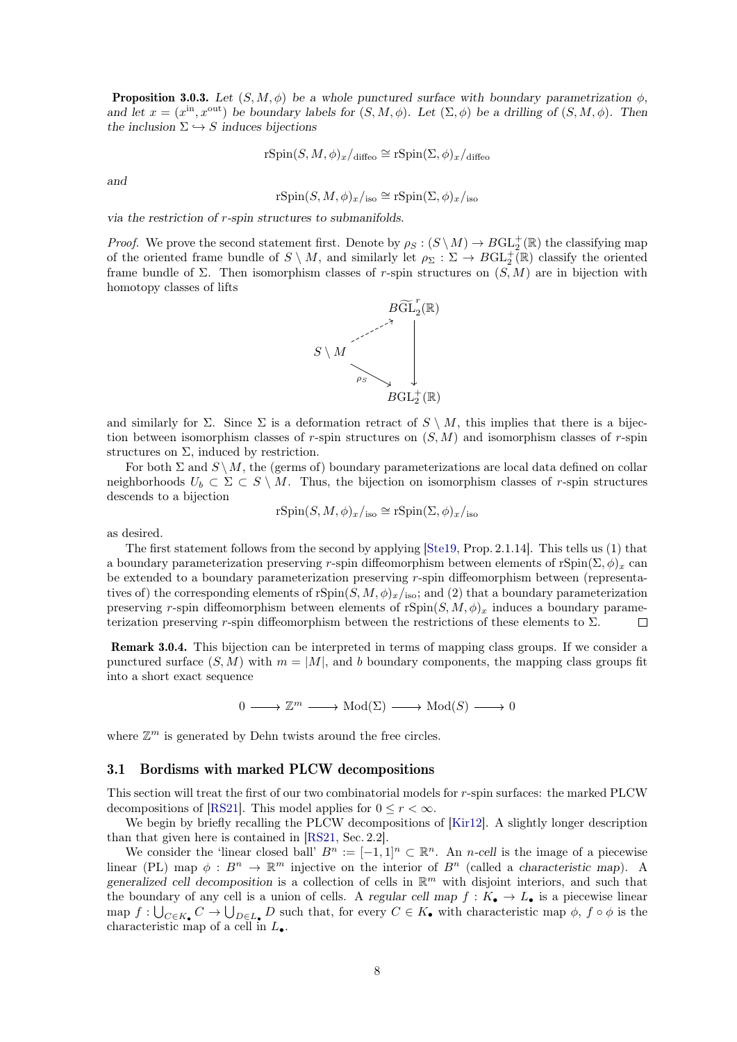**Proposition 3.0.3.** *Let $(S, M, \phi)$ be a whole punctured surface with boundary parametrization $\phi$, and let $x = (x^{\text{in}}, x^{\text{out}})$ be boundary labels for $(S, M, \phi)$. Let $(\Sigma, \phi)$ be a drilling of $(S, M, \phi)$. Then the inclusion $\Sigma \hookrightarrow S$ induces bijections*

$$\text{rSpin}(S, M, \phi)_x/_{\text{diffeo}} \cong \text{rSpin}(\Sigma, \phi)_x/_{\text{diffeo}}$$

*and*

$$\text{rSpin}(S, M, \phi)_x/_{\text{iso}} \cong \text{rSpin}(\Sigma, \phi)_x/_{\text{iso}}$$

*via the restriction of r-spin structures to submanifolds.*

*Proof.* We prove the second statement first. Denote by $\rho_S : (S \setminus M) \to B\text{GL}_2^+(\mathbb{R})$ the classifying map of the oriented frame bundle of $S \setminus M$, and similarly let $\rho_\Sigma : \Sigma \to B\text{GL}_2^+(\mathbb{R})$ classify the oriented frame bundle of $\Sigma$. Then isomorphism classes of $r$-spin structures on $(S, M)$ are in bijection with homotopy classes of lifts

$$\begin{array}{ccc} & & B\widetilde{\text{GL}}_2^r(\mathbb{R}) \\ & \nearrow & \downarrow \\ S \setminus M & \xrightarrow{\rho_S} & B\text{GL}_2^+(\mathbb{R}) \end{array}$$

and similarly for $\Sigma$. Since $\Sigma$ is a deformation retract of $S \setminus M$, this implies that there is a bijection between isomorphism classes of $r$-spin structures on $(S, M)$ and isomorphism classes of $r$-spin structures on $\Sigma$, induced by restriction.

For both $\Sigma$ and $S \setminus M$, the (germs of) boundary parameterizations are local data defined on collar neighborhoods $U_b \subset \Sigma \subset S \setminus M$. Thus, the bijection on isomorphism classes of $r$-spin structures descends to a bijection

$$\text{rSpin}(S, M, \phi)_x/_{\text{iso}} \cong \text{rSpin}(\Sigma, \phi)_x/_{\text{iso}}$$

as desired.

The first statement follows from the second by applying [Ste19, Prop. 2.1.14]. This tells us (1) that a boundary parameterization preserving $r$-spin diffeomorphism between elements of $\text{rSpin}(\Sigma, \phi)_x$ can be extended to a boundary parameterization preserving $r$-spin diffeomorphism between (representatives of) the corresponding elements of $\text{rSpin}(S, M, \phi)_x/_{\text{iso}}$; and (2) that a boundary parameterization preserving $r$-spin diffeomorphism between elements of $\text{rSpin}(S, M, \phi)_x$ induces a boundary parameterization preserving $r$-spin diffeomorphism between the restrictions of these elements to $\Sigma$. □

**Remark 3.0.4.** This bijection can be interpreted in terms of mapping class groups. If we consider a punctured surface $(S, M)$ with $m = |M|$, and $b$ boundary components, the mapping class groups fit into a short exact sequence

$$0 \longrightarrow \mathbb{Z}^m \longrightarrow \text{Mod}(\Sigma) \longrightarrow \text{Mod}(S) \longrightarrow 0$$

where $\mathbb{Z}^m$ is generated by Dehn twists around the free circles.

## 3.1 Bordisms with marked PLCW decompositions

This section will treat the first of our two combinatorial models for $r$-spin surfaces: the marked PLCW decompositions of [RS21]. This model applies for $0 \leq r < \infty$.

We begin by briefly recalling the PLCW decompositions of [Kir12]. A slightly longer description than that given here is contained in [RS21, Sec. 2.2].

We consider the 'linear closed ball' $B^n := [-1, 1]^n \subset \mathbb{R}^n$. An *n-cell* is the image of a piecewise linear (PL) map $\phi : B^n \to \mathbb{R}^m$ injective on the interior of $B^n$ (called a *characteristic map*). A *generalized cell decomposition* is a collection of cells in $\mathbb{R}^m$ with disjoint interiors, and such that the boundary of any cell is a union of cells. A *regular cell map* $f : K_\bullet \to L_\bullet$ is a piecewise linear map $f : \bigcup_{C \in K_\bullet} C \to \bigcup_{D \in L_\bullet} D$ such that, for every $C \in K_\bullet$ with characteristic map $\phi$, $f \circ \phi$ is the characteristic map of a cell in $L_\bullet$.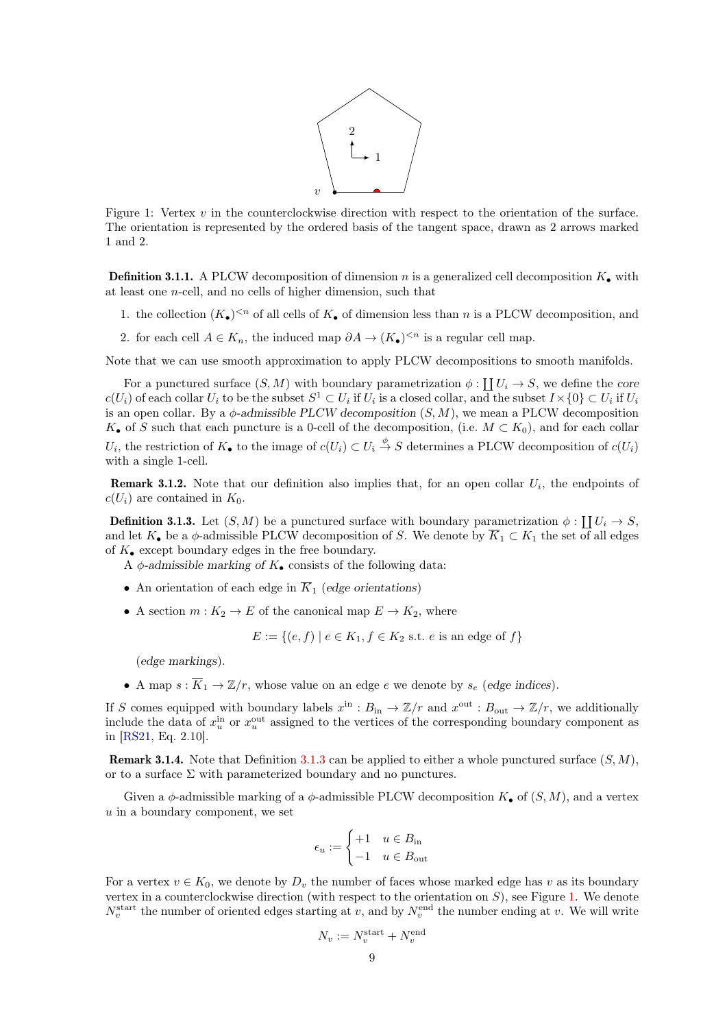Figure 1: Vertex $v$ in the counterclockwise direction with respect to the orientation of the surface. The orientation is represented by the ordered basis of the tangent space, drawn as 2 arrows marked 1 and 2.

**Definition 3.1.1.** A PLCW decomposition of dimension $n$ is a generalized cell decomposition $K_\bullet$ with at least one $n$-cell, and no cells of higher dimension, such that

1. the collection $(K_\bullet)^{<n}$ of all cells of $K_\bullet$ of dimension less than $n$ is a PLCW decomposition, and
2. for each cell $A \in K_n$, the induced map $\partial A \to (K_\bullet)^{<n}$ is a regular cell map.

Note that we can use smooth approximation to apply PLCW decompositions to smooth manifolds.

For a punctured surface $(S, M)$ with boundary parametrization $\phi : \coprod U_i \to S$, we define the *core* $c(U_i)$ of each collar $U_i$ to be the subset $S^1 \subset U_i$ if $U_i$ is a closed collar, and the subset $I \times \{0\} \subset U_i$ if $U_i$ is an open collar. By a *$\phi$-admissible PLCW decomposition* $(S, M)$, we mean a PLCW decomposition $K_\bullet$ of $S$ such that each puncture is a 0-cell of the decomposition, (i.e. $M \subset K_0$), and for each collar $U_i$, the restriction of $K_\bullet$ to the image of $c(U_i) \subset U_i \xrightarrow{\phi} S$ determines a PLCW decomposition of $c(U_i)$ with a single 1-cell.

**Remark 3.1.2.** Note that our definition also implies that, for an open collar $U_i$, the endpoints of $c(U_i)$ are contained in $K_0$.

**Definition 3.1.3.** Let $(S, M)$ be a punctured surface with boundary parametrization $\phi : \coprod U_i \to S$, and let $K_\bullet$ be a $\phi$-admissible PLCW decomposition of $S$. We denote by $\overline{K}_1 \subset K_1$ the set of all edges of $K_\bullet$ except boundary edges in the free boundary.

A *$\phi$-admissible marking of $K_\bullet$* consists of the following data:

- An orientation of each edge in $\overline{K}_1$ (*edge orientations*)
- A section $m : K_2 \to E$ of the canonical map $E \to K_2$, where

$$E := \{(e, f) \mid e \in K_1, f \in K_2 \text{ s.t. } e \text{ is an edge of } f\}$$

  (*edge markings*).
- A map $s : \overline{K}_1 \to \mathbb{Z}/r$, whose value on an edge $e$ we denote by $s_e$ (*edge indices*).

If $S$ comes equipped with boundary labels $x^{\text{in}} : B_{\text{in}} \to \mathbb{Z}/r$ and $x^{\text{out}} : B_{\text{out}} \to \mathbb{Z}/r$, we additionally include the data of $x_u^{\text{in}}$ or $x_u^{\text{out}}$ assigned to the vertices of the corresponding boundary component as in [RS21, Eq. 2.10].

**Remark 3.1.4.** Note that Definition 3.1.3 can be applied to either a whole punctured surface $(S, M)$, or to a surface $\Sigma$ with parameterized boundary and no punctures.

Given a $\phi$-admissible marking of a $\phi$-admissible PLCW decomposition $K_\bullet$ of $(S, M)$, and a vertex $u$ in a boundary component, we set

$$\epsilon_u := \begin{cases} +1 & u \in B_{\text{in}} \\ -1 & u \in B_{\text{out}} \end{cases}$$

For a vertex $v \in K_0$, we denote by $D_v$ the number of faces whose marked edge has $v$ as its boundary vertex in a counterclockwise direction (with respect to the orientation on $S$), see Figure 1. We denote $N_v^{\text{start}}$ the number of oriented edges starting at $v$, and by $N_v^{\text{end}}$ the number ending at $v$. We will write

$$N_v := N_v^{\text{start}} + N_v^{\text{end}}$$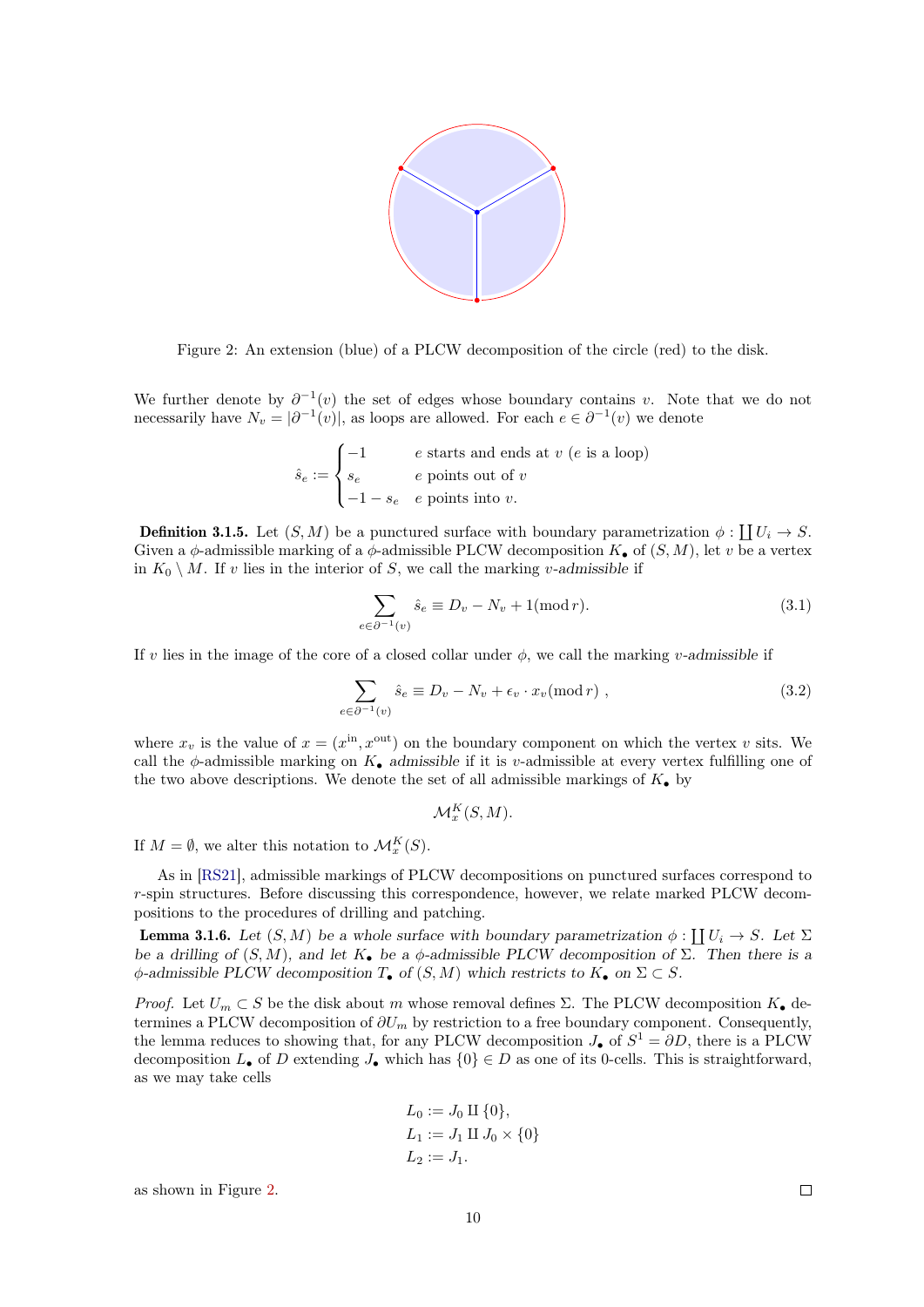Figure 2: An extension (blue) of a PLCW decomposition of the circle (red) to the disk.

We further denote by $\partial^{-1}(v)$ the set of edges whose boundary contains $v$. Note that we do not necessarily have $N_v = |\partial^{-1}(v)|$, as loops are allowed. For each $e \in \partial^{-1}(v)$ we denote

$$\hat{s}_e := \begin{cases} -1 & e \text{ starts and ends at } v \text{ (} e \text{ is a loop)} \\ s_e & e \text{ points out of } v \\ -1 - s_e & e \text{ points into } v. \end{cases}$$

**Definition 3.1.5.** Let $(S, M)$ be a punctured surface with boundary parametrization $\phi : \coprod U_i \to S$. Given a $\phi$-admissible marking of a $\phi$-admissible PLCW decomposition $K_\bullet$ of $(S, M)$, let $v$ be a vertex in $K_0 \setminus M$. If $v$ lies in the interior of $S$, we call the marking *$v$-admissible* if

$$\sum_{e \in \partial^{-1}(v)} \hat{s}_e \equiv D_v - N_v + 1 (\operatorname{mod} r). \tag{3.1}$$

If $v$ lies in the image of the core of a closed collar under $\phi$, we call the marking *$v$-admissible* if

$$\sum_{e \in \partial^{-1}(v)} \hat{s}_e \equiv D_v - N_v + \epsilon_v \cdot x_v (\operatorname{mod} r) \ , \tag{3.2}$$

where $x_v$ is the value of $x = (x^{\text{in}}, x^{\text{out}})$ on the boundary component on which the vertex $v$ sits. We call the $\phi$-admissible marking on $K_\bullet$ *admissible* if it is $v$-admissible at every vertex fulfilling one of the two above descriptions. We denote the set of all admissible markings of $K_\bullet$ by

$$\mathcal{M}_x^K(S, M).$$

If $M = \emptyset$, we alter this notation to $\mathcal{M}_x^K(S)$.

As in [RS21], admissible markings of PLCW decompositions on punctured surfaces correspond to $r$-spin structures. Before discussing this correspondence, however, we relate marked PLCW decompositions to the procedures of drilling and patching.

**Lemma 3.1.6.** *Let $(S, M)$ be a whole surface with boundary parametrization $\phi : \coprod U_i \to S$. Let $\Sigma$ be a drilling of $(S, M)$, and let $K_\bullet$ be a $\phi$-admissible PLCW decomposition of $\Sigma$. Then there is a $\phi$-admissible PLCW decomposition $T_\bullet$ of $(S, M)$ which restricts to $K_\bullet$ on $\Sigma \subset S$.*

*Proof.* Let $U_m \subset S$ be the disk about $m$ whose removal defines $\Sigma$. The PLCW decomposition $K_\bullet$ determines a PLCW decomposition of $\partial U_m$ by restriction to a free boundary component. Consequently, the lemma reduces to showing that, for any PLCW decomposition $J_\bullet$ of $S^1 = \partial D$, there is a PLCW decomposition $L_\bullet$ of $D$ extending $J_\bullet$ which has $\{0\} \in D$ as one of its 0-cells. This is straightforward, as we may take cells

$$L_0 := J_0 \amalg \{0\},$$
$$L_1 := J_1 \amalg J_0 \times \{0\}$$
$$L_2 := J_1.$$

as shown in Figure 2. $\square$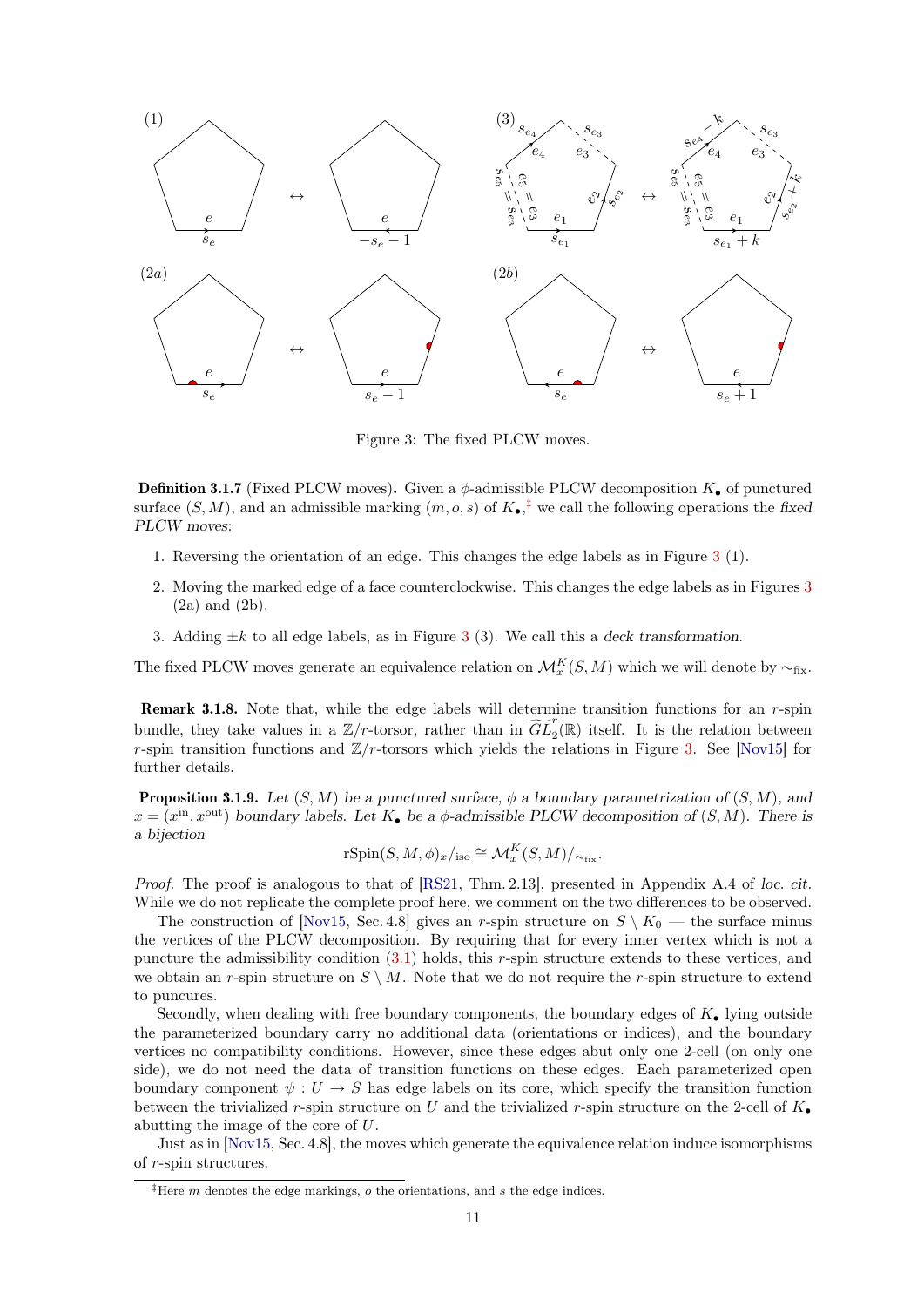Figure 3: The fixed PLCW moves.

**Definition 3.1.7** (Fixed PLCW moves)**.** Given a $\phi$-admissible PLCW decomposition $K_\bullet$ of punctured surface $(S, M)$, and an admissible marking $(m, o, s)$ of $K_\bullet$,[‡] we call the following operations the *fixed PLCW moves*:

1. Reversing the orientation of an edge. This changes the edge labels as in Figure 3 (1).
2. Moving the marked edge of a face counterclockwise. This changes the edge labels as in Figures 3 (2a) and (2b).
3. Adding $\pm k$ to all edge labels, as in Figure 3 (3). We call this a *deck transformation*.

The fixed PLCW moves generate an equivalence relation on $\mathcal{M}_x^K(S, M)$ which we will denote by $\sim_{\text{fix}}$.

**Remark 3.1.8.** Note that, while the edge labels will determine transition functions for an $r$-spin bundle, they take values in a $\mathbb{Z}/r$-torsor, rather than in $\widetilde{GL}_2^r(\mathbb{R})$ itself. It is the relation between $r$-spin transition functions and $\mathbb{Z}/r$-torsors which yields the relations in Figure 3. See [Nov15] for further details.

**Proposition 3.1.9.** *Let $(S, M)$ be a punctured surface, $\phi$ a boundary parametrization of $(S, M)$, and $x = (x^{\text{in}}, x^{\text{out}})$ boundary labels. Let $K_\bullet$ be a $\phi$-admissible PLCW decomposition of $(S, M)$. There is a bijection*

$$\text{rSpin}(S, M, \phi)_x/_{\text{iso}} \cong \mathcal{M}_x^K(S, M)/_{\sim_{\text{fix}}}.$$

*Proof.* The proof is analogous to that of [RS21, Thm. 2.13], presented in Appendix A.4 of *loc. cit.* While we do not replicate the complete proof here, we comment on the two differences to be observed.

The construction of [Nov15, Sec. 4.8] gives an $r$-spin structure on $S \setminus K_0$ — the surface minus the vertices of the PLCW decomposition. By requiring that for every inner vertex which is not a puncture the admissibility condition (3.1) holds, this $r$-spin structure extends to these vertices, and we obtain an $r$-spin structure on $S \setminus M$. Note that we do not require the $r$-spin structure to extend to puncures.

Secondly, when dealing with free boundary components, the boundary edges of $K_\bullet$ lying outside the parameterized boundary carry no additional data (orientations or indices), and the boundary vertices no compatibility conditions. However, since these edges abut only one 2-cell (on only one side), we do not need the data of transition functions on these edges. Each parameterized open boundary component $\psi : U \to S$ has edge labels on its core, which specify the transition function between the trivialized $r$-spin structure on $U$ and the trivialized $r$-spin structure on the 2-cell of $K_\bullet$ abutting the image of the core of $U$.

Just as in [Nov15, Sec. 4.8], the moves which generate the equivalence relation induce isomorphisms of $r$-spin structures.

[‡]Here $m$ denotes the edge markings, $o$ the orientations, and $s$ the edge indices.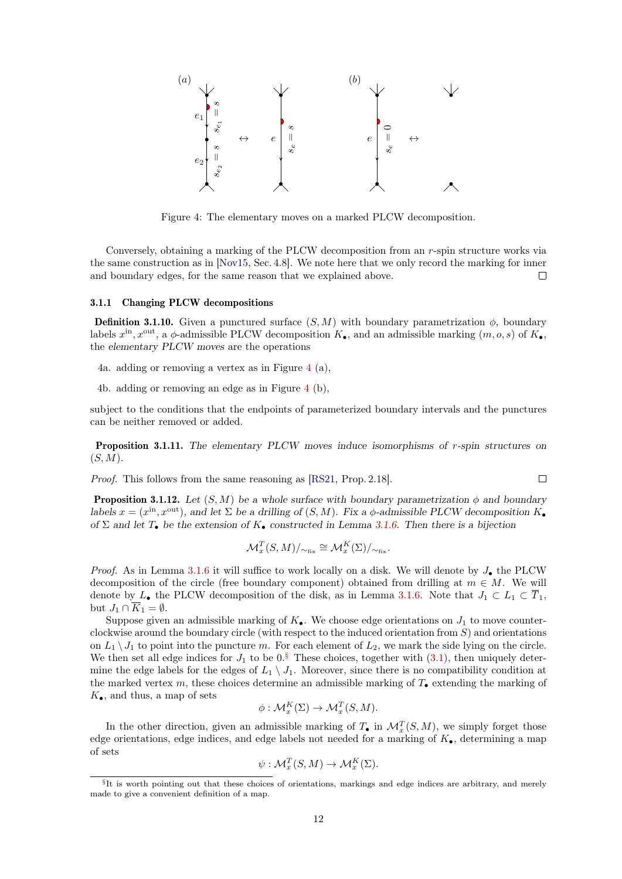Figure 4: The elementary moves on a marked PLCW decomposition.

Conversely, obtaining a marking of the PLCW decomposition from an $r$-spin structure works via the same construction as in [Nov15, Sec. 4.8]. We note here that we only record the marking for inner and boundary edges, for the same reason that we explained above. □

### 3.1.1 Changing PLCW decompositions

**Definition 3.1.10.** Given a punctured surface $(S, M)$ with boundary parametrization $\phi$, boundary labels $x^{\text{in}}, x^{\text{out}}$, a $\phi$-admissible PLCW decomposition $K_\bullet$, and an admissible marking $(m, o, s)$ of $K_\bullet$, the *elementary PLCW moves* are the operations

4a. adding or removing a vertex as in Figure 4 (a),

4b. adding or removing an edge as in Figure 4 (b),

subject to the conditions that the endpoints of parameterized boundary intervals and the punctures can be neither removed or added.

**Proposition 3.1.11.** *The elementary PLCW moves induce isomorphisms of $r$-spin structures on $(S, M)$.*

*Proof.* This follows from the same reasoning as [RS21, Prop. 2.18]. □

**Proposition 3.1.12.** *Let $(S, M)$ be a whole surface with boundary parametrization $\phi$ and boundary labels $x = (x^{\text{in}}, x^{\text{out}})$, and let $\Sigma$ be a drilling of $(S, M)$. Fix a $\phi$-admissible PLCW decomposition $K_\bullet$ of $\Sigma$ and let $T_\bullet$ be the extension of $K_\bullet$ constructed in Lemma 3.1.6. Then there is a bijection*

$$\mathcal{M}_x^T(S, M)/_{\sim_{\text{fix}}} \cong \mathcal{M}_x^K(\Sigma)/_{\sim_{\text{fix}}}.$$

*Proof.* As in Lemma 3.1.6 it will suffice to work locally on a disk. We will denote by $J_\bullet$ the PLCW decomposition of the circle (free boundary component) obtained from drilling at $m \in M$. We will denote by $L_\bullet$ the PLCW decomposition of the disk, as in Lemma 3.1.6. Note that $J_1 \subset L_1 \subset \overline{T}_1$, but $J_1 \cap \overline{K}_1 = \emptyset$.

Suppose given an admissible marking of $K_\bullet$. We choose edge orientations on $J_1$ to move counterclockwise around the boundary circle (with respect to the induced orientation from $S$) and orientations on $L_1 \setminus J_1$ to point into the puncture $m$. For each element of $L_2$, we mark the side lying on the circle. We then set all edge indices for $J_1$ to be $0$.[§] These choices, together with (3.1), then uniquely determine the edge labels for the edges of $L_1 \setminus J_1$. Moreover, since there is no compatibility condition at the marked vertex $m$, these choices determine an admissible marking of $T_\bullet$ extending the marking of $K_\bullet$, and thus, a map of sets

$$\phi : \mathcal{M}_x^K(\Sigma) \to \mathcal{M}_x^T(S, M).$$

In the other direction, given an admissible marking of $T_\bullet$ in $\mathcal{M}_x^T(S, M)$, we simply forget those edge orientations, edge indices, and edge labels not needed for a marking of $K_\bullet$, determining a map of sets

$$\psi : \mathcal{M}_x^T(S, M) \to \mathcal{M}_x^K(\Sigma).$$

[§]It is worth pointing out that these choices of orientations, markings and edge indices are arbitrary, and merely made to give a convenient definition of a map.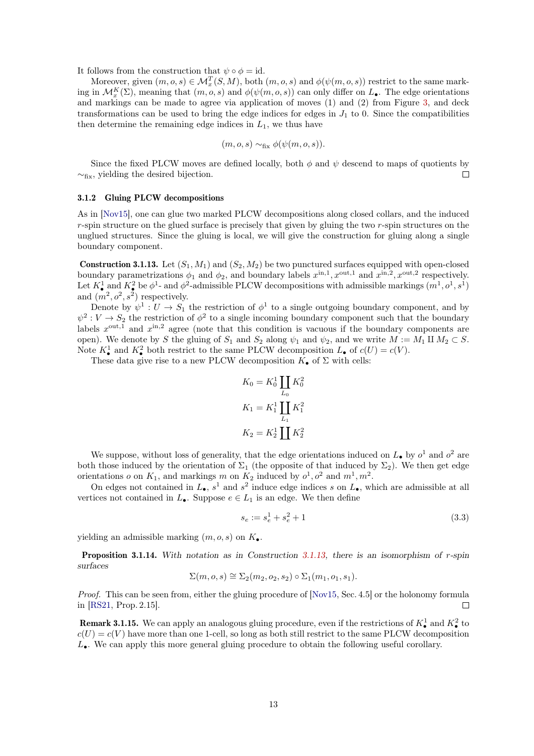It follows from the construction that $\psi \circ \phi = \mathrm{id}$.

Moreover, given $(m, o, s) \in \mathcal{M}_x^T(S, M)$, both $(m, o, s)$ and $\phi(\psi(m, o, s))$ restrict to the same marking in $\mathcal{M}_x^K(\Sigma)$, meaning that $(m, o, s)$ and $\phi(\psi(m, o, s))$ can only differ on $L_\bullet$. The edge orientations and markings can be made to agree via application of moves (1) and (2) from Figure 3, and deck transformations can be used to bring the edge indices for edges in $J_1$ to 0. Since the compatibilities then determine the remaining edge indices in $L_1$, we thus have

$$(m, o, s) \sim_{\mathrm{fix}} \phi(\psi(m, o, s)).$$

Since the fixed PLCW moves are defined locally, both $\phi$ and $\psi$ descend to maps of quotients by $\sim_{\mathrm{fix}}$, yielding the desired bijection. ◻

### 3.1.2 Gluing PLCW decompositions

As in [Nov15], one can glue two marked PLCW decompositions along closed collars, and the induced $r$-spin structure on the glued surface is precisely that given by gluing the two $r$-spin structures on the unglued structures. Since the gluing is local, we will give the construction for gluing along a single boundary component.

**Construction 3.1.13.** Let $(S_1, M_1)$ and $(S_2, M_2)$ be two punctured surfaces equipped with open-closed boundary parametrizations $\phi_1$ and $\phi_2$, and boundary labels $x^{\mathrm{in},1}, x^{\mathrm{out},1}$ and $x^{\mathrm{in},2}, x^{\mathrm{out},2}$ respectively. Let $K^1_\bullet$ and $K^2_\bullet$ be $\phi^1$- and $\phi^2$-admissible PLCW decompositions with admissible markings $(m^1, o^1, s^1)$ and $(m^2, o^2, s^2)$ respectively.

Denote by $\psi^1 : U \to S_1$ the restriction of $\phi^1$ to a single outgoing boundary component, and by $\psi^2 : V \to S_2$ the restriction of $\phi^2$ to a single incoming boundary component such that the boundary labels $x^{\mathrm{out},1}$ and $x^{\mathrm{in},2}$ agree (note that this condition is vacuous if the boundary components are open). We denote by $S$ the gluing of $S_1$ and $S_2$ along $\psi_1$ and $\psi_2$, and we write $M := M_1 \amalg M_2 \subset S$. Note $K^1_\bullet$ and $K^2_\bullet$ both restrict to the same PLCW decomposition $L_\bullet$ of $c(U) = c(V)$.

These data give rise to a new PLCW decomposition $K_\bullet$ of $\Sigma$ with cells:

$$K_0 = K^1_0 \coprod_{L_0} K^2_0$$
$$K_1 = K^1_1 \coprod_{L_1} K^2_1$$
$$K_2 = K^1_2 \coprod K^2_2$$

We suppose, without loss of generality, that the edge orientations induced on $L_\bullet$ by $o^1$ and $o^2$ are both those induced by the orientation of $\Sigma_1$ (the opposite of that induced by $\Sigma_2$). We then get edge orientations $o$ on $K_1$, and markings $m$ on $K_2$ induced by $o^1, o^2$ and $m^1, m^2$.

On edges not contained in $L_\bullet$, $s^1$ and $s^2$ induce edge indices $s$ on $L_\bullet$, which are admissible at all vertices not contained in $L_\bullet$. Suppose $e \in L_1$ is an edge. We then define

$$s_e := s^1_e + s^2_e + 1 \tag{3.3}$$

yielding an admissible marking $(m, o, s)$ on $K_\bullet$.

**Proposition 3.1.14.** *With notation as in Construction 3.1.13, there is an isomorphism of $r$-spin surfaces*

$$\Sigma(m, o, s) \cong \Sigma_2(m_2, o_2, s_2) \circ \Sigma_1(m_1, o_1, s_1).$$

*Proof.* This can be seen from, either the gluing procedure of [Nov15, Sec. 4.5] or the holonomy formula in [RS21, Prop. 2.15]. ◻

**Remark 3.1.15.** We can apply an analogous gluing procedure, even if the restrictions of $K^1_\bullet$ and $K^2_\bullet$ to $c(U) = c(V)$ have more than one 1-cell, so long as both still restrict to the same PLCW decomposition $L_\bullet$. We can apply this more general gluing procedure to obtain the following useful corollary.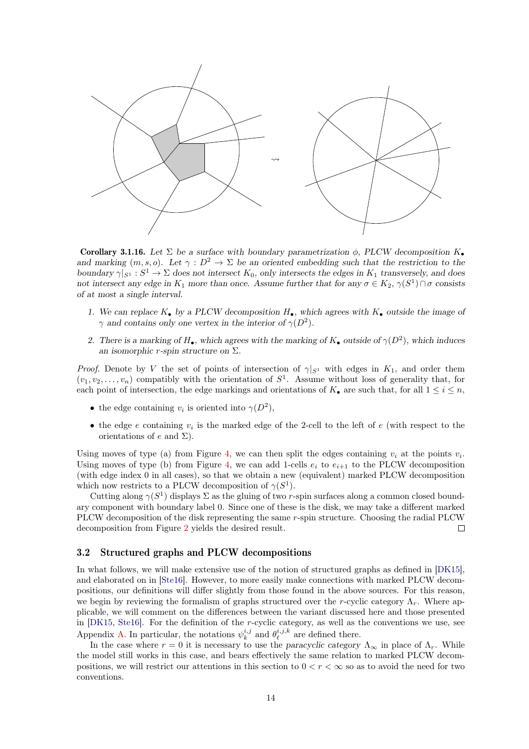**Corollary 3.1.16.** *Let $\Sigma$ be a surface with boundary parametrization $\phi$, PLCW decomposition $K_\bullet$ and marking $(m, s, o)$. Let $\gamma : D^2 \to \Sigma$ be an oriented embedding such that the restriction to the boundary $\gamma|_{S^1} : S^1 \to \Sigma$ does not intersect $K_0$, only intersects the edges in $K_1$ transversely, and does not intersect any edge in $K_1$ more than once. Assume further that for any $\sigma \in K_2$, $\gamma(S^1) \cap \sigma$ consists of at most a single interval.*

1. *We can replace $K_\bullet$ by a PLCW decomposition $H_\bullet$, which agrees with $K_\bullet$ outside the image of $\gamma$ and contains only one vertex in the interior of $\gamma(D^2)$.*
2. *There is a marking of $H_\bullet$, which agrees with the marking of $K_\bullet$ outside of $\gamma(D^2)$, which induces an isomorphic r-spin structure on $\Sigma$.*

*Proof.* Denote by $V$ the set of points of intersection of $\gamma|_{S^1}$ with edges in $K_1$, and order them $(v_1, v_2, \dots, v_n)$ compatibly with the orientation of $S^1$. Assume without loss of generality that, for each point of intersection, the edge markings and orientations of $K_\bullet$ are such that, for all $1 \le i \le n$,

- the edge containing $v_i$ is oriented into $\gamma(D^2)$,
- the edge $e$ containing $v_i$ is the marked edge of the 2-cell to the left of $e$ (with respect to the orientations of $e$ and $\Sigma$).

Using moves of type (a) from Figure 4, we can then split the edges containing $v_i$ at the points $v_i$. Using moves of type (b) from Figure 4, we can add 1-cells $e_i$ to $e_{i+1}$ to the PLCW decomposition (with edge index 0 in all cases), so that we obtain a new (equivalent) marked PLCW decomposition which now restricts to a PLCW decomposition of $\gamma(S^1)$.

Cutting along $\gamma(S^1)$ displays $\Sigma$ as the gluing of two $r$-spin surfaces along a common closed boundary component with boundary label 0. Since one of these is the disk, we may take a different marked PLCW decomposition of the disk representing the same $r$-spin structure. Choosing the radial PLCW decomposition from Figure 2 yields the desired result. □

### 3.2 Structured graphs and PLCW decompositions

In what follows, we will make extensive use of the notion of structured graphs as defined in [DK15], and elaborated on in [Ste16]. However, to more easily make connections with marked PLCW decompositions, our definitions will differ slightly from those found in the above sources. For this reason, we begin by reviewing the formalism of graphs structured over the $r$-cyclic category $\Lambda_r$. Where applicable, we will comment on the differences between the variant discussed here and those presented in [DK15, Ste16]. For the definition of the $r$-cyclic category, as well as the conventions we use, see Appendix A. In particular, the notations $\psi_k^{i,j}$ and $\theta_\ell^{i,j,k}$ are defined there.

In the case where $r = 0$ it is necessary to use the *paracyclic category* $\Lambda_\infty$ in place of $\Lambda_r$. While the model still works in this case, and bears effectively the same relation to marked PLCW decompositions, we will restrict our attentions in this section to $0 < r < \infty$ so as to avoid the need for two conventions.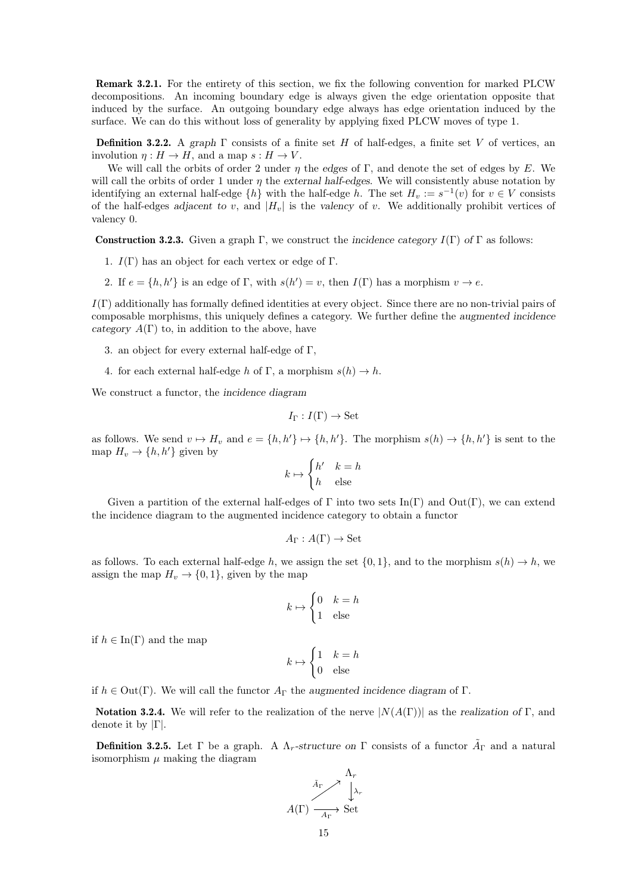**Remark 3.2.1.** For the entirety of this section, we fix the following convention for marked PLCW decompositions. An incoming boundary edge is always given the edge orientation opposite that induced by the surface. An outgoing boundary edge always has edge orientation induced by the surface. We can do this without loss of generality by applying fixed PLCW moves of type 1.

**Definition 3.2.2.** A *graph* $\Gamma$ consists of a finite set $H$ of half-edges, a finite set $V$ of vertices, an involution $\eta : H \to H$, and a map $s : H \to V$.

We will call the orbits of order 2 under $\eta$ the *edges* of $\Gamma$, and denote the set of edges by $E$. We will call the orbits of order 1 under $\eta$ the *external half-edges*. We will consistently abuse notation by identifying an external half-edge $\{h\}$ with the half-edge $h$. The set $H_v := s^{-1}(v)$ for $v \in V$ consists of the half-edges *adjacent to* $v$, and $|H_v|$ is the *valency* of $v$. We additionally prohibit vertices of valency 0.

**Construction 3.2.3.** Given a graph $\Gamma$, we construct the *incidence category* $I(\Gamma)$ *of* $\Gamma$ as follows:

1. $I(\Gamma)$ has an object for each vertex or edge of $\Gamma$.
2. If $e = \{h, h'\}$ is an edge of $\Gamma$, with $s(h') = v$, then $I(\Gamma)$ has a morphism $v \to e$.

$I(\Gamma)$ additionally has formally defined identities at every object. Since there are no non-trivial pairs of composable morphisms, this uniquely defines a category. We further define the *augmented incidence category* $A(\Gamma)$ to, in addition to the above, have

3. an object for every external half-edge of $\Gamma$,
4. for each external half-edge $h$ of $\Gamma$, a morphism $s(h) \to h$.

We construct a functor, the *incidence diagram*

$$I_\Gamma : I(\Gamma) \to \mathrm{Set}$$

as follows. We send $v \mapsto H_v$ and $e = \{h, h'\} \mapsto \{h, h'\}$. The morphism $s(h) \to \{h, h'\}$ is sent to the map $H_v \to \{h, h'\}$ given by

$$k \mapsto \begin{cases} h' & k = h \\ h & \text{else} \end{cases}$$

Given a partition of the external half-edges of $\Gamma$ into two sets $\mathrm{In}(\Gamma)$ and $\mathrm{Out}(\Gamma)$, we can extend the incidence diagram to the augmented incidence category to obtain a functor

$$A_\Gamma : A(\Gamma) \to \mathrm{Set}$$

as follows. To each external half-edge $h$, we assign the set $\{0, 1\}$, and to the morphism $s(h) \to h$, we assign the map $H_v \to \{0, 1\}$, given by the map

$$k \mapsto \begin{cases} 0 & k = h \\ 1 & \text{else} \end{cases}$$

if $h \in \mathrm{In}(\Gamma)$ and the map

$$k \mapsto \begin{cases} 1 & k = h \\ 0 & \text{else} \end{cases}$$

if $h \in \mathrm{Out}(\Gamma)$. We will call the functor $A_\Gamma$ the *augmented incidence diagram* of $\Gamma$.

**Notation 3.2.4.** We will refer to the realization of the nerve $|N(A(\Gamma))|$ as the *realization of* $\Gamma$, and denote it by $|\Gamma|$.

**Definition 3.2.5.** Let $\Gamma$ be a graph. A $\Lambda_r$*-structure on* $\Gamma$ consists of a functor $\tilde{A}_\Gamma$ and a natural isomorphism $\mu$ making the diagram

$$\begin{array}{ccc} & & \Lambda_r \\ & \overset{\tilde{A}_\Gamma}{\nearrow} & \downarrow{\scriptstyle \lambda_r} \\ A(\Gamma) & \xrightarrow[A_\Gamma]{} & \mathrm{Set} \end{array}$$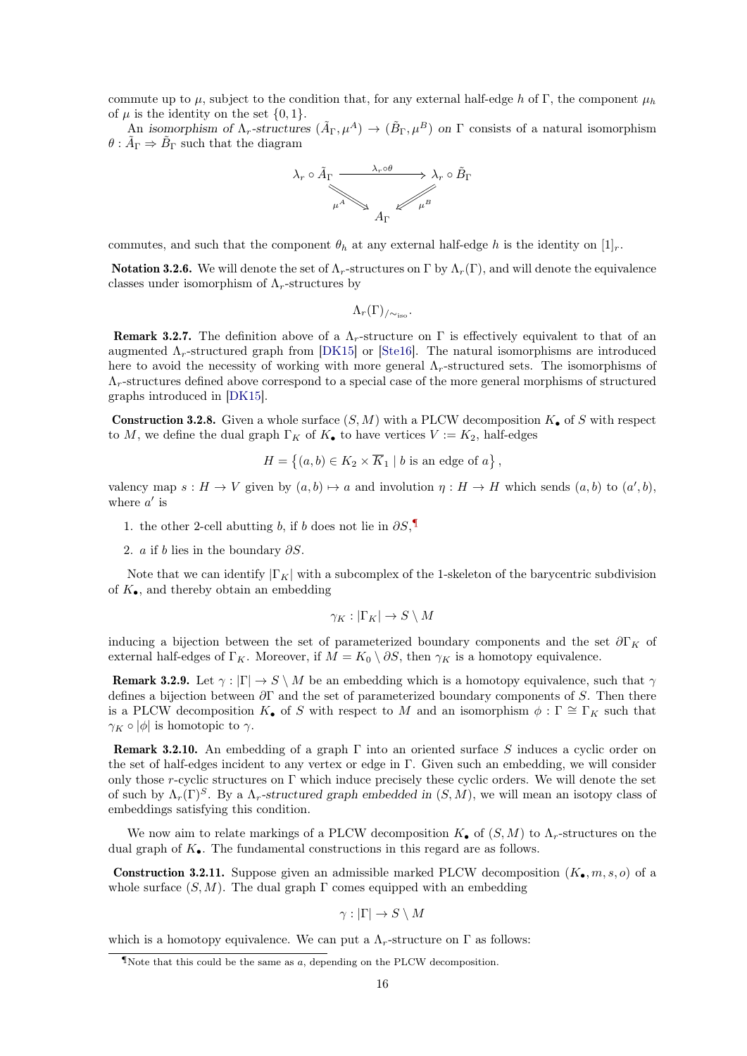commute up to $\mu$, subject to the condition that, for any external half-edge $h$ of $\Gamma$, the component $\mu_h$ of $\mu$ is the identity on the set $\{0, 1\}$.

An *isomorphism of $\Lambda_r$-structures* $(\tilde{A}_\Gamma, \mu^A) \to (\tilde{B}_\Gamma, \mu^B)$ *on* $\Gamma$ consists of a natural isomorphism $\theta : \tilde{A}_\Gamma \Rightarrow \tilde{B}_\Gamma$ such that the diagram

$$\begin{array}{ccc} \lambda_r \circ \tilde{A}_\Gamma & \xrightarrow{\lambda_r \circ \theta} & \lambda_r \circ \tilde{B}_\Gamma \\ & {\scriptstyle \mu^A} \searrow \quad \swarrow {\scriptstyle \mu^B} & \\ & A_\Gamma & \end{array}$$

commutes, and such that the component $\theta_h$ at any external half-edge $h$ is the identity on $[1]_r$.

**Notation 3.2.6.** We will denote the set of $\Lambda_r$-structures on $\Gamma$ by $\Lambda_r(\Gamma)$, and will denote the equivalence classes under isomorphism of $\Lambda_r$-structures by

$$\Lambda_r(\Gamma)_{/\sim_{\text{iso}}}.$$

**Remark 3.2.7.** The definition above of a $\Lambda_r$-structure on $\Gamma$ is effectively equivalent to that of an augmented $\Lambda_r$-structured graph from [DK15] or [Ste16]. The natural isomorphisms are introduced here to avoid the necessity of working with more general $\Lambda_r$-structured sets. The isomorphisms of $\Lambda_r$-structures defined above correspond to a special case of the more general morphisms of structured graphs introduced in [DK15].

**Construction 3.2.8.** Given a whole surface $(S, M)$ with a PLCW decomposition $K_\bullet$ of $S$ with respect to $M$, we define the dual graph $\Gamma_K$ of $K_\bullet$ to have vertices $V := K_2$, half-edges

$$H = \left\{(a, b) \in K_2 \times \overline{K}_1 \mid b \text{ is an edge of } a\right\},$$

valency map $s : H \to V$ given by $(a, b) \mapsto a$ and involution $\eta : H \to H$ which sends $(a, b)$ to $(a', b)$, where $a'$ is

1. the other 2-cell abutting $b$, if $b$ does not lie in $\partial S$,[¶]
2. $a$ if $b$ lies in the boundary $\partial S$.

Note that we can identify $|\Gamma_K|$ with a subcomplex of the 1-skeleton of the barycentric subdivision of $K_\bullet$, and thereby obtain an embedding

$$\gamma_K : |\Gamma_K| \to S \setminus M$$

inducing a bijection between the set of parameterized boundary components and the set $\partial\Gamma_K$ of external half-edges of $\Gamma_K$. Moreover, if $M = K_0 \setminus \partial S$, then $\gamma_K$ is a homotopy equivalence.

**Remark 3.2.9.** Let $\gamma : |\Gamma| \to S \setminus M$ be an embedding which is a homotopy equivalence, such that $\gamma$ defines a bijection between $\partial\Gamma$ and the set of parameterized boundary components of $S$. Then there is a PLCW decomposition $K_\bullet$ of $S$ with respect to $M$ and an isomorphism $\phi : \Gamma \cong \Gamma_K$ such that $\gamma_K \circ |\phi|$ is homotopic to $\gamma$.

**Remark 3.2.10.** An embedding of a graph $\Gamma$ into an oriented surface $S$ induces a cyclic order on the set of half-edges incident to any vertex or edge in $\Gamma$. Given such an embedding, we will consider only those $r$-cyclic structures on $\Gamma$ which induce precisely these cyclic orders. We will denote the set of such by $\Lambda_r(\Gamma)^S$. By a *$\Lambda_r$-structured graph embedded in* $(S, M)$, we will mean an isotopy class of embeddings satisfying this condition.

We now aim to relate markings of a PLCW decomposition $K_\bullet$ of $(S, M)$ to $\Lambda_r$-structures on the dual graph of $K_\bullet$. The fundamental constructions in this regard are as follows.

**Construction 3.2.11.** Suppose given an admissible marked PLCW decomposition $(K_\bullet, m, s, o)$ of a whole surface $(S, M)$. The dual graph $\Gamma$ comes equipped with an embedding

$$\gamma : |\Gamma| \to S \setminus M$$

which is a homotopy equivalence. We can put a $\Lambda_r$-structure on $\Gamma$ as follows:

[¶]Note that this could be the same as $a$, depending on the PLCW decomposition.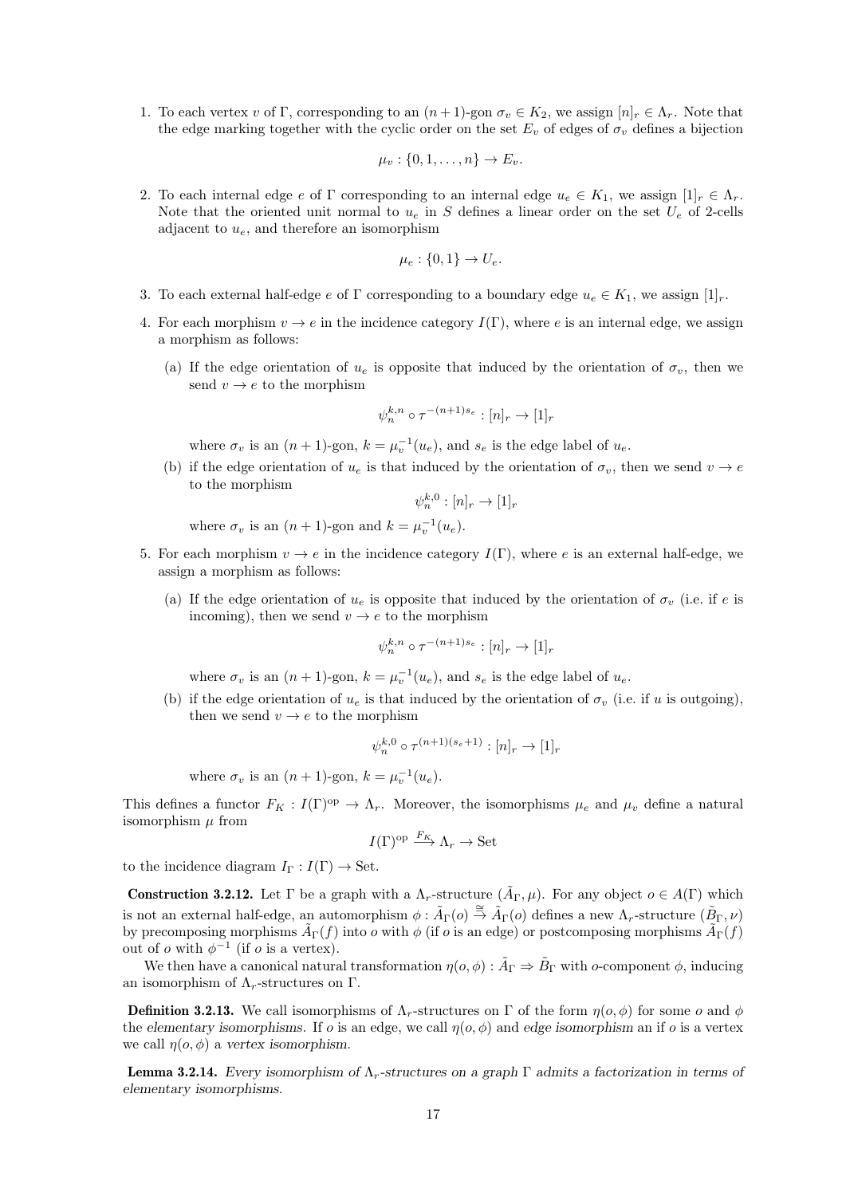1. To each vertex $v$ of $\Gamma$, corresponding to an $(n+1)$-gon $\sigma_v \in K_2$, we assign $[n]_r \in \Lambda_r$. Note that the edge marking together with the cyclic order on the set $E_v$ of edges of $\sigma_v$ defines a bijection

$$\mu_v : \{0, 1, \ldots, n\} \to E_v.$$

2. To each internal edge $e$ of $\Gamma$ corresponding to an internal edge $u_e \in K_1$, we assign $[1]_r \in \Lambda_r$. Note that the oriented unit normal to $u_e$ in $S$ defines a linear order on the set $U_e$ of 2-cells adjacent to $u_e$, and therefore an isomorphism

$$\mu_e : \{0, 1\} \to U_e.$$

3. To each external half-edge $e$ of $\Gamma$ corresponding to a boundary edge $u_e \in K_1$, we assign $[1]_r$.

4. For each morphism $v \to e$ in the incidence category $I(\Gamma)$, where $e$ is an internal edge, we assign a morphism as follows:

   (a) If the edge orientation of $u_e$ is opposite that induced by the orientation of $\sigma_v$, then we send $v \to e$ to the morphism

   $$\psi_n^{k,n} \circ \tau^{-(n+1)s_e} : [n]_r \to [1]_r$$

   where $\sigma_v$ is an $(n+1)$-gon, $k = \mu_v^{-1}(u_e)$, and $s_e$ is the edge label of $u_e$.

   (b) if the edge orientation of $u_e$ is that induced by the orientation of $\sigma_v$, then we send $v \to e$ to the morphism

   $$\psi_n^{k,0} : [n]_r \to [1]_r$$

   where $\sigma_v$ is an $(n+1)$-gon and $k = \mu_v^{-1}(u_e)$.

5. For each morphism $v \to e$ in the incidence category $I(\Gamma)$, where $e$ is an external half-edge, we assign a morphism as follows:

   (a) If the edge orientation of $u_e$ is opposite that induced by the orientation of $\sigma_v$ (i.e. if $e$ is incoming), then we send $v \to e$ to the morphism

   $$\psi_n^{k,n} \circ \tau^{-(n+1)s_e} : [n]_r \to [1]_r$$

   where $\sigma_v$ is an $(n+1)$-gon, $k = \mu_v^{-1}(u_e)$, and $s_e$ is the edge label of $u_e$.

   (b) if the edge orientation of $u_e$ is that induced by the orientation of $\sigma_v$ (i.e. if $u$ is outgoing), then we send $v \to e$ to the morphism

   $$\psi_n^{k,0} \circ \tau^{(n+1)(s_e+1)} : [n]_r \to [1]_r$$

   where $\sigma_v$ is an $(n+1)$-gon, $k = \mu_v^{-1}(u_e)$.

This defines a functor $F_K : I(\Gamma)^{\mathrm{op}} \to \Lambda_r$. Moreover, the isomorphisms $\mu_e$ and $\mu_v$ define a natural isomorphism $\mu$ from

$$I(\Gamma)^{\mathrm{op}} \xrightarrow{F_K} \Lambda_r \to \mathrm{Set}$$

to the incidence diagram $I_\Gamma : I(\Gamma) \to \mathrm{Set}$.

**Construction 3.2.12.** Let $\Gamma$ be a graph with a $\Lambda_r$-structure $(\tilde{A}_\Gamma, \mu)$. For any object $o \in A(\Gamma)$ which is not an external half-edge, an automorphism $\phi : \tilde{A}_\Gamma(o) \xrightarrow{\cong} \tilde{A}_\Gamma(o)$ defines a new $\Lambda_r$-structure $(\tilde{B}_\Gamma, \nu)$ by precomposing morphisms $\tilde{A}_\Gamma(f)$ into $o$ with $\phi$ (if $o$ is an edge) or postcomposing morphisms $\tilde{A}_\Gamma(f)$ out of $o$ with $\phi^{-1}$ (if $o$ is a vertex).

We then have a canonical natural transformation $\eta(o, \phi) : \tilde{A}_\Gamma \Rightarrow \tilde{B}_\Gamma$ with $o$-component $\phi$, inducing an isomorphism of $\Lambda_r$-structures on $\Gamma$.

**Definition 3.2.13.** We call isomorphisms of $\Lambda_r$-structures on $\Gamma$ of the form $\eta(o, \phi)$ for some $o$ and $\phi$ the *elementary isomorphisms*. If $o$ is an edge, we call $\eta(o, \phi)$ and *edge isomorphism* an if $o$ is a vertex we call $\eta(o, \phi)$ a *vertex isomorphism*.

**Lemma 3.2.14.** *Every isomorphism of $\Lambda_r$-structures on a graph $\Gamma$ admits a factorization in terms of elementary isomorphisms.*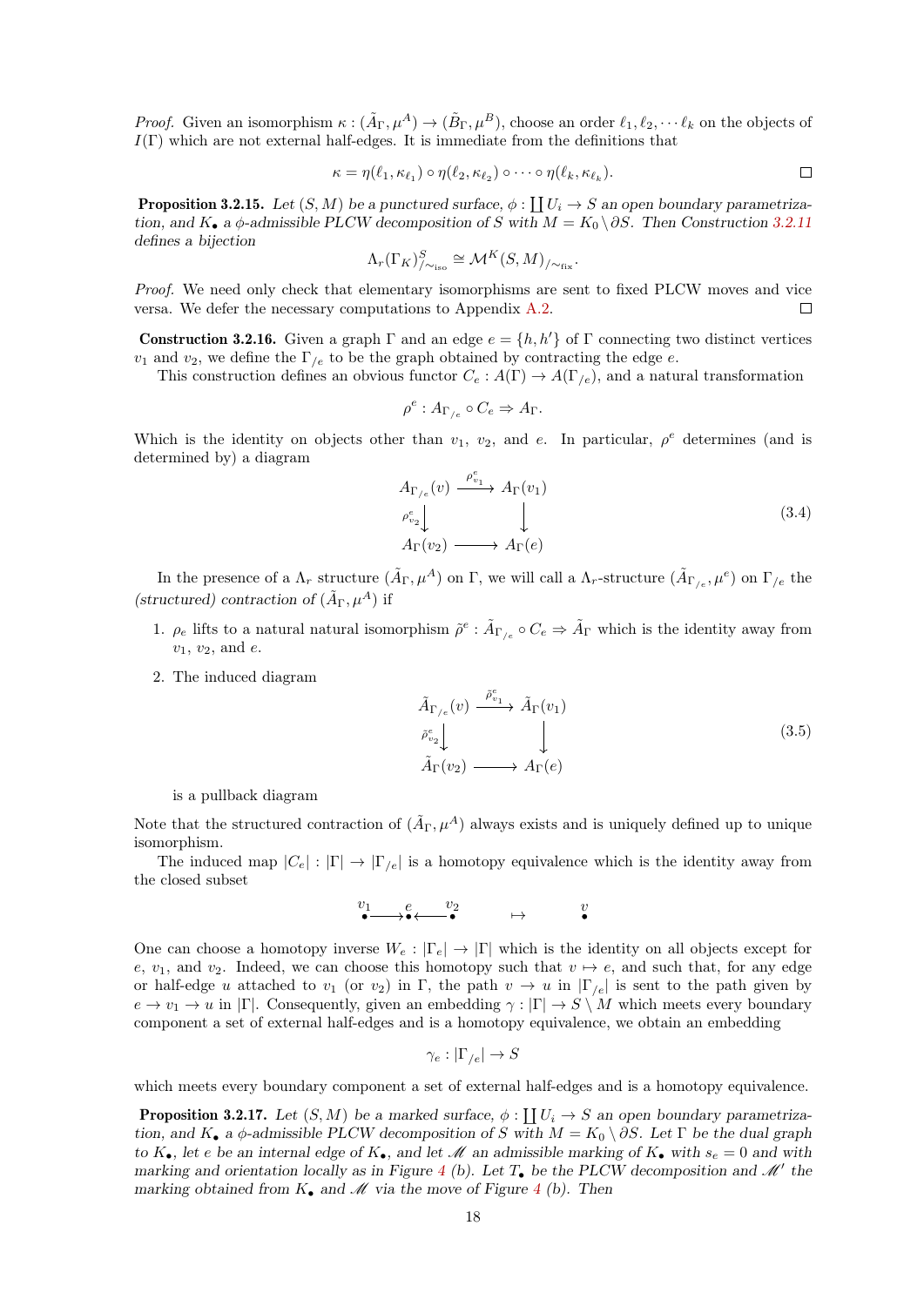*Proof.* Given an isomorphism $\kappa : (\tilde{A}_\Gamma, \mu^A) \to (\tilde{B}_\Gamma, \mu^B)$, choose an order $\ell_1, \ell_2, \cdots \ell_k$ on the objects of $I(\Gamma)$ which are not external half-edges. It is immediate from the definitions that

$$\kappa = \eta(\ell_1, \kappa_{\ell_1}) \circ \eta(\ell_2, \kappa_{\ell_2}) \circ \cdots \circ \eta(\ell_k, \kappa_{\ell_k}).$$

□

**Proposition 3.2.15.** *Let $(S, M)$ be a punctured surface, $\phi : \coprod U_i \to S$ an open boundary parametrization, and $K_\bullet$ a $\phi$-admissible PLCW decomposition of $S$ with $M = K_0 \setminus \partial S$. Then Construction 3.2.11 defines a bijection*

$$\Lambda_r(\Gamma_K)^S_{/\sim_{\text{iso}}} \cong \mathcal{M}^K(S, M)_{/\sim_{\text{fix}}}.$$

*Proof.* We need only check that elementary isomorphisms are sent to fixed PLCW moves and vice versa. We defer the necessary computations to Appendix A.2. □

**Construction 3.2.16.** Given a graph $\Gamma$ and an edge $e = \{h, h'\}$ of $\Gamma$ connecting two distinct vertices $v_1$ and $v_2$, we define the $\Gamma_{/e}$ to be the graph obtained by contracting the edge $e$.

This construction defines an obvious functor $C_e : A(\Gamma) \to A(\Gamma_{/e})$, and a natural transformation

$$\rho^e : A_{\Gamma_{/e}} \circ C_e \Rightarrow A_\Gamma.$$

Which is the identity on objects other than $v_1$, $v_2$, and $e$. In particular, $\rho^e$ determines (and is determined by) a diagram

$$\begin{array}{ccc} A_{\Gamma_{/e}}(v) & \xrightarrow{\rho^e_{v_1}} & A_\Gamma(v_1) \\ {\scriptstyle \rho^e_{v_2}}\downarrow & & \downarrow \\ A_\Gamma(v_2) & \longrightarrow & A_\Gamma(e) \end{array} \tag{3.4}$$

In the presence of a $\Lambda_r$ structure $(\tilde{A}_\Gamma, \mu^A)$ on $\Gamma$, we will call a $\Lambda_r$-structure $(\tilde{A}_{\Gamma_{/e}}, \mu^e)$ on $\Gamma_{/e}$ the *(structured) contraction of* $(\tilde{A}_\Gamma, \mu^A)$ if

1. $\rho_e$ lifts to a natural natural isomorphism $\tilde{\rho}^e : \tilde{A}_{\Gamma_{/e}} \circ C_e \Rightarrow \tilde{A}_\Gamma$ which is the identity away from $v_1$, $v_2$, and $e$.
2. The induced diagram

$$\begin{array}{ccc} \tilde{A}_{\Gamma_{/e}}(v) & \xrightarrow{\tilde{\rho}^e_{v_1}} & \tilde{A}_\Gamma(v_1) \\ {\scriptstyle \tilde{\rho}^e_{v_2}}\downarrow & & \downarrow \\ \tilde{A}_\Gamma(v_2) & \longrightarrow & A_\Gamma(e) \end{array} \tag{3.5}$$

   is a pullback diagram

Note that the structured contraction of $(\tilde{A}_\Gamma, \mu^A)$ always exists and is uniquely defined up to unique isomorphism.

The induced map $|C_e| : |\Gamma| \to |\Gamma_{/e}|$ is a homotopy equivalence which is the identity away from the closed subset

$$\overset{v_1}{\bullet} \longrightarrow \overset{e}{\bullet} \longleftarrow \overset{v_2}{\bullet} \qquad \mapsto \qquad \overset{v}{\bullet}$$

One can choose a homotopy inverse $W_e : |\Gamma_e| \to |\Gamma|$ which is the identity on all objects except for $e$, $v_1$, and $v_2$. Indeed, we can choose this homotopy such that $v \mapsto e$, and such that, for any edge or half-edge $u$ attached to $v_1$ (or $v_2$) in $\Gamma$, the path $v \to u$ in $|\Gamma_{/e}|$ is sent to the path given by $e \to v_1 \to u$ in $|\Gamma|$. Consequently, given an embedding $\gamma : |\Gamma| \to S \setminus M$ which meets every boundary component a set of external half-edges and is a homotopy equivalence, we obtain an embedding

$$\gamma_e : |\Gamma_{/e}| \to S$$

which meets every boundary component a set of external half-edges and is a homotopy equivalence.

**Proposition 3.2.17.** *Let $(S, M)$ be a marked surface, $\phi : \coprod U_i \to S$ an open boundary parametrization, and $K_\bullet$ a $\phi$-admissible PLCW decomposition of $S$ with $M = K_0 \setminus \partial S$. Let $\Gamma$ be the dual graph to $K_\bullet$, let $e$ be an internal edge of $K_\bullet$, and let $\mathscr{M}$ an admissible marking of $K_\bullet$ with $s_e = 0$ and with marking and orientation locally as in Figure 4 (b). Let $T_\bullet$ be the PLCW decomposition and $\mathscr{M}'$ the marking obtained from $K_\bullet$ and $\mathscr{M}$ via the move of Figure 4 (b). Then*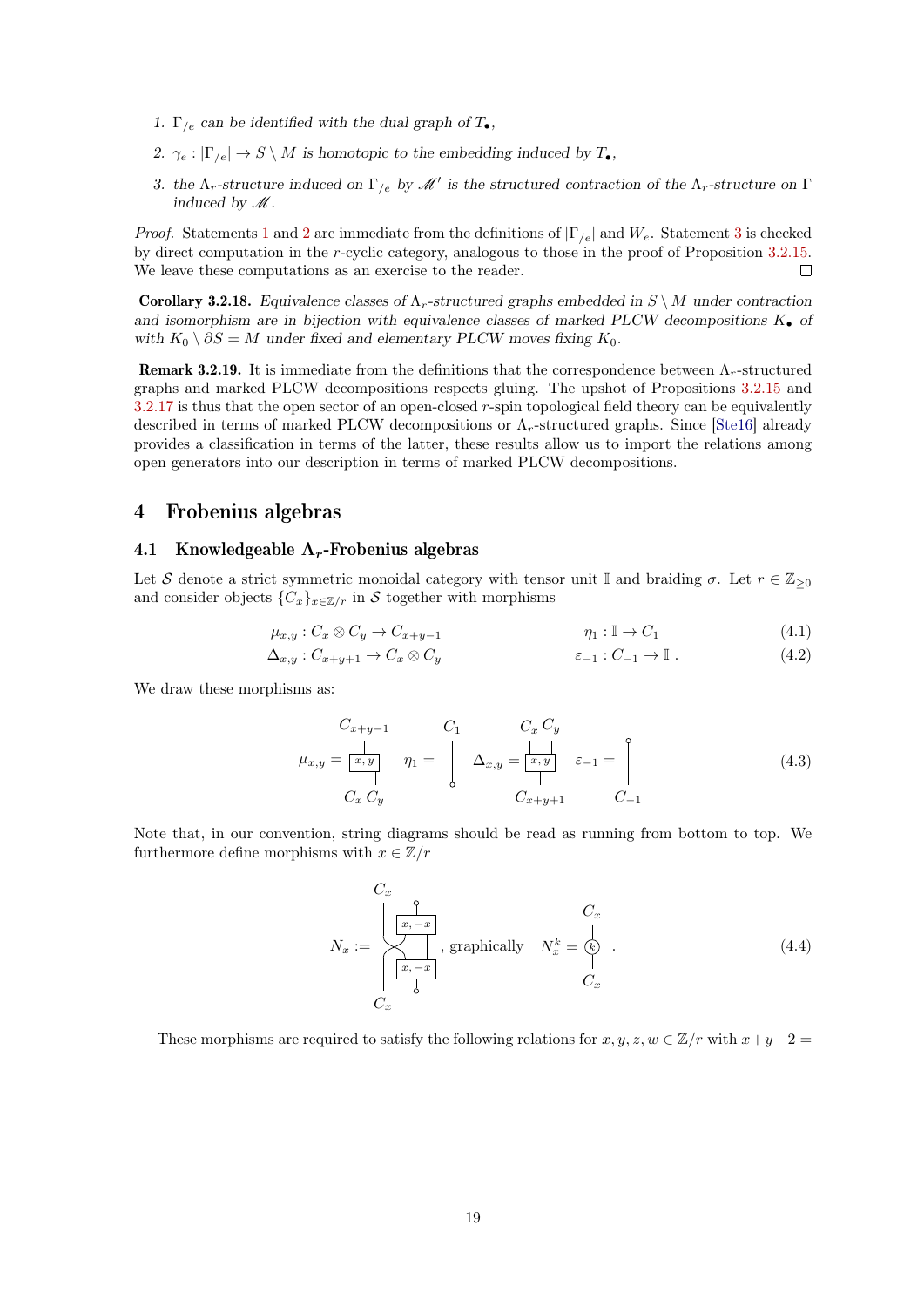1. $\Gamma_{/e}$ can be identified with the dual graph of $T_\bullet$,
2. $\gamma_e : |\Gamma_{/e}| \to S \setminus M$ is homotopic to the embedding induced by $T_\bullet$,
3. the $\Lambda_r$-structure induced on $\Gamma_{/e}$ by $\mathscr{M}'$ is the structured contraction of the $\Lambda_r$-structure on $\Gamma$ induced by $\mathscr{M}$.

*Proof.* Statements 1 and 2 are immediate from the definitions of $|\Gamma_{/e}|$ and $W_e$. Statement 3 is checked by direct computation in the $r$-cyclic category, analogous to those in the proof of Proposition 3.2.15. We leave these computations as an exercise to the reader. □

**Corollary 3.2.18.** *Equivalence classes of $\Lambda_r$-structured graphs embedded in $S \setminus M$ under contraction and isomorphism are in bijection with equivalence classes of marked PLCW decompositions $K_\bullet$ of with $K_0 \setminus \partial S = M$ under fixed and elementary PLCW moves fixing $K_0$.*

**Remark 3.2.19.** It is immediate from the definitions that the correspondence between $\Lambda_r$-structured graphs and marked PLCW decompositions respects gluing. The upshot of Propositions 3.2.15 and 3.2.17 is thus that the open sector of an open-closed $r$-spin topological field theory can be equivalently described in terms of marked PLCW decompositions or $\Lambda_r$-structured graphs. Since [Ste16] already provides a classification in terms of the latter, these results allow us to import the relations among open generators into our description in terms of marked PLCW decompositions.

# 4 Frobenius algebras

## 4.1 Knowledgeable $\Lambda_r$-Frobenius algebras

Let $\mathcal{S}$ denote a strict symmetric monoidal category with tensor unit $\mathbb{I}$ and braiding $\sigma$. Let $r \in \mathbb{Z}_{\geq 0}$ and consider objects $\{C_x\}_{x \in \mathbb{Z}/r}$ in $\mathcal{S}$ together with morphisms

$$\mu_{x,y} : C_x \otimes C_y \to C_{x+y-1} \qquad\qquad \eta_1 : \mathbb{I} \to C_1 \tag{4.1}$$

$$\Delta_{x,y} : C_{x+y+1} \to C_x \otimes C_y \qquad\qquad \varepsilon_{-1} : C_{-1} \to \mathbb{I}\,. \tag{4.2}$$

We draw these morphisms as:

$$\mu_{x,y} = [\text{diagram}] \quad \eta_1 = [\text{diagram}] \quad \Delta_{x,y} = [\text{diagram}] \quad \varepsilon_{-1} = [\text{diagram}] \tag{4.3}$$

Note that, in our convention, string diagrams should be read as running from bottom to top. We furthermore define morphisms with $x \in \mathbb{Z}/r$

$$N_x := [\text{diagram}] \text{, graphically} \quad N_x^k = [\text{diagram}] \;. \tag{4.4}$$

These morphisms are required to satisfy the following relations for $x, y, z, w \in \mathbb{Z}/r$ with $x + y - 2 =$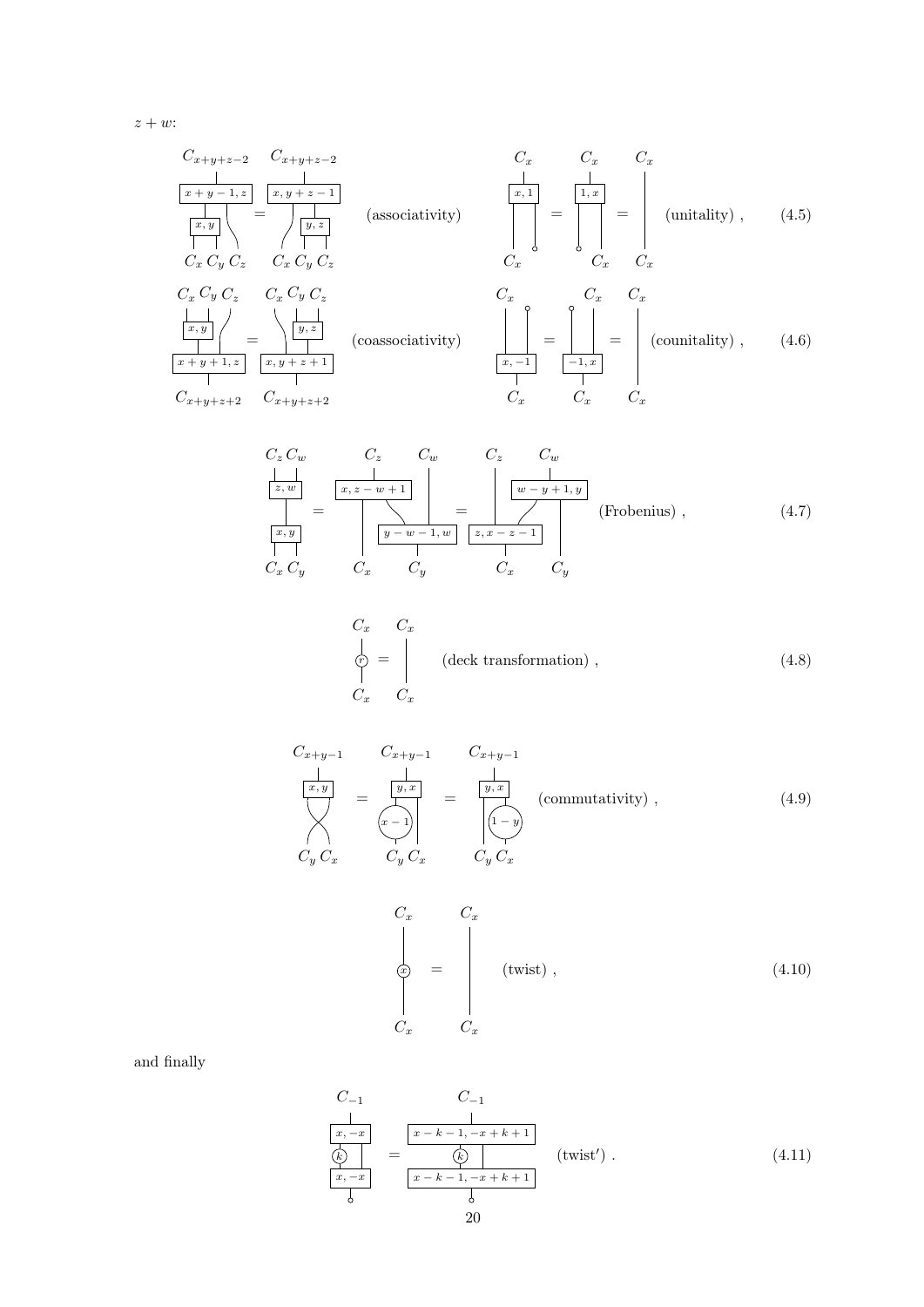$z + w$:

$$C_{x+y+z-2} \quad C_{x+y+z-2}$$

(associativity) (unitality) , (4.5)

(coassociativity) (counitality) , (4.6)

(Frobenius) , (4.7)

(deck transformation) , (4.8)

(commutativity) , (4.9)

(twist) , (4.10)

and finally

(twist′) . (4.11)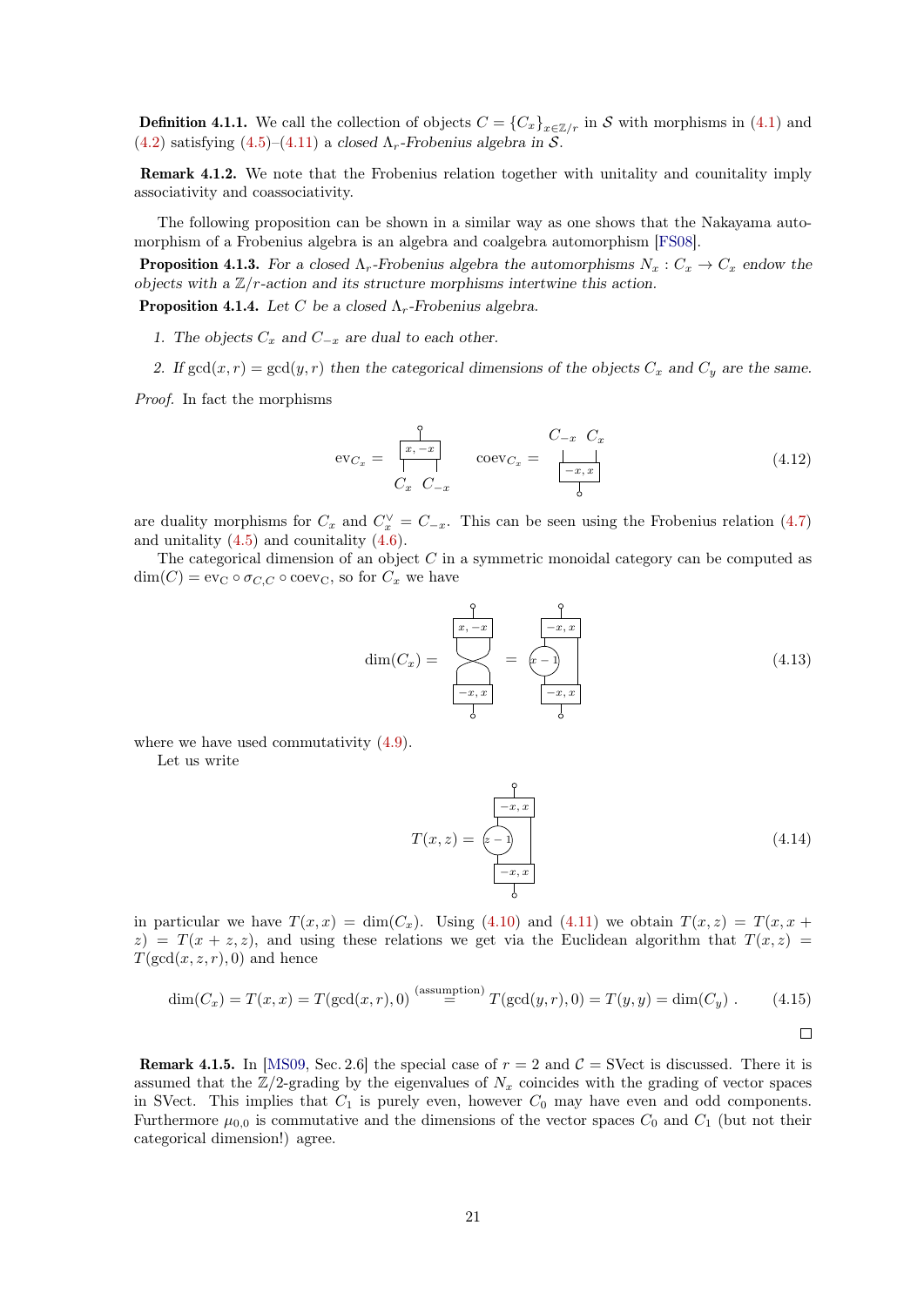**Definition 4.1.1.** We call the collection of objects $C = \{C_x\}_{x\in\mathbb{Z}/r}$ in $\mathcal{S}$ with morphisms in (4.1) and (4.2) satisfying (4.5)–(4.11) a *closed $\Lambda_r$-Frobenius algebra in $\mathcal{S}$.*

**Remark 4.1.2.** We note that the Frobenius relation together with unitality and counitality imply associativity and coassociativity.

The following proposition can be shown in a similar way as one shows that the Nakayama automorphism of a Frobenius algebra is an algebra and coalgebra automorphism [FS08].

**Proposition 4.1.3.** *For a closed $\Lambda_r$-Frobenius algebra the automorphisms $N_x : C_x \to C_x$ endow the objects with a $\mathbb{Z}/r$-action and its structure morphisms intertwine this action.*

**Proposition 4.1.4.** *Let $C$ be a closed $\Lambda_r$-Frobenius algebra.*

1. *The objects $C_x$ and $C_{-x}$ are dual to each other.*
2. *If $\gcd(x, r) = \gcd(y, r)$ then the categorical dimensions of the objects $C_x$ and $C_y$ are the same.*

*Proof.* In fact the morphisms

$$\mathrm{ev}_{C_x} = \quad \text{[diagram: box } x,-x \text{ with inputs } C_x\ C_{-x} \text{]} \qquad \mathrm{coev}_{C_x} = \quad \text{[diagram: box } -x,x \text{ with outputs } C_{-x}\ C_x \text{]} \tag{4.12}$$

are duality morphisms for $C_x$ and $C_x^\vee = C_{-x}$. This can be seen using the Frobenius relation (4.7) and unitality (4.5) and counitality (4.6).

The categorical dimension of an object $C$ in a symmetric monoidal category can be computed as $\dim(C) = \mathrm{ev}_C \circ \sigma_{C,C} \circ \mathrm{coev}_C$, so for $C_x$ we have

$$\dim(C_x) = \quad \text{[diagram: } -x,x \text{ box, crossing, } x,-x \text{ box]} \quad = \quad \text{[diagram: } -x,x \text{ box, circle } x-1 \text{, } -x,x \text{ box]} \tag{4.13}$$

where we have used commutativity (4.9).

Let us write

$$T(x, z) = \quad \text{[diagram: } -x,x \text{ box, circle } z-1 \text{, } -x,x \text{ box]} \tag{4.14}$$

in particular we have $T(x, x) = \dim(C_x)$. Using (4.10) and (4.11) we obtain $T(x, z) = T(x, x + z) = T(x + z, z)$, and using these relations we get via the Euclidean algorithm that $T(x, z) = T(\gcd(x, z, r), 0)$ and hence

$$\dim(C_x) = T(x, x) = T(\gcd(x, r), 0) \overset{\text{(assumption)}}{=} T(\gcd(y, r), 0) = T(y, y) = \dim(C_y)\ . \tag{4.15}$$

□

**Remark 4.1.5.** In [MS09, Sec. 2.6] the special case of $r = 2$ and $\mathcal{C} = \mathrm{SVect}$ is discussed. There it is assumed that the $\mathbb{Z}/2$-grading by the eigenvalues of $N_x$ coincides with the grading of vector spaces in SVect. This implies that $C_1$ is purely even, however $C_0$ may have even and odd components. Furthermore $\mu_{0,0}$ is commutative and the dimensions of the vector spaces $C_0$ and $C_1$ (but not their categorical dimension!) agree.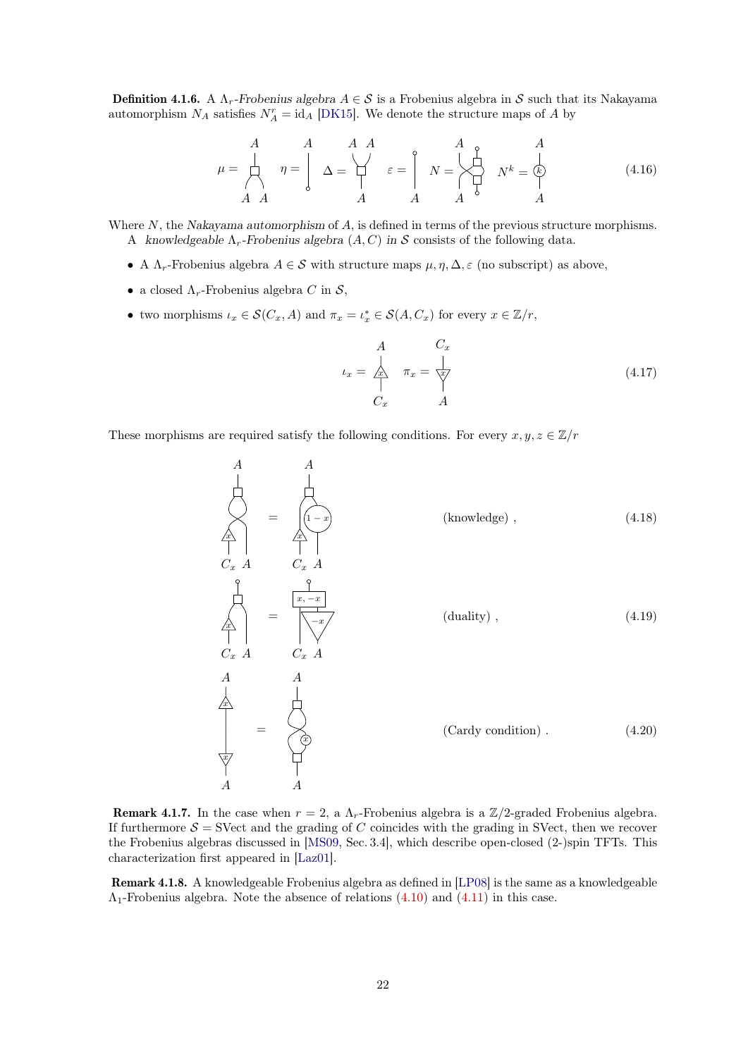**Definition 4.1.6.** A $\Lambda_r$-*Frobenius algebra* $A \in \mathcal{S}$ is a Frobenius algebra in $\mathcal{S}$ such that its Nakayama automorphism $N_A$ satisfies $N_A^r = \mathrm{id}_A$ [DK15]. We denote the structure maps of $A$ by

$$\mu = \quad \eta = \quad \Delta = \quad \varepsilon = \quad N = \quad N^k = \tag{4.16}$$

Where $N$, the *Nakayama automorphism* of $A$, is defined in terms of the previous structure morphisms.

A *knowledgeable $\Lambda_r$-Frobenius algebra* $(A, C)$ *in* $\mathcal{S}$ consists of the following data.

- A $\Lambda_r$-Frobenius algebra $A \in \mathcal{S}$ with structure maps $\mu, \eta, \Delta, \varepsilon$ (no subscript) as above,
- a closed $\Lambda_r$-Frobenius algebra $C$ in $\mathcal{S}$,
- two morphisms $\iota_x \in \mathcal{S}(C_x, A)$ and $\pi_x = \iota_x^* \in \mathcal{S}(A, C_x)$ for every $x \in \mathbb{Z}/r$,

$$\iota_x = \quad \pi_x = \tag{4.17}$$

These morphisms are required satisfy the following conditions. For every $x, y, z \in \mathbb{Z}/r$

$$= \quad \text{(knowledge)}\ , \tag{4.18}$$

$$= \quad \text{(duality)}\ , \tag{4.19}$$

$$= \quad \text{(Cardy condition)}\ . \tag{4.20}$$

**Remark 4.1.7.** In the case when $r = 2$, a $\Lambda_r$-Frobenius algebra is a $\mathbb{Z}/2$-graded Frobenius algebra. If furthermore $\mathcal{S} = \mathrm{SVect}$ and the grading of $C$ coincides with the grading in SVect, then we recover the Frobenius algebras discussed in [MS09, Sec. 3.4], which describe open-closed (2-)spin TFTs. This characterization first appeared in [Laz01].

**Remark 4.1.8.** A knowledgeable Frobenius algebra as defined in [LP08] is the same as a knowledgeable $\Lambda_1$-Frobenius algebra. Note the absence of relations (4.10) and (4.11) in this case.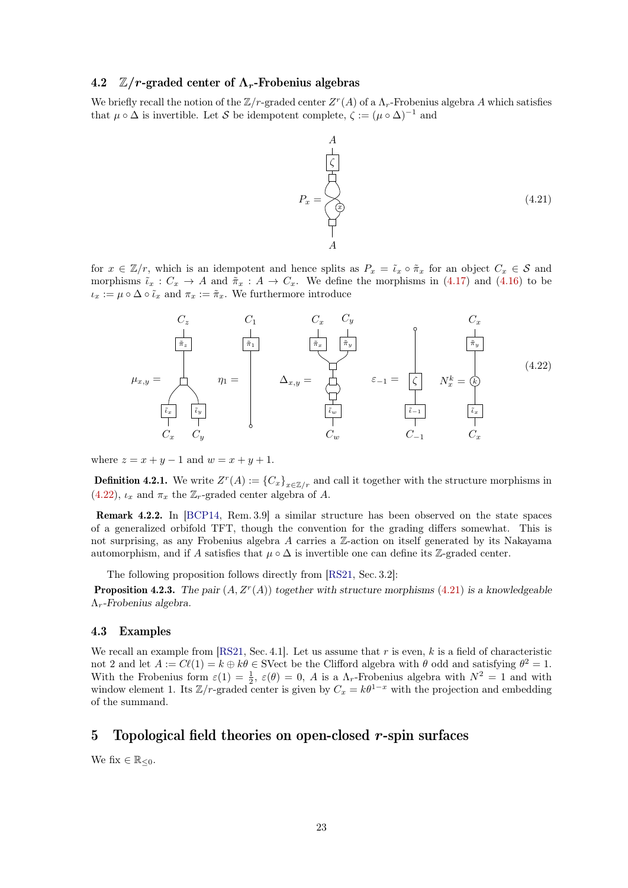## 4.2 $\mathbb{Z}/r$-graded center of $\Lambda_r$-Frobenius algebras

We briefly recall the notion of the $\mathbb{Z}/r$-graded center $Z^r(A)$ of a $\Lambda_r$-Frobenius algebra $A$ which satisfies that $\mu \circ \Delta$ is invertible. Let $\mathcal{S}$ be idempotent complete, $\zeta := (\mu \circ \Delta)^{-1}$ and

$$P_x = \quad (4.21)$$

for $x \in \mathbb{Z}/r$, which is an idempotent and hence splits as $P_x = \tilde{\iota}_x \circ \tilde{\pi}_x$ for an object $C_x \in \mathcal{S}$ and morphisms $\tilde{\iota}_x : C_x \to A$ and $\tilde{\pi}_x : A \to C_x$. We define the morphisms in (4.17) and (4.16) to be $\iota_x := \mu \circ \Delta \circ \tilde{\iota}_x$ and $\pi_x := \tilde{\pi}_x$. We furthermore introduce

$$\mu_{x,y} = \qquad \eta_1 = \qquad \Delta_{x,y} = \qquad \varepsilon_{-1} = \qquad N_x^k = \quad (4.22)$$

where $z = x + y - 1$ and $w = x + y + 1$.

**Definition 4.2.1.** We write $Z^r(A) := \{C_x\}_{x \in \mathbb{Z}/r}$ and call it together with the structure morphisms in (4.22), $\iota_x$ and $\pi_x$ the $\mathbb{Z}_r$-graded center algebra of $A$.

**Remark 4.2.2.** In [BCP14, Rem. 3.9] a similar structure has been observed on the state spaces of a generalized orbifold TFT, though the convention for the grading differs somewhat. This is not surprising, as any Frobenius algebra $A$ carries a $\mathbb{Z}$-action on itself generated by its Nakayama automorphism, and if $A$ satisfies that $\mu \circ \Delta$ is invertible one can define its $\mathbb{Z}$-graded center.

The following proposition follows directly from [RS21, Sec. 3.2]:

**Proposition 4.2.3.** *The pair $(A, Z^r(A))$ together with structure morphisms (4.21) is a knowledgeable $\Lambda_r$-Frobenius algebra.*

## 4.3 Examples

We recall an example from [RS21, Sec. 4.1]. Let us assume that $r$ is even, $k$ is a field of characteristic not 2 and let $A := C\ell(1) = k \oplus k\theta \in \mathrm{SVect}$ be the Clifford algebra with $\theta$ odd and satisfying $\theta^2 = 1$. With the Frobenius form $\varepsilon(1) = \frac{1}{2}$, $\varepsilon(\theta) = 0$, $A$ is a $\Lambda_r$-Frobenius algebra with $N^2 = 1$ and with window element 1. Its $\mathbb{Z}/r$-graded center is given by $C_x = k\theta^{1-x}$ with the projection and embedding of the summand.

# 5 Topological field theories on open-closed $r$-spin surfaces

We fix $\in \mathbb{R}_{\leq 0}$.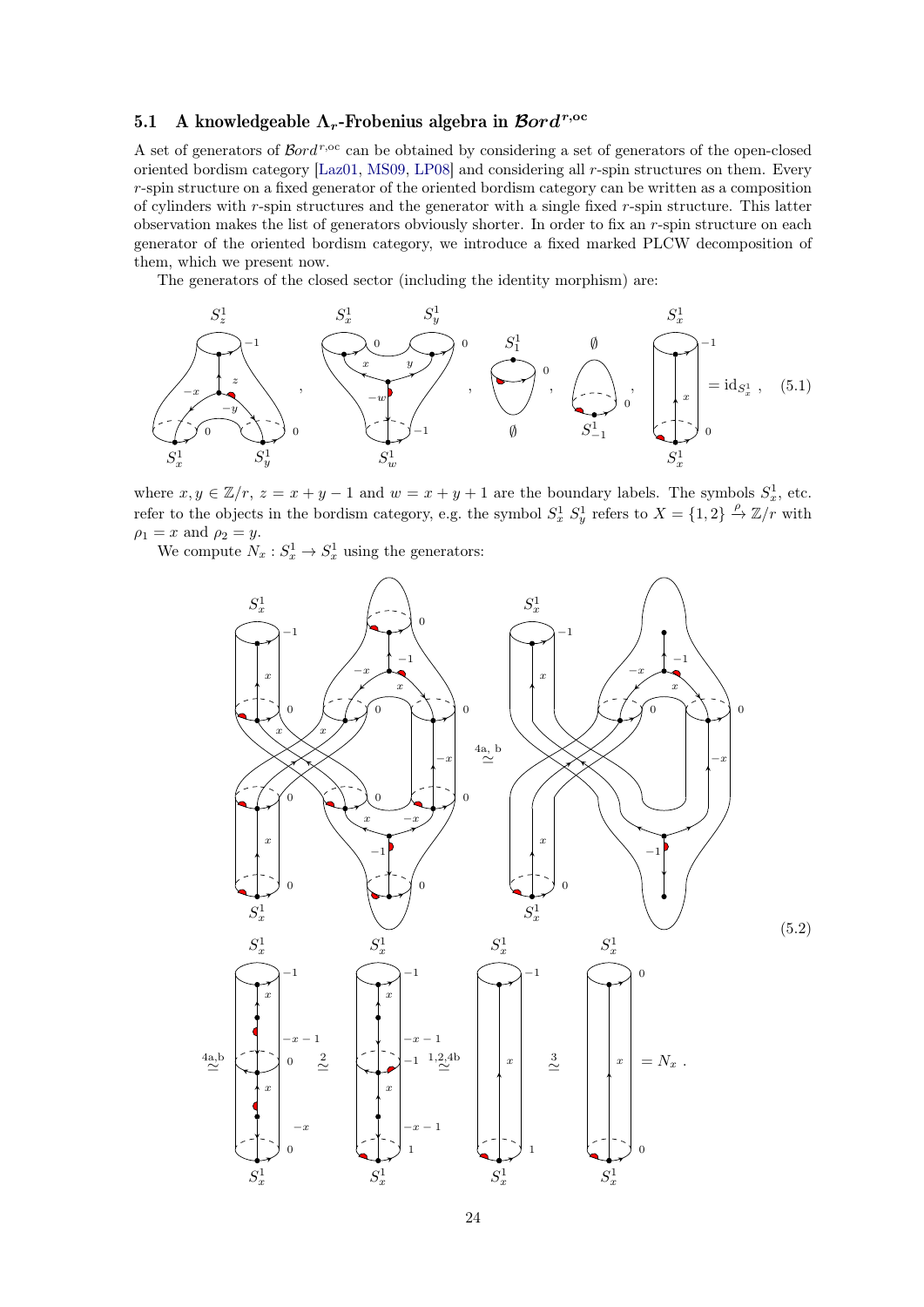### 5.1 A knowledgeable $\Lambda_r$-Frobenius algebra in $\mathcal{B}ord^{r,\mathrm{oc}}$

A set of generators of $\mathcal{B}ord^{r,\mathrm{oc}}$ can be obtained by considering a set of generators of the open-closed oriented bordism category [Laz01, MS09, LP08] and considering all $r$-spin structures on them. Every $r$-spin structure on a fixed generator of the oriented bordism category can be written as a composition of cylinders with $r$-spin structures and the generator with a single fixed $r$-spin structure. This latter observation makes the list of generators obviously shorter. In order to fix an $r$-spin structure on each generator of the oriented bordism category, we introduce a fixed marked PLCW decomposition of them, which we present now.

The generators of the closed sector (including the identity morphism) are:

$$(5.1)$$

where $x, y \in \mathbb{Z}/r$, $z = x + y - 1$ and $w = x + y + 1$ are the boundary labels. The symbols $S^1_x$, etc. refer to the objects in the bordism category, e.g. the symbol $S^1_x\ S^1_y$ refers to $X = \{1,2\} \xrightarrow{\rho} \mathbb{Z}/r$ with $\rho_1 = x$ and $\rho_2 = y$.

We compute $N_x : S^1_x \to S^1_x$ using the generators:

$$(5.2)$$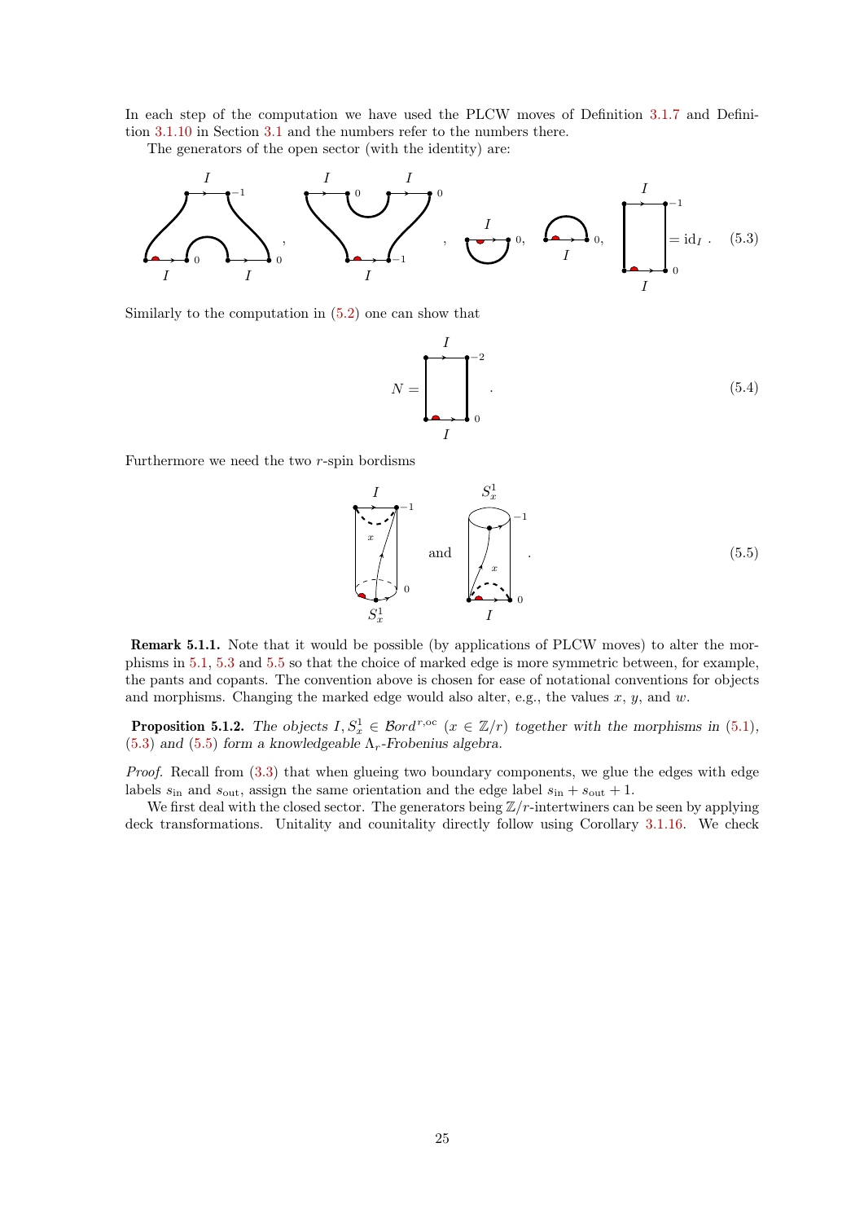In each step of the computation we have used the PLCW moves of Definition 3.1.7 and Definition 3.1.10 in Section 3.1 and the numbers refer to the numbers there.

The generators of the open sector (with the identity) are:

$$(5.3)$$

Similarly to the computation in (5.2) one can show that

$$N = \quad . \tag{5.4}$$

Furthermore we need the two $r$-spin bordisms

$$\text{and} \quad . \tag{5.5}$$

**Remark 5.1.1.** Note that it would be possible (by applications of PLCW moves) to alter the morphisms in 5.1, 5.3 and 5.5 so that the choice of marked edge is more symmetric between, for example, the pants and copants. The convention above is chosen for ease of notational conventions for objects and morphisms. Changing the marked edge would also alter, e.g., the values $x$, $y$, and $w$.

**Proposition 5.1.2.** *The objects $I, S^1_x \in \mathcal{B}ord^{r,\mathrm{oc}}$ ($x \in \mathbb{Z}/r$) together with the morphisms in (5.1), (5.3) and (5.5) form a knowledgeable $\Lambda_r$-Frobenius algebra.*

*Proof.* Recall from (3.3) that when glueing two boundary components, we glue the edges with edge labels $s_{\mathrm{in}}$ and $s_{\mathrm{out}}$, assign the same orientation and the edge label $s_{\mathrm{in}} + s_{\mathrm{out}} + 1$.

We first deal with the closed sector. The generators being $\mathbb{Z}/r$-intertwiners can be seen by applying deck transformations. Unitality and counitality directly follow using Corollary 3.1.16. We check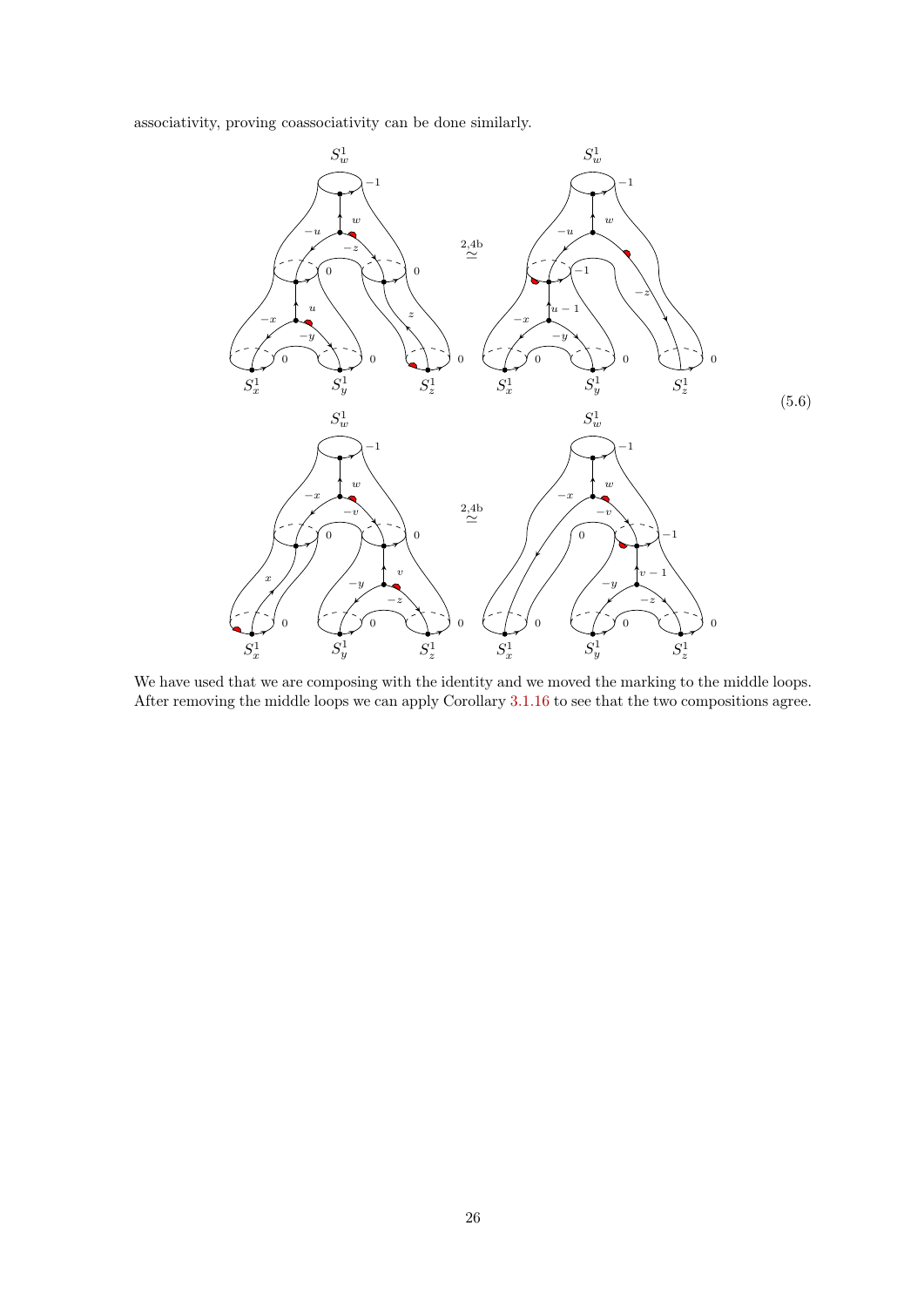associativity, proving coassociativity can be done similarly.

$$(5.6)$$

We have used that we are composing with the identity and we moved the marking to the middle loops. After removing the middle loops we can apply Corollary 3.1.16 to see that the two compositions agree.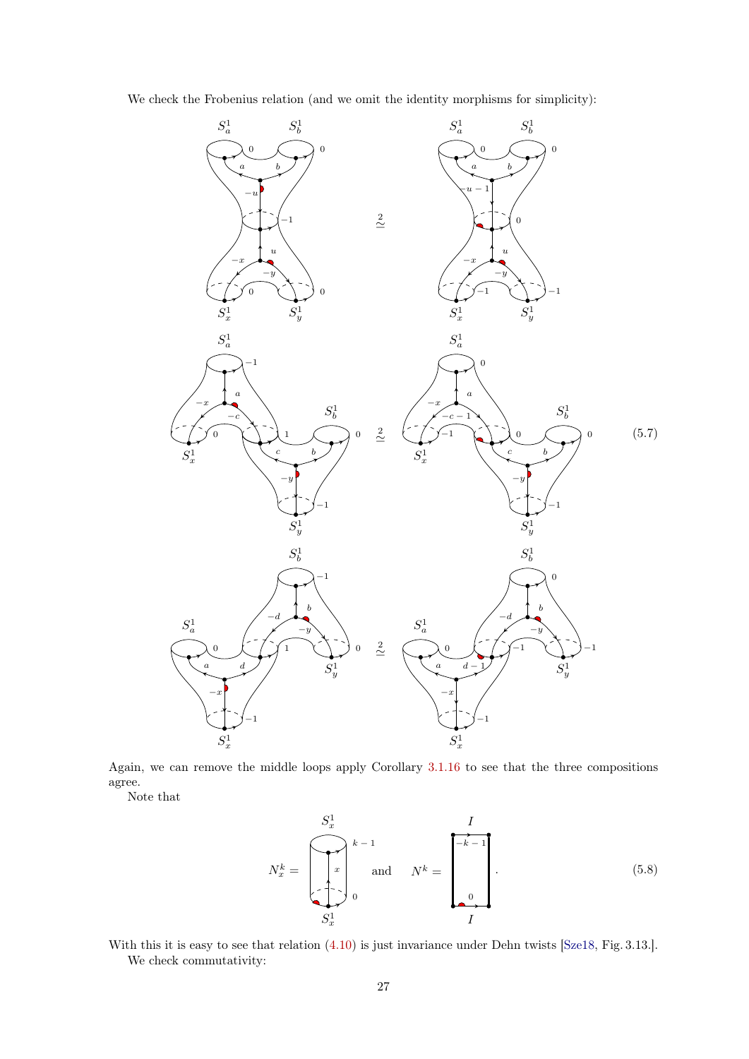We check the Frobenius relation (and we omit the identity morphisms for simplicity):

$$\text{(5.7)}$$

Again, we can remove the middle loops apply Corollary 3.1.16 to see that the three compositions agree.

Note that

$$N_x^k = \quad \text{and} \quad N^k = \quad . \tag{5.8}$$

With this it is easy to see that relation (4.10) is just invariance under Dehn twists [Sze18, Fig. 3.13.].

We check commutativity: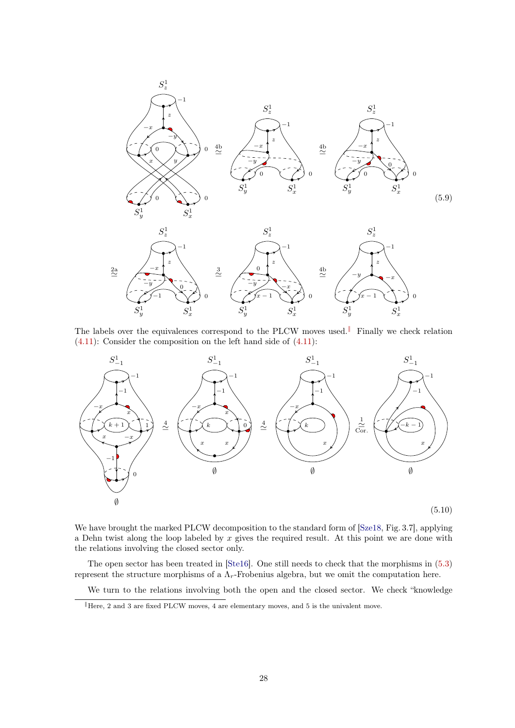$$(5.9)$$

The labels over the equivalences correspond to the PLCW moves used.[‖] Finally we check relation (4.11): Consider the composition on the left hand side of (4.11):

$$(5.10)$$

We have brought the marked PLCW decomposition to the standard form of [Sze18, Fig. 3.7], applying a Dehn twist along the loop labeled by $x$ gives the required result. At this point we are done with the relations involving the closed sector only.

The open sector has been treated in [Ste16]. One still needs to check that the morphisms in (5.3) represent the structure morphisms of a $\Lambda_r$-Frobenius algebra, but we omit the computation here.

We turn to the relations involving both the open and the closed sector. We check "knowledge

[‖] Here, 2 and 3 are fixed PLCW moves, 4 are elementary moves, and 5 is the univalent move.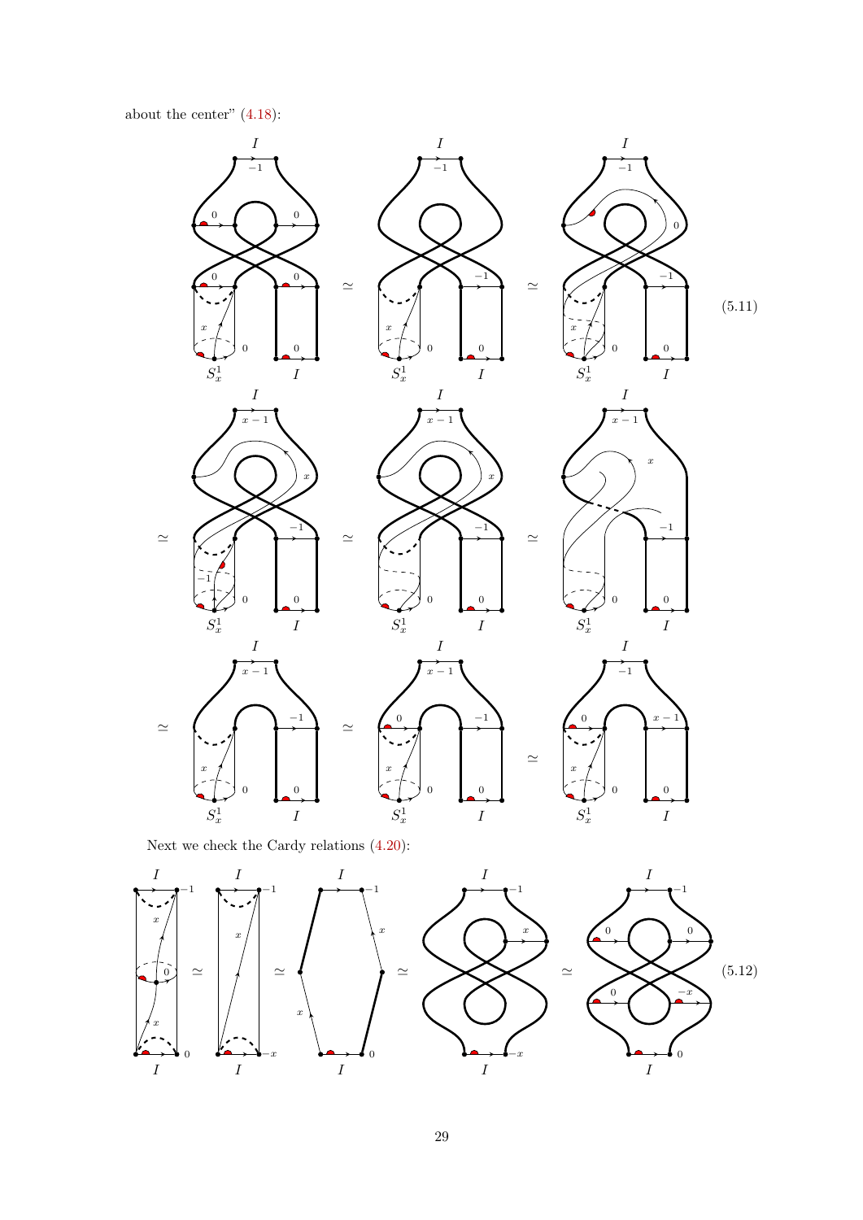about the center" (4.18):

$$\tag{5.11}$$

Next we check the Cardy relations (4.20):

$$\tag{5.12}$$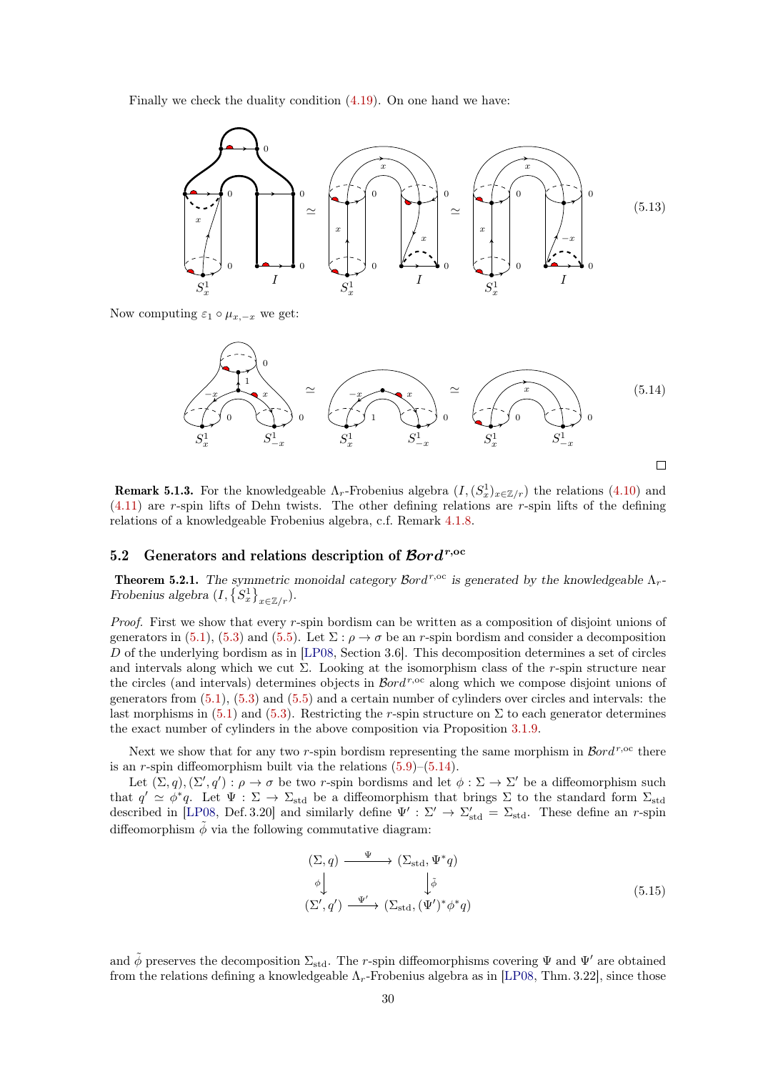Finally we check the duality condition (4.19). On one hand we have:

$$\text{(5.13)}$$

Now computing $\varepsilon_1 \circ \mu_{x,-x}$ we get:

$$\text{(5.14)}$$

□

**Remark 5.1.3.** For the knowledgeable $\Lambda_r$-Frobenius algebra $(I, (S^1_x)_{x\in\mathbb{Z}/r})$ the relations (4.10) and (4.11) are $r$-spin lifts of Dehn twists. The other defining relations are $r$-spin lifts of the defining relations of a knowledgeable Frobenius algebra, c.f. Remark 4.1.8.

## 5.2 Generators and relations description of $\mathcal{B}ord^{r,\mathrm{oc}}$

**Theorem 5.2.1.** *The symmetric monoidal category $\mathcal{B}ord^{r,\mathrm{oc}}$ is generated by the knowledgeable $\Lambda_r$-Frobenius algebra $(I, \{S^1_x\}_{x\in\mathbb{Z}/r})$.*

*Proof.* First we show that every $r$-spin bordism can be written as a composition of disjoint unions of generators in (5.1), (5.3) and (5.5). Let $\Sigma : \rho \to \sigma$ be an $r$-spin bordism and consider a decomposition $D$ of the underlying bordism as in [LP08, Section 3.6]. This decomposition determines a set of circles and intervals along which we cut $\Sigma$. Looking at the isomorphism class of the $r$-spin structure near the circles (and intervals) determines objects in $\mathcal{B}ord^{r,\mathrm{oc}}$ along which we compose disjoint unions of generators from (5.1), (5.3) and (5.5) and a certain number of cylinders over circles and intervals: the last morphisms in (5.1) and (5.3). Restricting the $r$-spin structure on $\Sigma$ to each generator determines the exact number of cylinders in the above composition via Proposition 3.1.9.

Next we show that for any two $r$-spin bordism representing the same morphism in $\mathcal{B}ord^{r,\mathrm{oc}}$ there is an $r$-spin diffeomorphism built via the relations (5.9)–(5.14).

Let $(\Sigma, q), (\Sigma', q') : \rho \to \sigma$ be two $r$-spin bordisms and let $\phi : \Sigma \to \Sigma'$ be a diffeomorphism such that $q' \simeq \phi^* q$. Let $\Psi : \Sigma \to \Sigma_{\mathrm{std}}$ be a diffeomorphism that brings $\Sigma$ to the standard form $\Sigma_{\mathrm{std}}$ described in [LP08, Def. 3.20] and similarly define $\Psi' : \Sigma' \to \Sigma'_{\mathrm{std}} = \Sigma_{\mathrm{std}}$. These define an $r$-spin diffeomorphism $\tilde{\phi}$ via the following commutative diagram:

$$\begin{array}{ccc} (\Sigma, q) & \xrightarrow{\ \Psi\ } & (\Sigma_{\mathrm{std}}, \Psi^* q) \\ {\scriptstyle\phi}\downarrow & & \downarrow{\scriptstyle\tilde{\phi}} \\ (\Sigma', q') & \xrightarrow{\ \Psi'\ } & (\Sigma_{\mathrm{std}}, (\Psi')^* \phi^* q) \end{array} \tag{5.15}$$

and $\tilde{\phi}$ preserves the decomposition $\Sigma_{\mathrm{std}}$. The $r$-spin diffeomorphisms covering $\Psi$ and $\Psi'$ are obtained from the relations defining a knowledgeable $\Lambda_r$-Frobenius algebra as in [LP08, Thm. 3.22], since those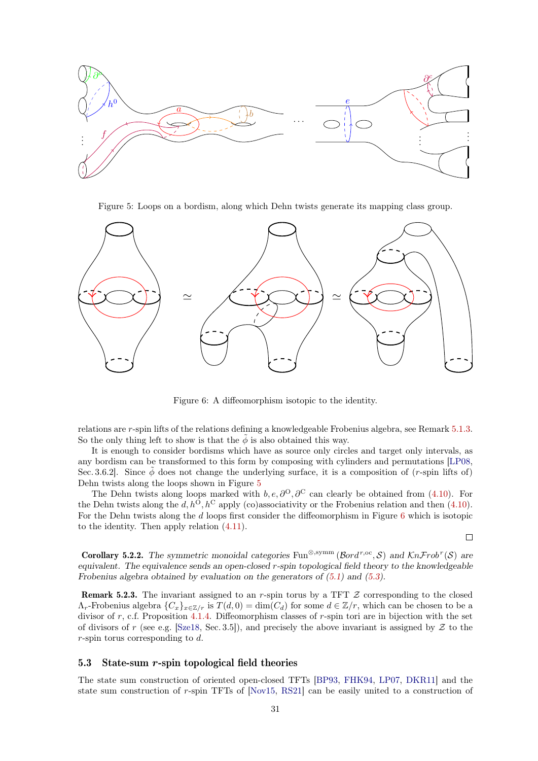Figure 5: Loops on a bordism, along which Dehn twists generate its mapping class group.

Figure 6: A diffeomorphism isotopic to the identity.

relations are $r$-spin lifts of the relations defining a knowledgeable Frobenius algebra, see Remark 5.1.3. So the only thing left to show is that the $\tilde{\phi}$ is also obtained this way.

It is enough to consider bordisms which have as source only circles and target only intervals, as any bordism can be transformed to this form by composing with cylinders and permutations [LP08, Sec. 3.6.2]. Since $\tilde{\phi}$ does not change the underlying surface, it is a composition of ($r$-spin lifts of) Dehn twists along the loops shown in Figure 5

The Dehn twists along loops marked with $b, e, \partial^{\mathrm{O}}, \partial^{\mathrm{C}}$ can clearly be obtained from (4.10). For the Dehn twists along the $d, h^{\mathrm{O}}, h^{\mathrm{C}}$ apply (co)associativity or the Frobenius relation and then (4.10). For the Dehn twists along the $d$ loops first consider the diffeomorphism in Figure 6 which is isotopic to the identity. Then apply relation (4.11).

□

**Corollary 5.2.2.** *The symmetric monoidal categories $\mathrm{Fun}^{\otimes,\mathrm{symm}}(\mathcal{B}ord^{r,\mathrm{oc}}, \mathcal{S})$ and $\mathcal{K}n\mathcal{F}rob^{r}(\mathcal{S})$ are equivalent. The equivalence sends an open-closed $r$-spin topological field theory to the knowledgeable Frobenius algebra obtained by evaluation on the generators of (5.1) and (5.3).*

**Remark 5.2.3.** The invariant assigned to an $r$-spin torus by a TFT $\mathcal{Z}$ corresponding to the closed $\Lambda_r$-Frobenius algebra $\{C_x\}_{x\in\mathbb{Z}/r}$ is $T(d,0) = \dim(C_d)$ for some $d \in \mathbb{Z}/r$, which can be chosen to be a divisor of $r$, c.f. Proposition 4.1.4. Diffeomorphism classes of $r$-spin tori are in bijection with the set of divisors of $r$ (see e.g. [Sze18, Sec. 3.5]), and precisely the above invariant is assigned by $\mathcal{Z}$ to the $r$-spin torus corresponding to $d$.

## 5.3 State-sum $r$-spin topological field theories

The state sum construction of oriented open-closed TFTs [BP93, FHK94, LP07, DKR11] and the state sum construction of $r$-spin TFTs of [Nov15, RS21] can be easily united to a construction of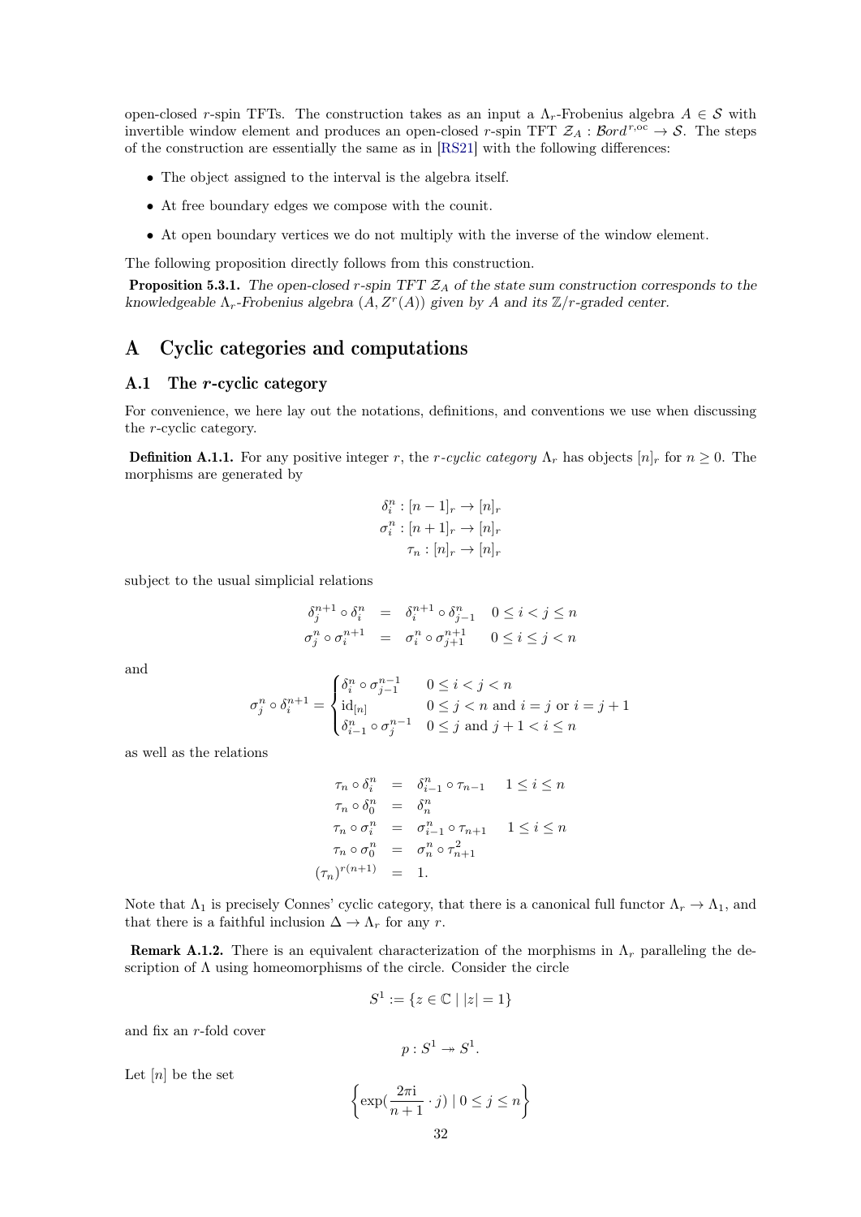open-closed $r$-spin TFTs. The construction takes as an input a $\Lambda_r$-Frobenius algebra $A \in \mathcal{S}$ with invertible window element and produces an open-closed $r$-spin TFT $\mathcal{Z}_A : \mathcal{B}ord^{r,\mathrm{oc}} \to \mathcal{S}$. The steps of the construction are essentially the same as in [RS21] with the following differences:

- The object assigned to the interval is the algebra itself.
- At free boundary edges we compose with the counit.
- At open boundary vertices we do not multiply with the inverse of the window element.

The following proposition directly follows from this construction.

**Proposition 5.3.1.** *The open-closed $r$-spin TFT $\mathcal{Z}_A$ of the state sum construction corresponds to the knowledgeable $\Lambda_r$-Frobenius algebra $(A, Z^r(A))$ given by $A$ and its $\mathbb{Z}/r$-graded center.*

# A Cyclic categories and computations

## A.1 The $r$-cyclic category

For convenience, we here lay out the notations, definitions, and conventions we use when discussing the $r$-cyclic category.

**Definition A.1.1.** For any positive integer $r$, the *$r$-cyclic category* $\Lambda_r$ has objects $[n]_r$ for $n \geq 0$. The morphisms are generated by

$$
\begin{aligned}
\delta_i^n &: [n-1]_r \to [n]_r \\
\sigma_i^n &: [n+1]_r \to [n]_r \\
\tau_n &: [n]_r \to [n]_r
\end{aligned}
$$

subject to the usual simplicial relations

$$
\begin{aligned}
\delta_j^{n+1} \circ \delta_i^n &= \delta_i^{n+1} \circ \delta_{j-1}^n \quad 0 \leq i < j \leq n \\
\sigma_j^n \circ \sigma_i^{n+1} &= \sigma_i^n \circ \sigma_{j+1}^{n+1} \quad 0 \leq i \leq j < n
\end{aligned}
$$

and

$$
\sigma_j^n \circ \delta_i^{n+1} = \begin{cases} \delta_i^n \circ \sigma_{j-1}^{n-1} & 0 \leq i < j < n \\ \mathrm{id}_{[n]} & 0 \leq j < n \text{ and } i = j \text{ or } i = j+1 \\ \delta_{i-1}^n \circ \sigma_j^{n-1} & 0 \leq j \text{ and } j+1 < i \leq n \end{cases}
$$

as well as the relations

$$
\begin{aligned}
\tau_n \circ \delta_i^n &= \delta_{i-1}^n \circ \tau_{n-1} \quad 1 \leq i \leq n \\
\tau_n \circ \delta_0^n &= \delta_n^n \\
\tau_n \circ \sigma_i^n &= \sigma_{i-1}^n \circ \tau_{n+1} \quad 1 \leq i \leq n \\
\tau_n \circ \sigma_0^n &= \sigma_n^n \circ \tau_{n+1}^2 \\
(\tau_n)^{r(n+1)} &= 1.
\end{aligned}
$$

Note that $\Lambda_1$ is precisely Connes' cyclic category, that there is a canonical full functor $\Lambda_r \to \Lambda_1$, and that there is a faithful inclusion $\Delta \to \Lambda_r$ for any $r$.

**Remark A.1.2.** There is an equivalent characterization of the morphisms in $\Lambda_r$ paralleling the description of $\Lambda$ using homeomorphisms of the circle. Consider the circle

$$
S^1 := \{z \in \mathbb{C} \mid |z| = 1\}
$$

and fix an $r$-fold cover

$$
p : S^1 \twoheadrightarrow S^1.
$$

Let $[n]$ be the set

$$
\left\{ \exp\left(\frac{2\pi \mathrm{i}}{n+1} \cdot j\right) \mid 0 \leq j \leq n \right\}
$$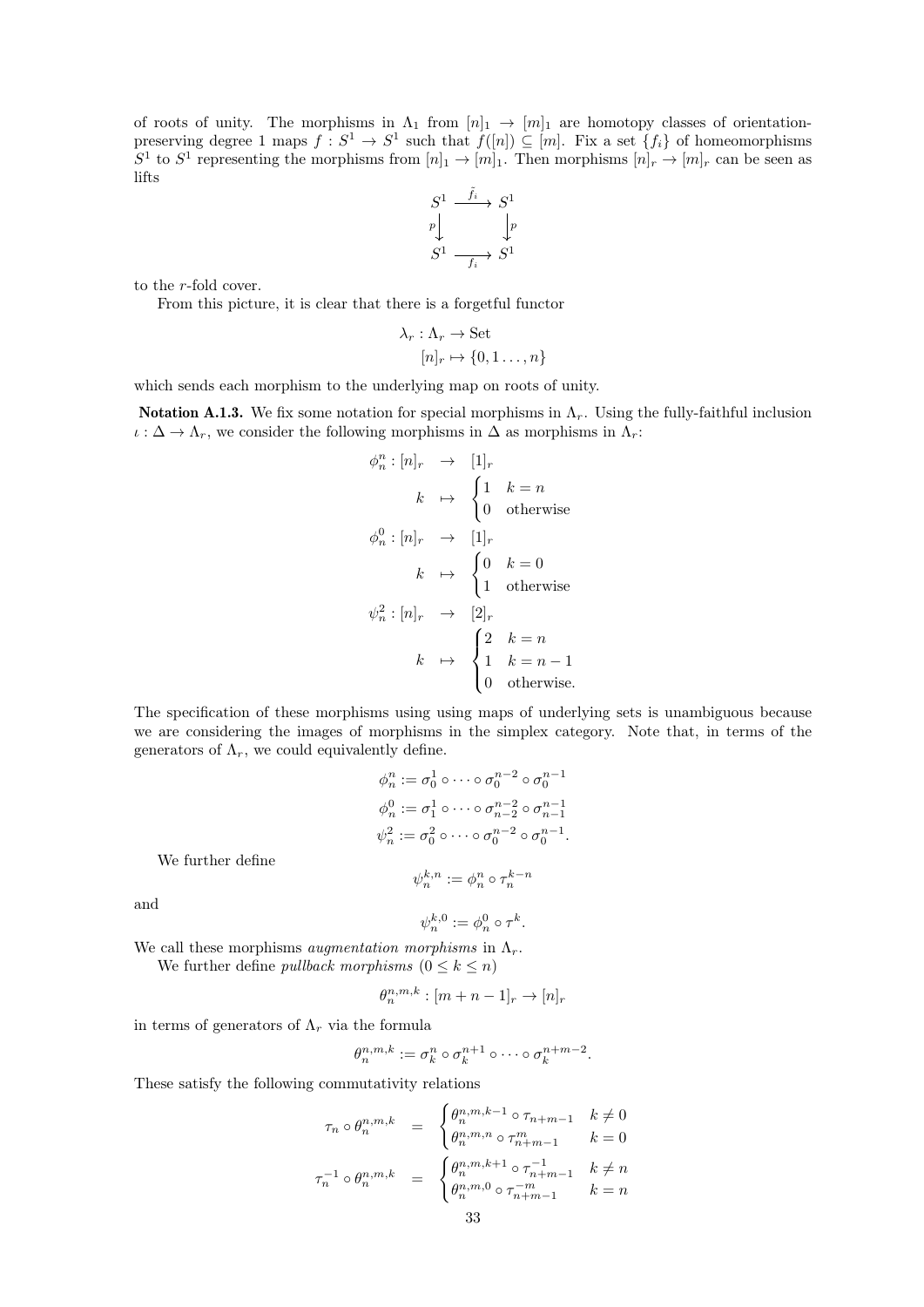of roots of unity. The morphisms in $\Lambda_1$ from $[n]_1 \to [m]_1$ are homotopy classes of orientation-preserving degree 1 maps $f : S^1 \to S^1$ such that $f([n]) \subseteq [m]$. Fix a set $\{f_i\}$ of homeomorphisms $S^1$ to $S^1$ representing the morphisms from $[n]_1 \to [m]_1$. Then morphisms $[n]_r \to [m]_r$ can be seen as lifts

$$\begin{array}{ccc} S^1 & \xrightarrow{\tilde{f}_i} & S^1 \\ {\scriptstyle p}\downarrow & & \downarrow{\scriptstyle p} \\ S^1 & \xrightarrow[f_i]{} & S^1 \end{array}$$

to the $r$-fold cover.

From this picture, it is clear that there is a forgetful functor

$$\lambda_r : \Lambda_r \to \text{Set}$$
$$[n]_r \mapsto \{0, 1 \ldots, n\}$$

which sends each morphism to the underlying map on roots of unity.

**Notation A.1.3.** We fix some notation for special morphisms in $\Lambda_r$. Using the fully-faithful inclusion $\iota : \Delta \to \Lambda_r$, we consider the following morphisms in $\Delta$ as morphisms in $\Lambda_r$:

$$\begin{aligned}
\phi_n^n : [n]_r &\to [1]_r \\
k &\mapsto \begin{cases} 1 & k = n \\ 0 & \text{otherwise} \end{cases} \\
\phi_n^0 : [n]_r &\to [1]_r \\
k &\mapsto \begin{cases} 0 & k = 0 \\ 1 & \text{otherwise} \end{cases} \\
\psi_n^2 : [n]_r &\to [2]_r \\
k &\mapsto \begin{cases} 2 & k = n \\ 1 & k = n-1 \\ 0 & \text{otherwise.} \end{cases}
\end{aligned}$$

The specification of these morphisms using using maps of underlying sets is unambiguous because we are considering the images of morphisms in the simplex category. Note that, in terms of the generators of $\Lambda_r$, we could equivalently define.

$$\phi_n^n := \sigma_0^1 \circ \cdots \circ \sigma_0^{n-2} \circ \sigma_0^{n-1}$$
$$\phi_n^0 := \sigma_1^1 \circ \cdots \circ \sigma_{n-2}^{n-2} \circ \sigma_{n-1}^{n-1}$$
$$\psi_n^2 := \sigma_0^2 \circ \cdots \circ \sigma_0^{n-2} \circ \sigma_0^{n-1}.$$

We further define

$$\psi_n^{k,n} := \phi_n^n \circ \tau_n^{k-n}$$

and

$$\psi_n^{k,0} := \phi_n^0 \circ \tau^k.$$

We call these morphisms *augmentation morphisms* in $\Lambda_r$.

We further define *pullback morphisms* $(0 \leq k \leq n)$

$$\theta_n^{n,m,k} : [m+n-1]_r \to [n]_r$$

in terms of generators of $\Lambda_r$ via the formula

$$\theta_n^{n,m,k} := \sigma_k^n \circ \sigma_k^{n+1} \circ \cdots \circ \sigma_k^{n+m-2}.$$

These satisfy the following commutativity relations

$$\begin{aligned}
\tau_n \circ \theta_n^{n,m,k} &= \begin{cases} \theta_n^{n,m,k-1} \circ \tau_{n+m-1} & k \neq 0 \\ \theta_n^{n,m,n} \circ \tau_{n+m-1}^m & k = 0 \end{cases} \\
\tau_n^{-1} \circ \theta_n^{n,m,k} &= \begin{cases} \theta_n^{n,m,k+1} \circ \tau_{n+m-1}^{-1} & k \neq n \\ \theta_n^{n,m,0} \circ \tau_{n+m-1}^{-m} & k = n \end{cases}
\end{aligned}$$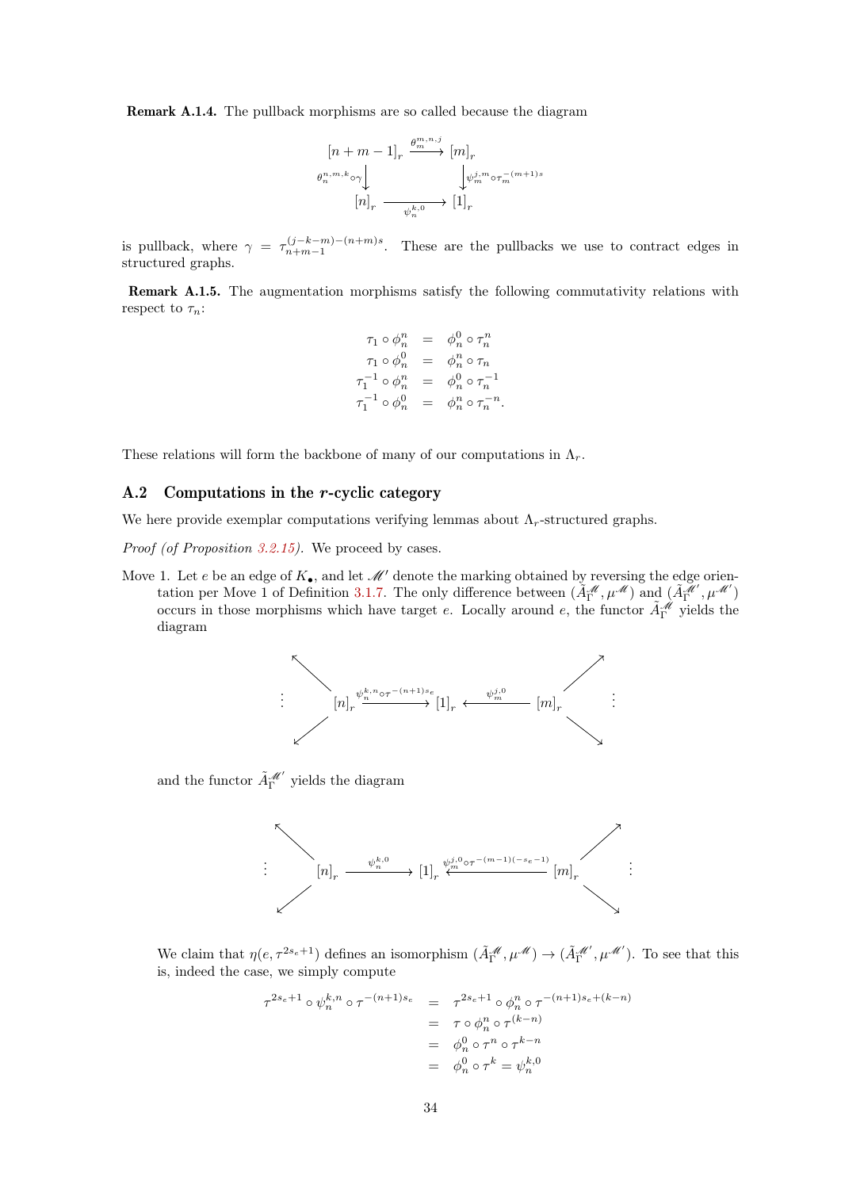**Remark A.1.4.** The pullback morphisms are so called because the diagram

$$\begin{array}{ccc}
[n+m-1]_r & \xrightarrow{\theta_m^{m,n,j}} & [m]_r \\
{\scriptstyle \theta_n^{n,m,k}\circ\gamma}\downarrow & & \downarrow{\scriptstyle \psi_m^{j,m}\circ\tau_m^{-(m+1)s}} \\
[n]_r & \xrightarrow[\psi_n^{k,0}]{} & [1]_r
\end{array}$$

is pullback, where $\gamma = \tau_{n+m-1}^{(j-k-m)-(n+m)s}$. These are the pullbacks we use to contract edges in structured graphs.

**Remark A.1.5.** The augmentation morphisms satisfy the following commutativity relations with respect to $\tau_n$:

$$\begin{aligned}
\tau_1 \circ \phi_n^n &= \phi_n^0 \circ \tau_n^n \\
\tau_1 \circ \phi_n^0 &= \phi_n^n \circ \tau_n \\
\tau_1^{-1} \circ \phi_n^n &= \phi_n^0 \circ \tau_n^{-1} \\
\tau_1^{-1} \circ \phi_n^0 &= \phi_n^n \circ \tau_n^{-n}.
\end{aligned}$$

These relations will form the backbone of many of our computations in $\Lambda_r$.

## A.2 Computations in the $r$-cyclic category

We here provide exemplar computations verifying lemmas about $\Lambda_r$-structured graphs.

*Proof (of Proposition 3.2.15).* We proceed by cases.

Move 1. Let $e$ be an edge of $K_\bullet$, and let $\mathscr{M}'$ denote the marking obtained by reversing the edge orientation per Move 1 of Definition 3.1.7. The only difference between $(\tilde{A}_\Gamma^{\mathscr{M}}, \mu^{\mathscr{M}})$ and $(\tilde{A}_\Gamma^{\mathscr{M}'}, \mu^{\mathscr{M}'})$ occurs in those morphisms which have target $e$. Locally around $e$, the functor $\tilde{A}_\Gamma^{\mathscr{M}}$ yields the diagram

$$\cdots \quad [n]_r \xrightarrow{\psi_n^{k,n}\circ\tau^{-(n+1)s_e}} [1]_r \xleftarrow{\psi_m^{j,0}} [m]_r \quad \cdots$$

and the functor $\tilde{A}_\Gamma^{\mathscr{M}'}$ yields the diagram

$$\cdots \quad [n]_r \xrightarrow{\psi_n^{k,0}} [1]_r \xleftarrow{\psi_m^{j,0}\circ\tau^{-(m-1)(-s_e-1)}} [m]_r \quad \cdots$$

We claim that $\eta(e, \tau^{2s_e+1})$ defines an isomorphism $(\tilde{A}_\Gamma^{\mathscr{M}}, \mu^{\mathscr{M}}) \to (\tilde{A}_\Gamma^{\mathscr{M}'}, \mu^{\mathscr{M}'})$. To see that this is, indeed the case, we simply compute

$$\begin{aligned}
\tau^{2s_e+1} \circ \psi_n^{k,n} \circ \tau^{-(n+1)s_e} &= \tau^{2s_e+1} \circ \phi_n^n \circ \tau^{-(n+1)s_e+(k-n)} \\
&= \tau \circ \phi_n^n \circ \tau^{(k-n)} \\
&= \phi_n^0 \circ \tau^n \circ \tau^{k-n} \\
&= \phi_n^0 \circ \tau^k = \psi_n^{k,0}
\end{aligned}$$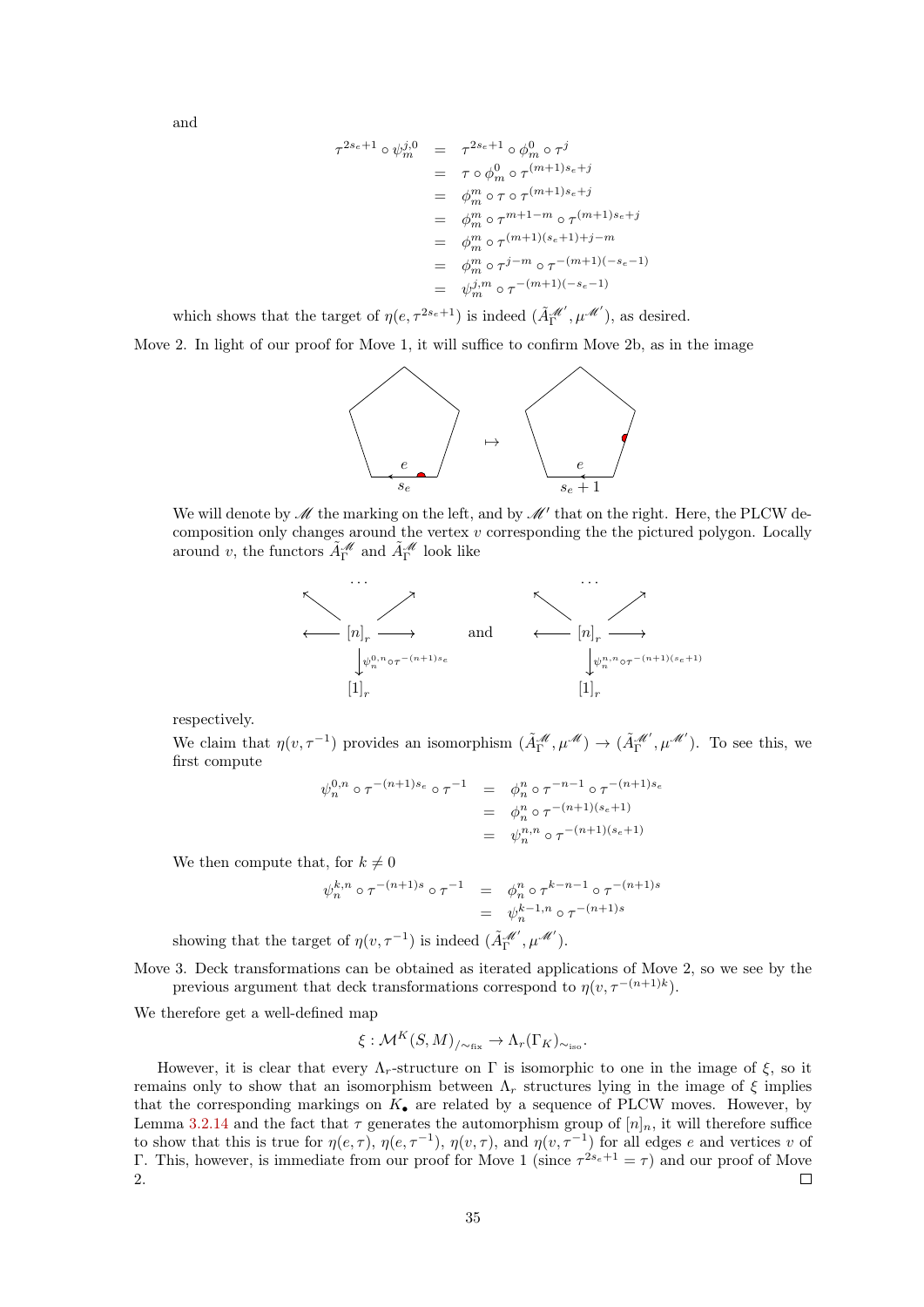and

$$
\begin{aligned}
\tau^{2s_e+1} \circ \psi_m^{j,0} &= \tau^{2s_e+1} \circ \phi_m^0 \circ \tau^j \\
&= \tau \circ \phi_m^0 \circ \tau^{(m+1)s_e+j} \\
&= \phi_m^m \circ \tau \circ \tau^{(m+1)s_e+j} \\
&= \phi_m^m \circ \tau^{m+1-m} \circ \tau^{(m+1)s_e+j} \\
&= \phi_m^m \circ \tau^{(m+1)(s_e+1)+j-m} \\
&= \phi_m^m \circ \tau^{j-m} \circ \tau^{-(m+1)(-s_e-1)} \\
&= \psi_m^{j,m} \circ \tau^{-(m+1)(-s_e-1)}
\end{aligned}
$$

which shows that the target of $\eta(e, \tau^{2s_e+1})$ is indeed $(\tilde{A}_\Gamma^{\mathscr{M}'}, \mu^{\mathscr{M}'})$, as desired.

Move 2. In light of our proof for Move 1, it will suffice to confirm Move 2b, as in the image

We will denote by $\mathscr{M}$ the marking on the left, and by $\mathscr{M}'$ that on the right. Here, the PLCW decomposition only changes around the vertex $v$ corresponding the the pictured polygon. Locally around $v$, the functors $\tilde{A}_\Gamma^{\mathscr{M}}$ and $\tilde{A}_\Gamma^{\mathscr{M}}$ look like

$$
[n]_r \xrightarrow{\psi_n^{0,n} \circ \tau^{-(n+1)s_e}} [1]_r \quad \text{and} \quad [n]_r \xrightarrow{\psi_n^{n,n} \circ \tau^{-(n+1)(s_e+1)}} [1]_r
$$

respectively.

We claim that $\eta(v, \tau^{-1})$ provides an isomorphism $(\tilde{A}_\Gamma^{\mathscr{M}}, \mu^{\mathscr{M}}) \to (\tilde{A}_\Gamma^{\mathscr{M}'}, \mu^{\mathscr{M}'})$. To see this, we first compute

$$
\begin{aligned}
\psi_n^{0,n} \circ \tau^{-(n+1)s_e} \circ \tau^{-1} &= \phi_n^n \circ \tau^{-n-1} \circ \tau^{-(n+1)s_e} \\
&= \phi_n^n \circ \tau^{-(n+1)(s_e+1)} \\
&= \psi_n^{n,n} \circ \tau^{-(n+1)(s_e+1)}
\end{aligned}
$$

We then compute that, for $k \neq 0$

$$
\begin{aligned}
\psi_n^{k,n} \circ \tau^{-(n+1)s} \circ \tau^{-1} &= \phi_n^n \circ \tau^{k-n-1} \circ \tau^{-(n+1)s} \\
&= \psi_n^{k-1,n} \circ \tau^{-(n+1)s}
\end{aligned}
$$

showing that the target of $\eta(v, \tau^{-1})$ is indeed $(\tilde{A}_\Gamma^{\mathscr{M}'}, \mu^{\mathscr{M}'})$.

Move 3. Deck transformations can be obtained as iterated applications of Move 2, so we see by the previous argument that deck transformations correspond to $\eta(v, \tau^{-(n+1)k})$.

We therefore get a well-defined map

$$
\xi : \mathcal{M}^K(S, M)_{/\sim_{\text{fix}}} \to \Lambda_r(\Gamma_K)_{\sim_{\text{iso}}}.
$$

However, it is clear that every $\Lambda_r$-structure on $\Gamma$ is isomorphic to one in the image of $\xi$, so it remains only to show that an isomorphism between $\Lambda_r$ structures lying in the image of $\xi$ implies that the corresponding markings on $K_\bullet$ are related by a sequence of PLCW moves. However, by Lemma 3.2.14 and the fact that $\tau$ generates the automorphism group of $[n]_n$, it will therefore suffice to show that this is true for $\eta(e, \tau)$, $\eta(e, \tau^{-1})$, $\eta(v, \tau)$, and $\eta(v, \tau^{-1})$ for all edges $e$ and vertices $v$ of $\Gamma$. This, however, is immediate from our proof for Move 1 (since $\tau^{2s_e+1} = \tau$) and our proof of Move 2. $\square$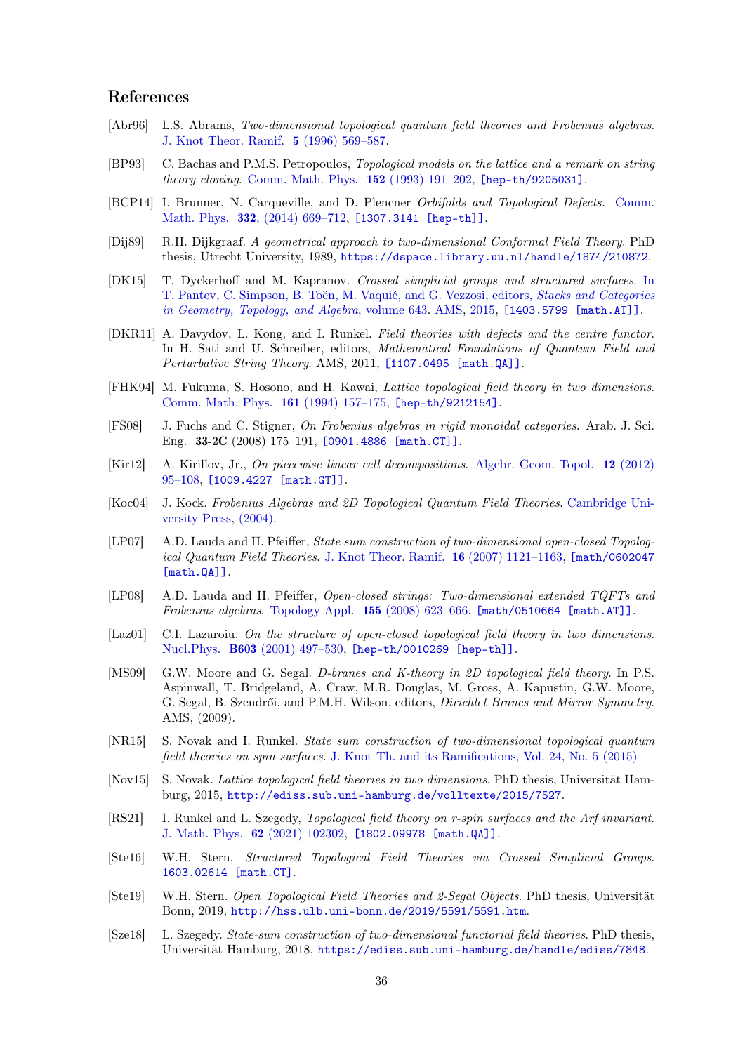# References

[Abr96] L.S. Abrams, *Two-dimensional topological quantum field theories and Frobenius algebras*. J. Knot Theor. Ramif. **5** (1996) 569–587.

[BP93] C. Bachas and P.M.S. Petropoulos, *Topological models on the lattice and a remark on string theory cloning*. Comm. Math. Phys. **152** (1993) 191–202, [hep-th/9205031].

[BCP14] I. Brunner, N. Carqueville, and D. Plencner *Orbifolds and Topological Defects*. Comm. Math. Phys. **332**, (2014) 669–712, [1307.3141 [hep-th]].

[Dij89] R.H. Dijkgraaf. *A geometrical approach to two-dimensional Conformal Field Theory*. PhD thesis, Utrecht University, 1989, https://dspace.library.uu.nl/handle/1874/210872.

[DK15] T. Dyckerhoff and M. Kapranov. *Crossed simplicial groups and structured surfaces*. In T. Pantev, C. Simpson, B. Toën, M. Vaquié, and G. Vezzosi, editors, *Stacks and Categories in Geometry, Topology, and Algebra*, volume 643. AMS, 2015, [1403.5799 [math.AT]].

[DKR11] A. Davydov, L. Kong, and I. Runkel. *Field theories with defects and the centre functor*. In H. Sati and U. Schreiber, editors, *Mathematical Foundations of Quantum Field and Perturbative String Theory*. AMS, 2011, [1107.0495 [math.QA]].

[FHK94] M. Fukuma, S. Hosono, and H. Kawai, *Lattice topological field theory in two dimensions*. Comm. Math. Phys. **161** (1994) 157–175, [hep-th/9212154].

[FS08] J. Fuchs and C. Stigner, *On Frobenius algebras in rigid monoidal categories*. Arab. J. Sci. Eng. **33-2C** (2008) 175–191, [0901.4886 [math.CT]].

[Kir12] A. Kirillov, Jr., *On piecewise linear cell decompositions*. Algebr. Geom. Topol. **12** (2012) 95–108, [1009.4227 [math.GT]].

[Koc04] J. Kock. *Frobenius Algebras and 2D Topological Quantum Field Theories*. Cambridge University Press, (2004).

[LP07] A.D. Lauda and H. Pfeiffer, *State sum construction of two-dimensional open-closed Topological Quantum Field Theories*. J. Knot Theor. Ramif. **16** (2007) 1121–1163, [math/0602047 [math.QA]].

[LP08] A.D. Lauda and H. Pfeiffer, *Open-closed strings: Two-dimensional extended TQFTs and Frobenius algebras*. Topology Appl. **155** (2008) 623–666, [math/0510664 [math.AT]].

[Laz01] C.I. Lazaroiu, *On the structure of open-closed topological field theory in two dimensions*. Nucl.Phys. **B603** (2001) 497–530, [hep-th/0010269 [hep-th]].

[MS09] G.W. Moore and G. Segal. *D-branes and K-theory in 2D topological field theory*. In P.S. Aspinwall, T. Bridgeland, A. Craw, M.R. Douglas, M. Gross, A. Kapustin, G.W. Moore, G. Segal, B. Szendrői, and P.M.H. Wilson, editors, *Dirichlet Branes and Mirror Symmetry*. AMS, (2009).

[NR15] S. Novak and I. Runkel. *State sum construction of two-dimensional topological quantum field theories on spin surfaces*. J. Knot Th. and its Ramifications, Vol. 24, No. 5 (2015)

[Nov15] S. Novak. *Lattice topological field theories in two dimensions*. PhD thesis, Universität Hamburg, 2015, http://ediss.sub.uni-hamburg.de/volltexte/2015/7527.

[RS21] I. Runkel and L. Szegedy, *Topological field theory on r-spin surfaces and the Arf invariant*. J. Math. Phys. **62** (2021) 102302, [1802.09978 [math.QA]].

[Ste16] W.H. Stern, *Structured Topological Field Theories via Crossed Simplicial Groups*. 1603.02614 [math.CT].

[Ste19] W.H. Stern. *Open Topological Field Theories and 2-Segal Objects*. PhD thesis, Universität Bonn, 2019, http://hss.ulb.uni-bonn.de/2019/5591/5591.htm.

[Sze18] L. Szegedy. *State-sum construction of two-dimensional functorial field theories*. PhD thesis, Universität Hamburg, 2018, https://ediss.sub.uni-hamburg.de/handle/ediss/7848.